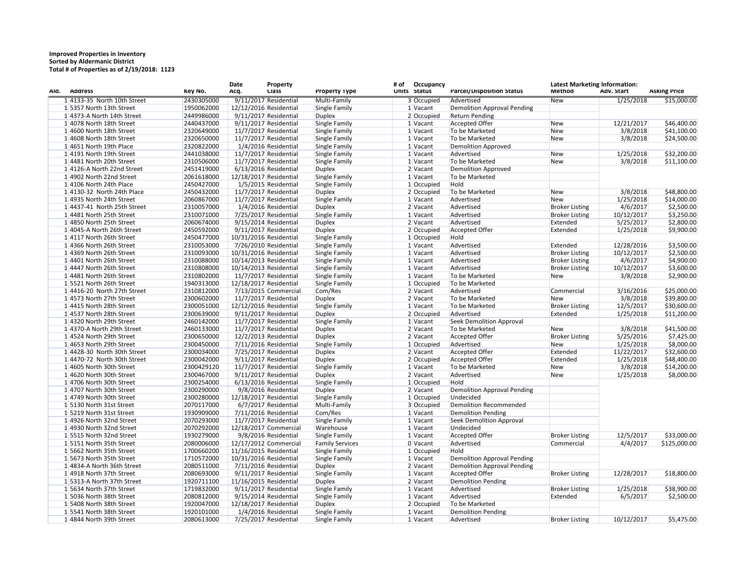**Improved Properties in Inventory**
**Sorted by Aldermanic District**
**Total # of Properties as of 2/19/2018: 1123**

| Ald. | Address | Key No. | Date Acq. | Property Class | Property Type | # of Units | Occupancy Status | Parcel/Disposition Status | Latest Marketing Information: Method | Adv. Start | Asking Price |
|---|---|---|---|---|---|---|---|---|---|---|---|
| 1 | 4133-35 North 10th Street | 2430305000 | 9/11/2017 | Residential | Multi-Family | 3 | Occupied | Advertised | New | 1/25/2018 | $15,000.00 |
| 1 | 5357 North 13th Street | 1950062000 | 12/12/2016 | Residential | Single Family | 1 | Vacant | Demolition Approval Pending | | | |
| 1 | 4373-A North 14th Street | 2449986000 | 9/11/2017 | Residential | Duplex | 2 | Occupied | Return Pending | | | |
| 1 | 4078 North 18th Street | 2440437000 | 9/11/2017 | Residential | Single Family | 1 | Vacant | Accepted Offer | New | 12/21/2017 | $46,400.00 |
| 1 | 4600 North 18th Street | 2320649000 | 11/7/2017 | Residential | Single Family | 1 | Vacant | To be Marketed | New | 3/8/2018 | $41,100.00 |
| 1 | 4608 North 18th Street | 2320650000 | 11/7/2017 | Residential | Single Family | 1 | Vacant | To be Marketed | New | 3/8/2018 | $24,500.00 |
| 1 | 4651 North 19th Place | 2320822000 | 1/4/2016 | Residential | Single Family | 1 | Vacant | Demolition Approved | | | |
| 1 | 4191 North 19th Street | 2441038000 | 11/7/2017 | Residential | Single Family | 1 | Vacant | Advertised | New | 1/25/2018 | $32,200.00 |
| 1 | 4481 North 20th Street | 2310506000 | 11/7/2017 | Residential | Single Family | 1 | Vacant | To be Marketed | New | 3/8/2018 | $11,100.00 |
| 1 | 4126-A North 22nd Street | 2451419000 | 6/13/2016 | Residential | Duplex | 2 | Vacant | Demolition Approved | | | |
| 1 | 4902 North 22nd Street | 2061618000 | 12/18/2017 | Residential | Single Family | 1 | Vacant | To be Marketed | | | |
| 1 | 4106 North 24th Place | 2450427000 | 1/5/2015 | Residential | Single Family | 1 | Occupied | Hold | | | |
| 1 | 4130-32 North 24th Place | 2450432000 | 11/7/2017 | Residential | Duplex | 2 | Occupied | To be Marketed | New | 3/8/2018 | $48,800.00 |
| 1 | 4935 North 24th Street | 2060867000 | 11/7/2017 | Residential | Single Family | 1 | Vacant | Advertised | New | 1/25/2018 | $14,000.00 |
| 1 | 4437-41 North 25th Street | 2310057000 | 1/4/2016 | Residential | Duplex | 2 | Vacant | Advertised | Broker Listing | 4/6/2017 | $2,500.00 |
| 1 | 4481 North 25th Street | 2310071000 | 7/25/2017 | Residential | Single Family | 1 | Vacant | Advertised | Broker Listing | 10/12/2017 | $3,250.00 |
| 1 | 4850 North 25th Street | 2060674000 | 9/15/2014 | Residential | Duplex | 2 | Vacant | Advertised | Extended | 5/25/2017 | $2,800.00 |
| 1 | 4045-A North 26th Street | 2450592000 | 9/11/2017 | Residential | Duplex | 2 | Occupied | Accepted Offer | Extended | 1/25/2018 | $9,900.00 |
| 1 | 4117 North 26th Street | 2450477000 | 10/31/2016 | Residential | Single Family | 1 | Occupied | Hold | | | |
| 1 | 4366 North 26th Street | 2310053000 | 7/26/2010 | Residential | Single Family | 1 | Vacant | Advertised | Extended | 12/28/2016 | $3,500.00 |
| 1 | 4369 North 26th Street | 2310093000 | 10/31/2016 | Residential | Single Family | 1 | Vacant | Advertised | Broker Listing | 10/12/2017 | $2,500.00 |
| 1 | 4401 North 26th Street | 2310088000 | 10/14/2013 | Residential | Single Family | 1 | Vacant | Advertised | Broker Listing | 4/6/2017 | $4,900.00 |
| 1 | 4447 North 26th Street | 2310808000 | 10/14/2013 | Residential | Single Family | 1 | Vacant | Advertised | Broker Listing | 10/12/2017 | $3,600.00 |
| 1 | 4481 North 26th Street | 2310802000 | 11/7/2017 | Residential | Single Family | 1 | Vacant | To be Marketed | New | 3/8/2018 | $2,900.00 |
| 1 | 5521 North 26th Street | 1940313000 | 12/18/2017 | Residential | Single Family | 1 | Occupied | To be Marketed | | | |
| 1 | 4416-20 North 27th Street | 2310812000 | 7/13/2015 | Commercial | Com/Res | 2 | Vacant | Advertised | Commercial | 3/16/2016 | $25,000.00 |
| 1 | 4573 North 27th Street | 2300602000 | 11/7/2017 | Residential | Duplex | 2 | Vacant | To be Marketed | New | 3/8/2018 | $39,800.00 |
| 1 | 4415 North 28th Street | 2300051000 | 12/12/2016 | Residential | Single Family | 1 | Vacant | To be Marketed | Broker Listing | 12/5/2017 | $30,600.00 |
| 1 | 4537 North 28th Street | 2300639000 | 9/11/2017 | Residential | Duplex | 2 | Occupied | Advertised | Extended | 1/25/2018 | $11,200.00 |
| 1 | 4320 North 29th Street | 2460142000 | 11/7/2017 | Residential | Single Family | 1 | Vacant | Seek Demolition Approval | | | |
| 1 | 4370-A North 29th Street | 2460133000 | 11/7/2017 | Residential | Duplex | 2 | Vacant | To be Marketed | New | 3/8/2018 | $41,500.00 |
| 1 | 4524 North 29th Street | 2300650000 | 12/2/2013 | Residential | Duplex | 2 | Vacant | Accepted Offer | Broker Listing | 5/25/2016 | $7,425.00 |
| 1 | 4653 North 29th Street | 2300450000 | 7/11/2016 | Residential | Single Family | 1 | Occupied | Advertised | New | 1/25/2018 | $8,000.00 |
| 1 | 4428-30 North 30th Street | 2300034000 | 7/25/2017 | Residential | Duplex | 2 | Vacant | Accepted Offer | Extended | 11/22/2017 | $32,600.00 |
| 1 | 4470-72 North 30th Street | 2300042000 | 9/11/2017 | Residential | Duplex | 2 | Occupied | Accepted Offer | Extended | 1/25/2018 | $48,400.00 |
| 1 | 4605 North 30th Street | 2300429120 | 11/7/2017 | Residential | Single Family | 1 | Vacant | To be Marketed | New | 3/8/2018 | $14,200.00 |
| 1 | 4620 North 30th Street | 2300467000 | 9/11/2017 | Residential | Duplex | 2 | Vacant | Advertised | New | 1/25/2018 | $8,000.00 |
| 1 | 4706 North 30th Street | 2300254000 | 6/13/2016 | Residential | Single Family | 1 | Occupied | Hold | | | |
| 1 | 4707 North 30th Street | 2300290000 | 9/8/2016 | Residential | Duplex | 2 | Vacant | Demolition Approval Pending | | | |
| 1 | 4749 North 30th Street | 2300280000 | 12/18/2017 | Residential | Single Family | 1 | Occupied | Undecided | | | |
| 1 | 5130 North 31st Street | 2070117000 | 6/7/2017 | Residential | Multi-Family | 3 | Occupied | Demolition Recommended | | | |
| 1 | 5219 North 31st Street | 1930909000 | 7/11/2016 | Residential | Com/Res | 1 | Vacant | Demolition Pending | | | |
| 1 | 4926 North 32nd Street | 2070293000 | 11/7/2017 | Residential | Single Family | 1 | Vacant | Seek Demolition Approval | | | |
| 1 | 4930 North 32nd Street | 2070292000 | 12/18/2017 | Commercial | Warehouse | 1 | Vacant | Undecided | | | |
| 1 | 5515 North 32nd Street | 1930279000 | 9/8/2016 | Residential | Single Family | 1 | Vacant | Accepted Offer | Broker Listing | 12/5/2017 | $33,000.00 |
| 1 | 5151 North 35th Street | 2080006000 | 12/17/2012 | Commercial | Family Services | 0 | Vacant | Advertised | Commercial | 4/4/2017 | $125,000.00 |
| 1 | 5662 North 35th Street | 1700660200 | 11/16/2015 | Residential | Single Family | 1 | Occupied | Hold | | | |
| 1 | 5673 North 35th Street | 1710572000 | 10/31/2016 | Residential | Single Family | 1 | Vacant | Demolition Approval Pending | | | |
| 1 | 4834-A North 36th Street | 2080511000 | 7/11/2016 | Residential | Duplex | 2 | Vacant | Demolition Approval Pending | | | |
| 1 | 4918 North 37th Street | 2080693000 | 9/11/2017 | Residential | Single Family | 1 | Vacant | Accepted Offer | Broker Listing | 12/28/2017 | $18,800.00 |
| 1 | 5313-A North 37th Street | 1920711100 | 11/16/2015 | Residential | Duplex | 2 | Vacant | Demolition Pending | | | |
| 1 | 5634 North 37th Street | 1719832000 | 9/11/2017 | Residential | Single Family | 1 | Vacant | Advertised | Broker Listing | 1/25/2018 | $38,900.00 |
| 1 | 5036 North 38th Street | 2080812000 | 9/15/2014 | Residential | Single Family | 1 | Vacant | Advertised | Extended | 6/5/2017 | $2,500.00 |
| 1 | 5408 North 38th Street | 1920047000 | 12/18/2017 | Residential | Duplex | 2 | Occupied | To be Marketed | | | |
| 1 | 5541 North 38th Street | 1920101000 | 1/4/2016 | Residential | Single Family | 1 | Vacant | Demolition Pending | | | |
| 1 | 4844 North 39th Street | 2080613000 | 7/25/2017 | Residential | Single Family | 1 | Vacant | Advertised | Broker Listing | 10/12/2017 | $5,475.00 |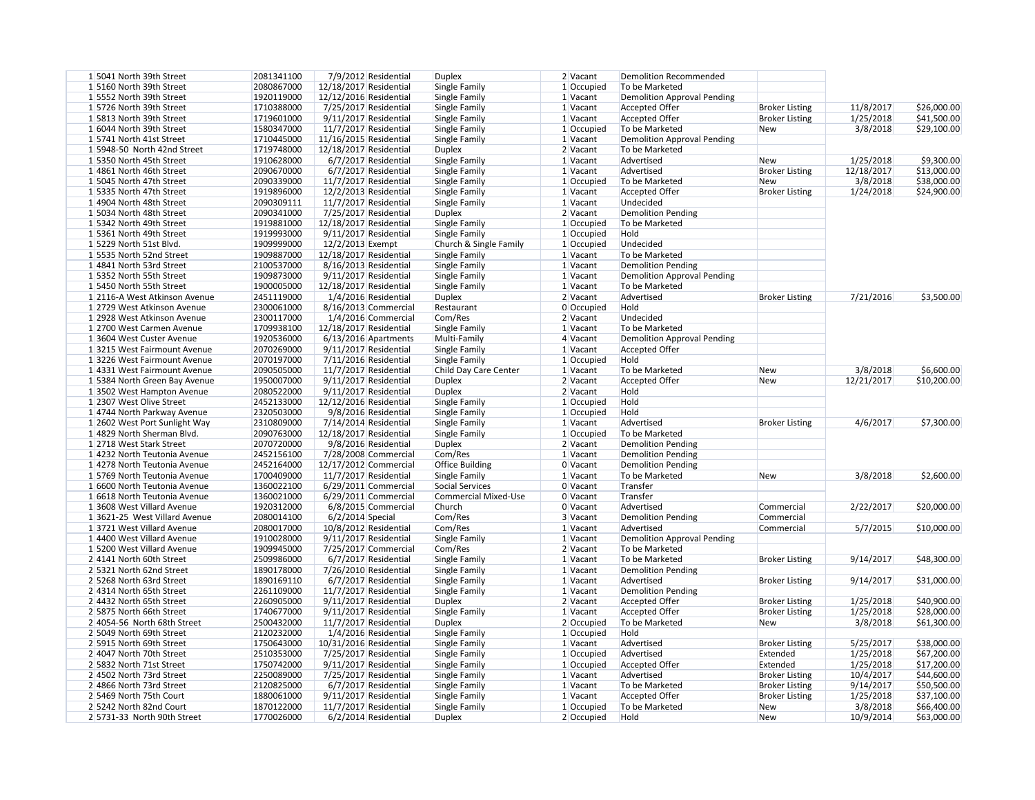| | | | | | | | | | | |
|---|---|---|---|---|---|---|---|---|---|---|
| 1 | 5041 North 39th Street | 2081341100 | 7/9/2012 | Residential | Duplex | 2 | Vacant | Demolition Recommended | | | |
| 1 | 5160 North 39th Street | 2080867000 | 12/18/2017 | Residential | Single Family | 1 | Occupied | To be Marketed | | | |
| 1 | 5552 North 39th Street | 1920119000 | 12/12/2016 | Residential | Single Family | 1 | Vacant | Demolition Approval Pending | | | |
| 1 | 5726 North 39th Street | 1710388000 | 7/25/2017 | Residential | Single Family | 1 | Vacant | Accepted Offer | Broker Listing | 11/8/2017 | $26,000.00 |
| 1 | 5813 North 39th Street | 1719601000 | 9/11/2017 | Residential | Single Family | 1 | Vacant | Accepted Offer | Broker Listing | 1/25/2018 | $41,500.00 |
| 1 | 6044 North 39th Street | 1580347000 | 11/7/2017 | Residential | Single Family | 1 | Occupied | To be Marketed | New | 3/8/2018 | $29,100.00 |
| 1 | 5741 North 41st Street | 1710445000 | 11/16/2015 | Residential | Single Family | 1 | Vacant | Demolition Approval Pending | | | |
| 1 | 5948-50 North 42nd Street | 1719748000 | 12/18/2017 | Residential | Duplex | 2 | Vacant | To be Marketed | | | |
| 1 | 5350 North 45th Street | 1910628000 | 6/7/2017 | Residential | Single Family | 1 | Vacant | Advertised | New | 1/25/2018 | $9,300.00 |
| 1 | 4861 North 46th Street | 2090670000 | 6/7/2017 | Residential | Single Family | 1 | Vacant | Advertised | Broker Listing | 12/18/2017 | $13,000.00 |
| 1 | 5045 North 47th Street | 2090339000 | 11/7/2017 | Residential | Single Family | 1 | Occupied | To be Marketed | New | 3/8/2018 | $38,000.00 |
| 1 | 5335 North 47th Street | 1919896000 | 12/2/2013 | Residential | Single Family | 1 | Vacant | Accepted Offer | Broker Listing | 1/24/2018 | $24,900.00 |
| 1 | 4904 North 48th Street | 2090309111 | 11/7/2017 | Residential | Single Family | 1 | Vacant | Undecided | | | |
| 1 | 5034 North 48th Street | 2090341000 | 7/25/2017 | Residential | Duplex | 2 | Vacant | Demolition Pending | | | |
| 1 | 5342 North 49th Street | 1919881000 | 12/18/2017 | Residential | Single Family | 1 | Occupied | To be Marketed | | | |
| 1 | 5361 North 49th Street | 1919993000 | 9/11/2017 | Residential | Single Family | 1 | Occupied | Hold | | | |
| 1 | 5229 North 51st Blvd. | 1909999000 | 12/2/2013 | Exempt | Church & Single Family | 1 | Occupied | Undecided | | | |
| 1 | 5535 North 52nd Street | 1909887000 | 12/18/2017 | Residential | Single Family | 1 | Vacant | To be Marketed | | | |
| 1 | 4841 North 53rd Street | 2100537000 | 8/16/2013 | Residential | Single Family | 1 | Vacant | Demolition Pending | | | |
| 1 | 5352 North 55th Street | 1909873000 | 9/11/2017 | Residential | Single Family | 1 | Vacant | Demolition Approval Pending | | | |
| 1 | 5450 North 55th Street | 1900005000 | 12/18/2017 | Residential | Single Family | 1 | Vacant | To be Marketed | | | |
| 1 | 2116-A West Atkinson Avenue | 2451119000 | 1/4/2016 | Residential | Duplex | 2 | Vacant | Advertised | Broker Listing | 7/21/2016 | $3,500.00 |
| 1 | 2729 West Atkinson Avenue | 2300061000 | 8/16/2013 | Commercial | Restaurant | 0 | Occupied | Hold | | | |
| 1 | 2928 West Atkinson Avenue | 2300117000 | 1/4/2016 | Commercial | Com/Res | 2 | Vacant | Undecided | | | |
| 1 | 2700 West Carmen Avenue | 1709938100 | 12/18/2017 | Residential | Single Family | 1 | Vacant | To be Marketed | | | |
| 1 | 3604 West Custer Avenue | 1920536000 | 6/13/2016 | Apartments | Multi-Family | 4 | Vacant | Demolition Approval Pending | | | |
| 1 | 3215 West Fairmount Avenue | 2070269000 | 9/11/2017 | Residential | Single Family | 1 | Vacant | Accepted Offer | | | |
| 1 | 3226 West Fairmount Avenue | 2070197000 | 7/11/2016 | Residential | Single Family | 1 | Occupied | Hold | | | |
| 1 | 4331 West Fairmount Avenue | 2090505000 | 11/7/2017 | Residential | Child Day Care Center | 1 | Vacant | To be Marketed | New | 3/8/2018 | $6,600.00 |
| 1 | 5384 North Green Bay Avenue | 1950007000 | 9/11/2017 | Residential | Duplex | 2 | Vacant | Accepted Offer | New | 12/21/2017 | $10,200.00 |
| 1 | 3502 West Hampton Avenue | 2080522000 | 9/11/2017 | Residential | Duplex | 2 | Vacant | Hold | | | |
| 1 | 2307 West Olive Street | 2452133000 | 12/12/2016 | Residential | Single Family | 1 | Occupied | Hold | | | |
| 1 | 4744 North Parkway Avenue | 2320503000 | 9/8/2016 | Residential | Single Family | 1 | Occupied | Hold | | | |
| 1 | 2602 West Port Sunlight Way | 2310809000 | 7/14/2014 | Residential | Single Family | 1 | Vacant | Advertised | Broker Listing | 4/6/2017 | $7,300.00 |
| 1 | 4829 North Sherman Blvd. | 2090763000 | 12/18/2017 | Residential | Single Family | 1 | Occupied | To be Marketed | | | |
| 1 | 2718 West Stark Street | 2070720000 | 9/8/2016 | Residential | Duplex | 2 | Vacant | Demolition Pending | | | |
| 1 | 4232 North Teutonia Avenue | 2452156100 | 7/28/2008 | Commercial | Com/Res | 1 | Vacant | Demolition Pending | | | |
| 1 | 4278 North Teutonia Avenue | 2452164000 | 12/17/2012 | Commercial | Office Building | 0 | Vacant | Demolition Pending | | | |
| 1 | 5769 North Teutonia Avenue | 1700409000 | 11/7/2017 | Residential | Single Family | 1 | Vacant | To be Marketed | New | 3/8/2018 | $2,600.00 |
| 1 | 6600 North Teutonia Avenue | 1360022100 | 6/29/2011 | Commercial | Social Services | 0 | Vacant | Transfer | | | |
| 1 | 6618 North Teutonia Avenue | 1360021000 | 6/29/2011 | Commercial | Commercial Mixed-Use | 0 | Vacant | Transfer | | | |
| 1 | 3608 West Villard Avenue | 1920312000 | 6/8/2015 | Commercial | Church | 0 | Vacant | Advertised | Commercial | 2/22/2017 | $20,000.00 |
| 1 | 3621-25 West Villard Avenue | 2080014100 | 6/2/2014 | Special | Com/Res | 3 | Vacant | Demolition Pending | Commercial | | |
| 1 | 3721 West Villard Avenue | 2080017000 | 10/8/2012 | Residential | Com/Res | 1 | Vacant | Advertised | Commercial | 5/7/2015 | $10,000.00 |
| 1 | 4400 West Villard Avenue | 1910028000 | 9/11/2017 | Residential | Single Family | 1 | Vacant | Demolition Approval Pending | | | |
| 1 | 5200 West Villard Avenue | 1909945000 | 7/25/2017 | Commercial | Com/Res | 2 | Vacant | To be Marketed | | | |
| 2 | 4141 North 60th Street | 2509986000 | 6/7/2017 | Residential | Single Family | 1 | Vacant | To be Marketed | Broker Listing | 9/14/2017 | $48,300.00 |
| 2 | 5321 North 62nd Street | 1890178000 | 7/26/2010 | Residential | Single Family | 1 | Vacant | Demolition Pending | | | |
| 2 | 5268 North 63rd Street | 1890169110 | 6/7/2017 | Residential | Single Family | 1 | Vacant | Advertised | Broker Listing | 9/14/2017 | $31,000.00 |
| 2 | 4314 North 65th Street | 2261109000 | 11/7/2017 | Residential | Single Family | 1 | Vacant | Demolition Pending | | | |
| 2 | 4432 North 65th Street | 2260905000 | 9/11/2017 | Residential | Duplex | 2 | Vacant | Accepted Offer | Broker Listing | 1/25/2018 | $40,900.00 |
| 2 | 5875 North 66th Street | 1740677000 | 9/11/2017 | Residential | Single Family | 1 | Vacant | Accepted Offer | Broker Listing | 1/25/2018 | $28,000.00 |
| 2 | 4054-56 North 68th Street | 2500432000 | 11/7/2017 | Residential | Duplex | 2 | Occupied | To be Marketed | New | 3/8/2018 | $61,300.00 |
| 2 | 5049 North 69th Street | 2120232000 | 1/4/2016 | Residential | Single Family | 1 | Occupied | Hold | | | |
| 2 | 5915 North 69th Street | 1750643000 | 10/31/2016 | Residential | Single Family | 1 | Vacant | Advertised | Broker Listing | 5/25/2017 | $38,000.00 |
| 2 | 4047 North 70th Street | 2510353000 | 7/25/2017 | Residential | Single Family | 1 | Occupied | Advertised | Extended | 1/25/2018 | $67,200.00 |
| 2 | 5832 North 71st Street | 1750742000 | 9/11/2017 | Residential | Single Family | 1 | Occupied | Accepted Offer | Extended | 1/25/2018 | $17,200.00 |
| 2 | 4502 North 73rd Street | 2250089000 | 7/25/2017 | Residential | Single Family | 1 | Vacant | Advertised | Broker Listing | 10/4/2017 | $44,600.00 |
| 2 | 4866 North 73rd Street | 2120825000 | 6/7/2017 | Residential | Single Family | 1 | Vacant | To be Marketed | Broker Listing | 9/14/2017 | $50,500.00 |
| 2 | 5469 North 75th Court | 1880061000 | 9/11/2017 | Residential | Single Family | 1 | Vacant | Accepted Offer | Broker Listing | 1/25/2018 | $37,100.00 |
| 2 | 5242 North 82nd Court | 1870122000 | 11/7/2017 | Residential | Single Family | 1 | Occupied | To be Marketed | New | 3/8/2018 | $66,400.00 |
| 2 | 5731-33 North 90th Street | 1770026000 | 6/2/2014 | Residential | Duplex | 2 | Occupied | Hold | New | 10/9/2014 | $63,000.00 |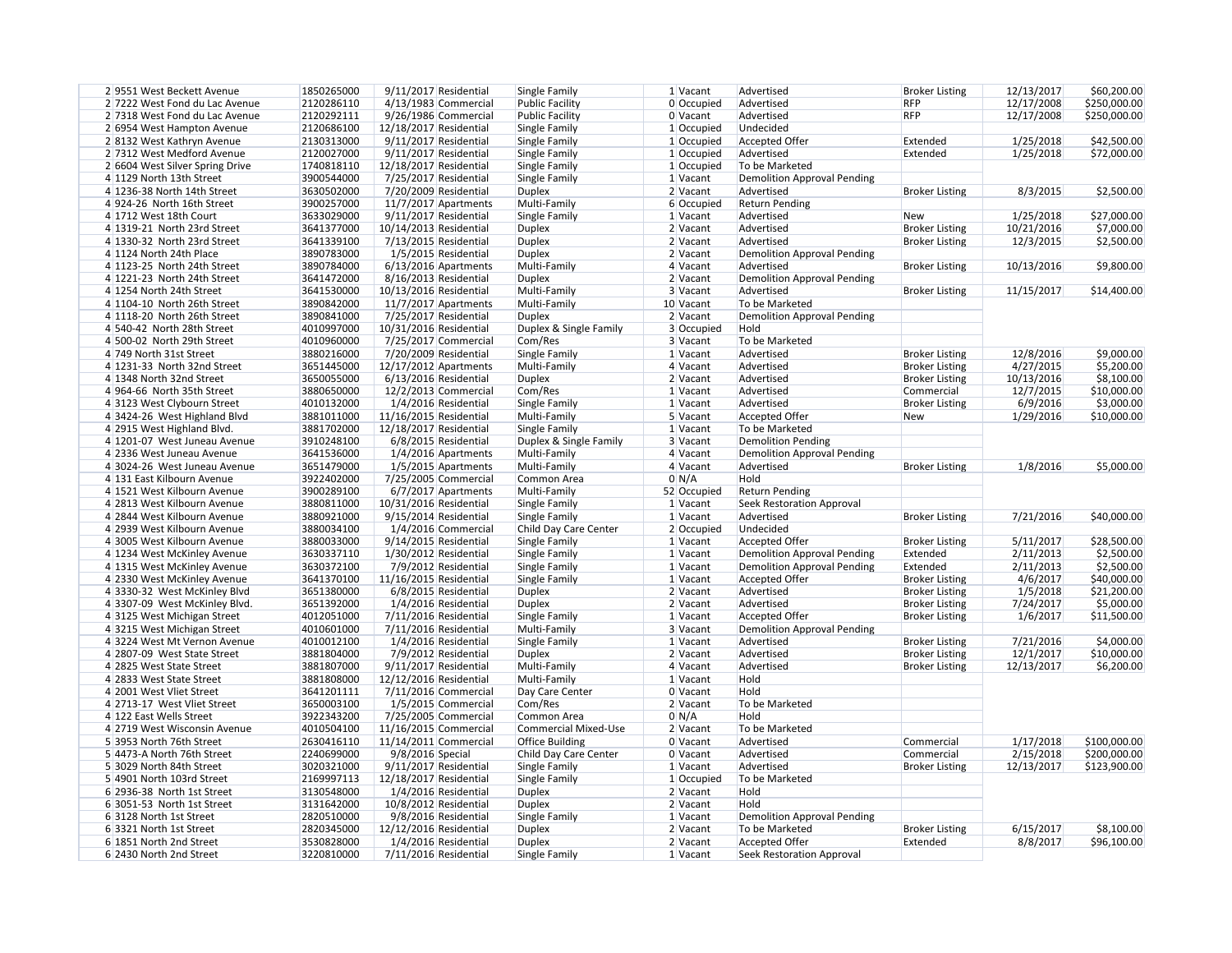| | | | | | | | | | | | |
|---|---|---|---|---|---|---|---|---|---|---|---|
| 2 | 9551 West Beckett Avenue | 1850265000 | 9/11/2017 | Residential | Single Family | 1 | Vacant | Advertised | Broker Listing | 12/13/2017 | $60,200.00 |
| 2 | 7222 West Fond du Lac Avenue | 2120286110 | 4/13/1983 | Commercial | Public Facility | 0 | Occupied | Advertised | RFP | 12/17/2008 | $250,000.00 |
| 2 | 7318 West Fond du Lac Avenue | 2120292111 | 9/26/1986 | Commercial | Public Facility | 0 | Vacant | Advertised | RFP | 12/17/2008 | $250,000.00 |
| 2 | 6954 West Hampton Avenue | 2120686100 | 12/18/2017 | Residential | Single Family | 1 | Occupied | Undecided | | | |
| 2 | 8132 West Kathryn Avenue | 2130313000 | 9/11/2017 | Residential | Single Family | 1 | Occupied | Accepted Offer | Extended | 1/25/2018 | $42,500.00 |
| 2 | 7312 West Medford Avenue | 2120027000 | 9/11/2017 | Residential | Single Family | 1 | Occupied | Advertised | Extended | 1/25/2018 | $72,000.00 |
| 2 | 6604 West Silver Spring Drive | 1740818110 | 12/18/2017 | Residential | Single Family | 1 | Occupied | To be Marketed | | | |
| 4 | 1129 North 13th Street | 3900544000 | 7/25/2017 | Residential | Single Family | 1 | Vacant | Demolition Approval Pending | | | |
| 4 | 1236-38 North 14th Street | 3630502000 | 7/20/2009 | Residential | Duplex | 2 | Vacant | Advertised | Broker Listing | 8/3/2015 | $2,500.00 |
| 4 | 924-26 North 16th Street | 3900257000 | 11/7/2017 | Apartments | Multi-Family | 6 | Occupied | Return Pending | | | |
| 4 | 1712 West 18th Court | 3633029000 | 9/11/2017 | Residential | Single Family | 1 | Vacant | Advertised | New | 1/25/2018 | $27,000.00 |
| 4 | 1319-21 North 23rd Street | 3641377000 | 10/14/2013 | Residential | Duplex | 2 | Vacant | Advertised | Broker Listing | 10/21/2016 | $7,000.00 |
| 4 | 1330-32 North 23rd Street | 3641339100 | 7/13/2015 | Residential | Duplex | 2 | Vacant | Advertised | Broker Listing | 12/3/2015 | $2,500.00 |
| 4 | 1124 North 24th Place | 3890783000 | 1/5/2015 | Residential | Duplex | 2 | Vacant | Demolition Approval Pending | | | |
| 4 | 1123-25 North 24th Street | 3890784000 | 6/13/2016 | Apartments | Multi-Family | 4 | Vacant | Advertised | Broker Listing | 10/13/2016 | $9,800.00 |
| 4 | 1221-23 North 24th Street | 3641472000 | 8/16/2013 | Residential | Duplex | 2 | Vacant | Demolition Approval Pending | | | |
| 4 | 1254 North 24th Street | 3641530000 | 10/13/2016 | Residential | Multi-Family | 3 | Vacant | Advertised | Broker Listing | 11/15/2017 | $14,400.00 |
| 4 | 1104-10 North 26th Street | 3890842000 | 11/7/2017 | Apartments | Multi-Family | 10 | Vacant | To be Marketed | | | |
| 4 | 1118-20 North 26th Street | 3890841000 | 7/25/2017 | Residential | Duplex | 2 | Vacant | Demolition Approval Pending | | | |
| 4 | 540-42 North 28th Street | 4010997000 | 10/31/2016 | Residential | Duplex & Single Family | 3 | Occupied | Hold | | | |
| 4 | 500-02 North 29th Street | 4010960000 | 7/25/2017 | Commercial | Com/Res | 3 | Vacant | To be Marketed | | | |
| 4 | 749 North 31st Street | 3880216000 | 7/20/2009 | Residential | Single Family | 1 | Vacant | Advertised | Broker Listing | 12/8/2016 | $9,000.00 |
| 4 | 1231-33 North 32nd Street | 3651445000 | 12/17/2012 | Apartments | Multi-Family | 4 | Vacant | Advertised | Broker Listing | 4/27/2015 | $5,200.00 |
| 4 | 1348 North 32nd Street | 3650055000 | 6/13/2016 | Residential | Duplex | 2 | Vacant | Advertised | Broker Listing | 10/13/2016 | $8,100.00 |
| 4 | 964-66 North 35th Street | 3880650000 | 12/2/2013 | Commercial | Com/Res | 1 | Vacant | Advertised | Commercial | 12/7/2015 | $10,000.00 |
| 4 | 3123 West Clybourn Street | 4010132000 | 1/4/2016 | Residential | Single Family | 1 | Vacant | Advertised | Broker Listing | 6/9/2016 | $3,000.00 |
| 4 | 3424-26 West Highland Blvd | 3881011000 | 11/16/2015 | Residential | Multi-Family | 5 | Vacant | Accepted Offer | New | 1/29/2016 | $10,000.00 |
| 4 | 2915 West Highland Blvd. | 3881702000 | 12/18/2017 | Residential | Single Family | 1 | Vacant | To be Marketed | | | |
| 4 | 1201-07 West Juneau Avenue | 3910248000 | 6/8/2015 | Residential | Duplex & Single Family | 3 | Vacant | Demolition Pending | | | |
| 4 | 2336 West Juneau Avenue | 3641536000 | 1/4/2016 | Apartments | Multi-Family | 4 | Vacant | Demolition Approval Pending | | | |
| 4 | 3024-26 West Juneau Avenue | 3651479000 | 1/5/2015 | Apartments | Multi-Family | 4 | Vacant | Advertised | Broker Listing | 1/8/2016 | $5,000.00 |
| 4 | 131 East Kilbourn Avenue | 3922402000 | 7/25/2005 | Commercial | Common Area | 0 | N/A | Hold | | | |
| 4 | 1521 West Kilbourn Avenue | 3900289100 | 6/7/2017 | Apartments | Multi-Family | 52 | Occupied | Return Pending | | | |
| 4 | 2813 West Kilbourn Avenue | 3880811000 | 10/31/2016 | Residential | Single Family | 1 | Vacant | Seek Restoration Approval | | | |
| 4 | 2844 West Kilbourn Avenue | 3880921000 | 9/15/2014 | Residential | Single Family | 1 | Vacant | Advertised | Broker Listing | 7/21/2016 | $40,000.00 |
| 4 | 2939 West Kilbourn Avenue | 3880034100 | 1/4/2016 | Commercial | Child Day Care Center | 2 | Occupied | Undecided | | | |
| 4 | 3005 West Kilbourn Avenue | 3880033000 | 9/14/2015 | Residential | Single Family | 1 | Vacant | Accepted Offer | Broker Listing | 5/11/2017 | $28,500.00 |
| 4 | 1234 West McKinley Avenue | 3630337110 | 1/30/2012 | Residential | Single Family | 1 | Vacant | Demolition Approval Pending | Extended | 2/11/2013 | $2,500.00 |
| 4 | 1315 West McKinley Avenue | 3630372100 | 7/9/2012 | Residential | Single Family | 1 | Vacant | Demolition Approval Pending | Extended | 2/11/2013 | $2,500.00 |
| 4 | 2330 West McKinley Avenue | 3641370100 | 11/16/2015 | Residential | Single Family | 1 | Vacant | Accepted Offer | Broker Listing | 4/6/2017 | $40,000.00 |
| 4 | 3330-32 West McKinley Blvd | 3651380000 | 6/8/2015 | Residential | Duplex | 2 | Vacant | Advertised | Broker Listing | 1/5/2018 | $21,200.00 |
| 4 | 3307-09 West McKinley Blvd. | 3651392000 | 1/4/2016 | Residential | Duplex | 2 | Vacant | Advertised | Broker Listing | 7/24/2017 | $5,000.00 |
| 4 | 3125 West Michigan Street | 4012051000 | 7/11/2016 | Residential | Single Family | 1 | Vacant | Accepted Offer | Broker Listing | 1/6/2017 | $11,500.00 |
| 4 | 3215 West Michigan Street | 4010601000 | 7/11/2016 | Residential | Multi-Family | 3 | Vacant | Demolition Approval Pending | | | |
| 4 | 3224 West Mt Vernon Avenue | 4010012100 | 1/4/2016 | Residential | Single Family | 1 | Vacant | Advertised | Broker Listing | 7/21/2016 | $4,000.00 |
| 4 | 2807-09 West State Street | 3881804000 | 7/9/2012 | Residential | Duplex | 2 | Vacant | Advertised | Broker Listing | 12/1/2017 | $10,000.00 |
| 4 | 2825 West State Street | 3881807000 | 9/11/2017 | Residential | Multi-Family | 4 | Vacant | Advertised | Broker Listing | 12/13/2017 | $6,200.00 |
| 4 | 2833 West State Street | 3881808000 | 12/12/2016 | Residential | Multi-Family | 1 | Vacant | Hold | | | |
| 4 | 2001 West Vliet Street | 3641201111 | 7/11/2016 | Commercial | Day Care Center | 0 | Vacant | Hold | | | |
| 4 | 2713-17 West Vliet Street | 3650003100 | 1/5/2015 | Commercial | Com/Res | 2 | Vacant | To be Marketed | | | |
| 4 | 122 East Wells Street | 3922343200 | 7/25/2005 | Commercial | Common Area | 0 | N/A | Hold | | | |
| 4 | 2719 West Wisconsin Avenue | 4010504100 | 11/16/2015 | Commercial | Commercial Mixed-Use | 2 | Vacant | To be Marketed | | | |
| 5 | 3953 North 76th Street | 2630416110 | 11/14/2011 | Commercial | Office Building | 0 | Vacant | Advertised | Commercial | 1/17/2018 | $100,000.00 |
| 5 | 4473-A North 76th Street | 2240699000 | 9/8/2016 | Special | Child Day Care Center | 0 | Vacant | Advertised | Commercial | 2/15/2018 | $200,000.00 |
| 5 | 3029 North 84th Street | 3020321000 | 9/11/2017 | Residential | Single Family | 1 | Vacant | Advertised | Broker Listing | 12/13/2017 | $123,900.00 |
| 5 | 4901 North 103rd Street | 2169997113 | 12/18/2017 | Residential | Single Family | 1 | Occupied | To be Marketed | | | |
| 6 | 2936-38 North 1st Street | 3130548000 | 1/4/2016 | Residential | Duplex | 2 | Vacant | Hold | | | |
| 6 | 3051-53 North 1st Street | 3131642000 | 10/8/2012 | Residential | Duplex | 2 | Vacant | Hold | | | |
| 6 | 3128 North 1st Street | 2820510000 | 9/8/2016 | Residential | Single Family | 1 | Vacant | Demolition Approval Pending | | | |
| 6 | 3321 North 1st Street | 2820345000 | 12/12/2016 | Residential | Duplex | 2 | Vacant | To be Marketed | Broker Listing | 6/15/2017 | $8,100.00 |
| 6 | 1851 North 2nd Street | 3530828000 | 1/4/2016 | Residential | Duplex | 2 | Vacant | Accepted Offer | Extended | 8/8/2017 | $96,100.00 |
| 6 | 2430 North 2nd Street | 3220810000 | 7/11/2016 | Residential | Single Family | 1 | Vacant | Seek Restoration Approval | | | |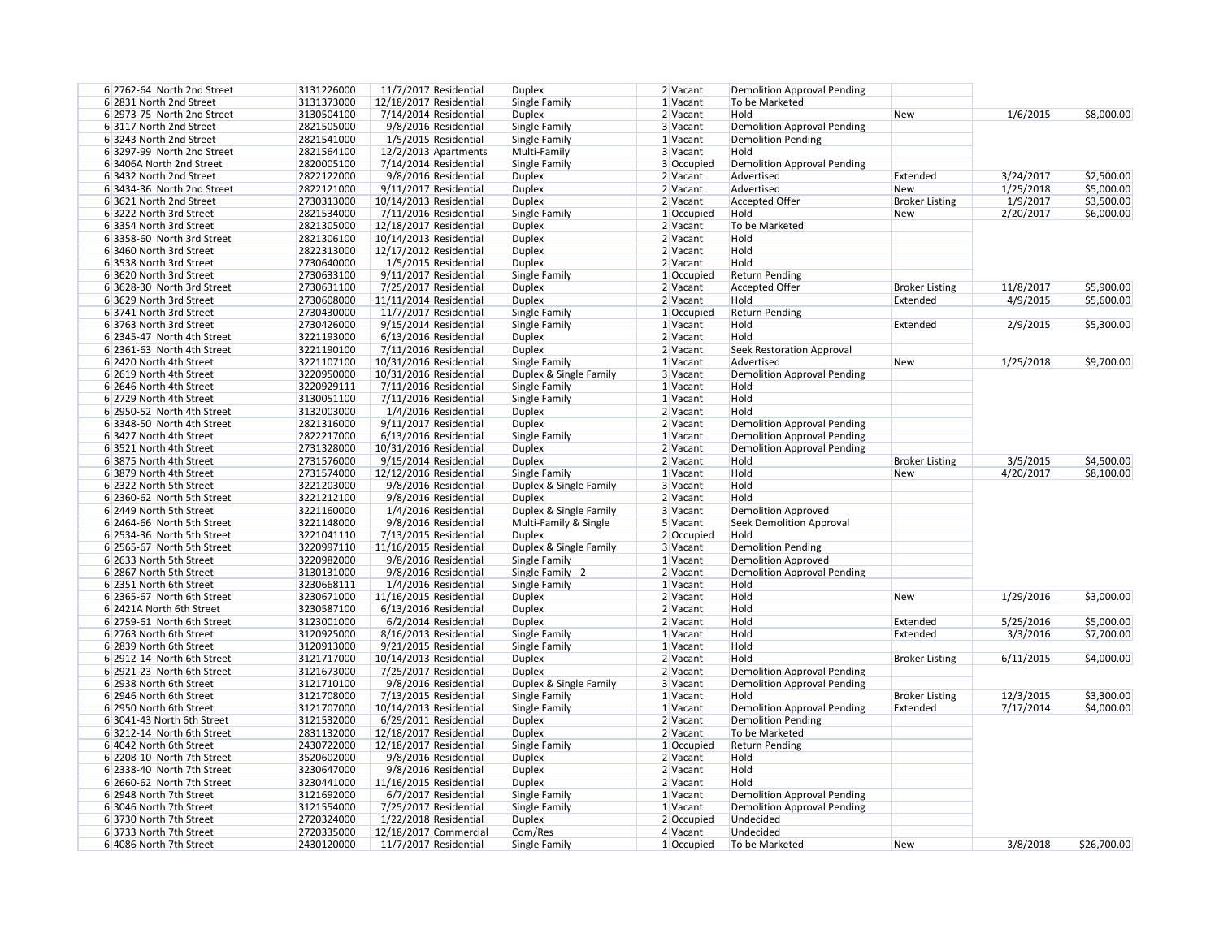| | | | | | | | | | | | |
|---|---|---|---|---|---|---|---|---|---|---|---|
| 6 | 2762-64 North 2nd Street | 3131226000 | 11/7/2017 | Residential | Duplex | 2 | Vacant | Demolition Approval Pending | | | |
| 6 | 2831 North 2nd Street | 3131373000 | 12/18/2017 | Residential | Single Family | 1 | Vacant | To be Marketed | | | |
| 6 | 2973-75 North 2nd Street | 3130504100 | 7/14/2014 | Residential | Duplex | 2 | Vacant | Hold | New | 1/6/2015 | $8,000.00 |
| 6 | 3117 North 2nd Street | 2821505000 | 9/8/2016 | Residential | Single Family | 3 | Vacant | Demolition Approval Pending | | | |
| 6 | 3243 North 2nd Street | 2821541000 | 1/5/2015 | Residential | Single Family | 1 | Vacant | Demolition Pending | | | |
| 6 | 3297-99 North 2nd Street | 2821564100 | 12/2/2013 | Apartments | Multi-Family | 3 | Vacant | Hold | | | |
| 6 | 3406A North 2nd Street | 2820005100 | 7/14/2014 | Residential | Single Family | 3 | Occupied | Demolition Approval Pending | | | |
| 6 | 3432 North 2nd Street | 2822122000 | 9/8/2016 | Residential | Duplex | 2 | Vacant | Advertised | Extended | 3/24/2017 | $2,500.00 |
| 6 | 3434-36 North 2nd Street | 2822121000 | 9/11/2017 | Residential | Duplex | 2 | Vacant | Advertised | New | 1/25/2018 | $5,000.00 |
| 6 | 3621 North 2nd Street | 2730313000 | 10/14/2013 | Residential | Duplex | 2 | Vacant | Accepted Offer | Broker Listing | 1/9/2017 | $3,500.00 |
| 6 | 3222 North 3rd Street | 2821534000 | 7/11/2016 | Residential | Single Family | 1 | Occupied | Hold | New | 2/20/2017 | $6,000.00 |
| 6 | 3354 North 3rd Street | 2821305000 | 12/18/2017 | Residential | Duplex | 2 | Vacant | To be Marketed | | | |
| 6 | 3358-60 North 3rd Street | 2821306100 | 10/14/2013 | Residential | Duplex | 2 | Vacant | Hold | | | |
| 6 | 3460 North 3rd Street | 2822313000 | 12/17/2012 | Residential | Duplex | 2 | Vacant | Hold | | | |
| 6 | 3538 North 3rd Street | 2730640000 | 1/5/2015 | Residential | Duplex | 2 | Vacant | Hold | | | |
| 6 | 3620 North 3rd Street | 2730633100 | 9/11/2017 | Residential | Single Family | 1 | Occupied | Return Pending | | | |
| 6 | 3628-30 North 3rd Street | 2730631100 | 7/25/2017 | Residential | Duplex | 2 | Vacant | Accepted Offer | Broker Listing | 11/8/2017 | $5,900.00 |
| 6 | 3629 North 3rd Street | 2730608000 | 11/11/2014 | Residential | Duplex | 2 | Vacant | Hold | Extended | 4/9/2015 | $5,600.00 |
| 6 | 3741 North 3rd Street | 2730430000 | 11/7/2017 | Residential | Single Family | 1 | Occupied | Return Pending | | | |
| 6 | 3763 North 3rd Street | 2730426000 | 9/15/2014 | Residential | Single Family | 1 | Vacant | Hold | Extended | 2/9/2015 | $5,300.00 |
| 6 | 2345-47 North 4th Street | 3221193000 | 6/13/2016 | Residential | Duplex | 2 | Vacant | Hold | | | |
| 6 | 2361-63 North 4th Street | 3221190100 | 7/11/2016 | Residential | Duplex | 2 | Vacant | Seek Restoration Approval | | | |
| 6 | 2420 North 4th Street | 3221107100 | 10/31/2016 | Residential | Single Family | 1 | Vacant | Advertised | New | 1/25/2018 | $9,700.00 |
| 6 | 2619 North 4th Street | 3220950000 | 10/31/2016 | Residential | Duplex & Single Family | 3 | Vacant | Demolition Approval Pending | | | |
| 6 | 2646 North 4th Street | 3220929111 | 7/11/2016 | Residential | Single Family | 1 | Vacant | Hold | | | |
| 6 | 2729 North 4th Street | 3130051100 | 7/11/2016 | Residential | Single Family | 1 | Vacant | Hold | | | |
| 6 | 2950-52 North 4th Street | 3132003000 | 1/4/2016 | Residential | Duplex | 2 | Vacant | Hold | | | |
| 6 | 3348-50 North 4th Street | 2821316000 | 9/11/2017 | Residential | Duplex | 2 | Vacant | Demolition Approval Pending | | | |
| 6 | 3427 North 4th Street | 2822217000 | 6/13/2016 | Residential | Single Family | 1 | Vacant | Demolition Approval Pending | | | |
| 6 | 3521 North 4th Street | 2731328000 | 10/31/2016 | Residential | Duplex | 2 | Vacant | Demolition Approval Pending | | | |
| 6 | 3875 North 4th Street | 2731576000 | 9/15/2014 | Residential | Duplex | 2 | Vacant | Hold | Broker Listing | 3/5/2015 | $4,500.00 |
| 6 | 3879 North 4th Street | 2731574000 | 12/12/2016 | Residential | Single Family | 1 | Vacant | Hold | New | 4/20/2017 | $8,100.00 |
| 6 | 2322 North 5th Street | 3221203000 | 9/8/2016 | Residential | Duplex & Single Family | 3 | Vacant | Hold | | | |
| 6 | 2360-62 North 5th Street | 3221212100 | 9/8/2016 | Residential | Duplex | 2 | Vacant | Hold | | | |
| 6 | 2449 North 5th Street | 3221160000 | 1/4/2016 | Residential | Duplex & Single Family | 3 | Vacant | Demolition Approved | | | |
| 6 | 2464-66 North 5th Street | 3221148000 | 9/8/2016 | Residential | Multi-Family & Single | 5 | Vacant | Seek Demolition Approval | | | |
| 6 | 2534-36 North 5th Street | 3221041110 | 7/13/2015 | Residential | Duplex | 2 | Occupied | Hold | | | |
| 6 | 2565-67 North 5th Street | 3220997110 | 11/16/2015 | Residential | Duplex & Single Family | 3 | Vacant | Demolition Pending | | | |
| 6 | 2633 North 5th Street | 3220982000 | 9/8/2016 | Residential | Single Family | 1 | Vacant | Demolition Approved | | | |
| 6 | 2867 North 5th Street | 3130131000 | 9/8/2016 | Residential | Single Family - 2 | 2 | Vacant | Demolition Approval Pending | | | |
| 6 | 2351 North 6th Street | 3230668111 | 1/4/2016 | Residential | Single Family | 1 | Vacant | Hold | | | |
| 6 | 2365-67 North 6th Street | 3230671000 | 11/16/2015 | Residential | Duplex | 2 | Vacant | Hold | New | 1/29/2016 | $3,000.00 |
| 6 | 2421A North 6th Street | 3230587100 | 6/13/2016 | Residential | Duplex | 2 | Vacant | Hold | | | |
| 6 | 2759-61 North 6th Street | 3123001000 | 6/2/2014 | Residential | Duplex | 2 | Vacant | Hold | Extended | 5/25/2016 | $5,000.00 |
| 6 | 2763 North 6th Street | 3120925000 | 8/16/2013 | Residential | Single Family | 1 | Vacant | Hold | Extended | 3/3/2016 | $7,700.00 |
| 6 | 2839 North 6th Street | 3120913000 | 9/21/2015 | Residential | Single Family | 1 | Vacant | Hold | | | |
| 6 | 2912-14 North 6th Street | 3121717000 | 10/14/2013 | Residential | Duplex | 2 | Vacant | Hold | Broker Listing | 6/11/2015 | $4,000.00 |
| 6 | 2921-23 North 6th Street | 3121673000 | 7/25/2017 | Residential | Duplex | 2 | Vacant | Demolition Approval Pending | | | |
| 6 | 2938 North 6th Street | 3121710100 | 9/8/2016 | Residential | Duplex & Single Family | 3 | Vacant | Demolition Approval Pending | | | |
| 6 | 2946 North 6th Street | 3121708000 | 7/13/2015 | Residential | Single Family | 1 | Vacant | Hold | Broker Listing | 12/3/2015 | $3,300.00 |
| 6 | 2950 North 6th Street | 3121707000 | 10/14/2013 | Residential | Single Family | 1 | Vacant | Demolition Approval Pending | Extended | 7/17/2014 | $4,000.00 |
| 6 | 3041-43 North 6th Street | 3121532000 | 6/29/2011 | Residential | Duplex | 2 | Vacant | Demolition Pending | | | |
| 6 | 3212-14 North 6th Street | 2831132000 | 12/18/2017 | Residential | Duplex | 2 | Vacant | To be Marketed | | | |
| 6 | 4042 North 6th Street | 2430722000 | 12/18/2017 | Residential | Single Family | 1 | Occupied | Return Pending | | | |
| 6 | 2208-10 North 7th Street | 3520602000 | 9/8/2016 | Residential | Duplex | 2 | Vacant | Hold | | | |
| 6 | 2338-40 North 7th Street | 3230647000 | 9/8/2016 | Residential | Duplex | 2 | Vacant | Hold | | | |
| 6 | 2660-62 North 7th Street | 3230441000 | 11/16/2015 | Residential | Duplex | 2 | Vacant | Hold | | | |
| 6 | 2948 North 7th Street | 3121692000 | 6/7/2017 | Residential | Single Family | 1 | Vacant | Demolition Approval Pending | | | |
| 6 | 3046 North 7th Street | 3121554000 | 7/25/2017 | Residential | Single Family | 1 | Vacant | Demolition Approval Pending | | | |
| 6 | 3730 North 7th Street | 2720324000 | 1/22/2018 | Residential | Duplex | 2 | Occupied | Undecided | | | |
| 6 | 3733 North 7th Street | 2720335000 | 12/18/2017 | Commercial | Com/Res | 4 | Vacant | Undecided | | | |
| 6 | 4086 North 7th Street | 2430120000 | 11/7/2017 | Residential | Single Family | 1 | Occupied | To be Marketed | New | 3/8/2018 | $26,700.00 |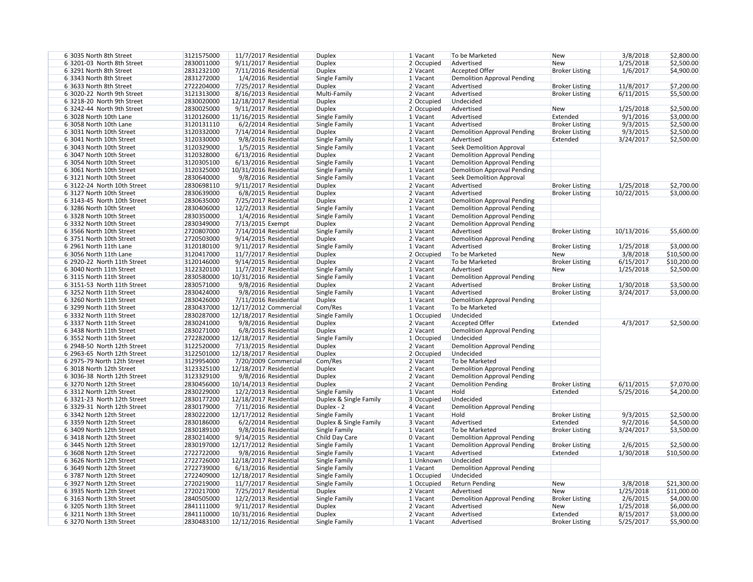| | | | | | | | | | | | |
|---|---|---|---|---|---|---|---|---|---|---|---|
| 6 | 3035 North 8th Street | 3121575000 | 11/7/2017 | Residential | Duplex | 1 | Vacant | To be Marketed | New | 3/8/2018 | $2,800.00 |
| 6 | 3201-03 North 8th Street | 2830011000 | 9/11/2017 | Residential | Duplex | 2 | Occupied | Advertised | New | 1/25/2018 | $2,500.00 |
| 6 | 3291 North 8th Street | 2831232100 | 7/11/2016 | Residential | Duplex | 2 | Vacant | Accepted Offer | Broker Listing | 1/6/2017 | $4,900.00 |
| 6 | 3343 North 8th Street | 2831272000 | 1/4/2016 | Residential | Single Family | 1 | Vacant | Demolition Approval Pending | | | |
| 6 | 3633 North 8th Street | 2722204000 | 7/25/2017 | Residential | Duplex | 2 | Vacant | Advertised | Broker Listing | 11/8/2017 | $7,200.00 |
| 6 | 3020-22 North 9th Street | 3121313000 | 8/16/2013 | Residential | Multi-Family | 2 | Vacant | Advertised | Broker Listing | 6/11/2015 | $5,500.00 |
| 6 | 3218-20 North 9th Street | 2830020000 | 12/18/2017 | Residential | Duplex | 2 | Occupied | Undecided | | | |
| 6 | 3242-44 North 9th Street | 2830025000 | 9/11/2017 | Residential | Duplex | 2 | Occupied | Advertised | New | 1/25/2018 | $2,500.00 |
| 6 | 3028 North 10th Lane | 3120126000 | 11/16/2015 | Residential | Single Family | 1 | Vacant | Advertised | Extended | 9/1/2016 | $3,000.00 |
| 6 | 3058 North 10th Lane | 3120131110 | 6/2/2014 | Residential | Single Family | 1 | Vacant | Advertised | Broker Listing | 9/3/2015 | $2,500.00 |
| 6 | 3031 North 10th Street | 3120332000 | 7/14/2014 | Residential | Duplex | 2 | Vacant | Demolition Approval Pending | Broker Listing | 9/3/2015 | $2,500.00 |
| 6 | 3041 North 10th Street | 3120330000 | 9/8/2016 | Residential | Single Family | 1 | Vacant | Advertised | Extended | 3/24/2017 | $2,500.00 |
| 6 | 3043 North 10th Street | 3120329000 | 1/5/2015 | Residential | Single Family | 1 | Vacant | Seek Demolition Approval | | | |
| 6 | 3047 North 10th Street | 3120328000 | 6/13/2016 | Residential | Duplex | 2 | Vacant | Demolition Approval Pending | | | |
| 6 | 3054 North 10th Street | 3120305100 | 6/13/2016 | Residential | Single Family | 1 | Vacant | Demolition Approval Pending | | | |
| 6 | 3061 North 10th Street | 3120325000 | 10/31/2016 | Residential | Single Family | 1 | Vacant | Demolition Approval Pending | | | |
| 6 | 3121 North 10th Street | 2830640000 | 9/8/2016 | Residential | Single Family | 1 | Vacant | Seek Demolition Approval | | | |
| 6 | 3122-24 North 10th Street | 2830698110 | 9/11/2017 | Residential | Duplex | 2 | Vacant | Advertised | Broker Listing | 1/25/2018 | $2,700.00 |
| 6 | 3127 North 10th Street | 2830639000 | 6/8/2015 | Residential | Duplex | 2 | Vacant | Advertised | Broker Listing | 10/22/2015 | $3,000.00 |
| 6 | 3143-45 North 10th Street | 2830635000 | 7/25/2017 | Residential | Duplex | 2 | Vacant | Demolition Approval Pending | | | |
| 6 | 3286 North 10th Street | 2830406000 | 12/2/2013 | Residential | Single Family | 1 | Vacant | Demolition Approval Pending | | | |
| 6 | 3328 North 10th Street | 2830350000 | 1/4/2016 | Residential | Single Family | 1 | Vacant | Demolition Approval Pending | | | |
| 6 | 3332 North 10th Street | 2830349000 | 7/13/2015 | Exempt | Duplex | 2 | Vacant | Demolition Approval Pending | | | |
| 6 | 3566 North 10th Street | 2720807000 | 7/14/2014 | Residential | Single Family | 1 | Vacant | Advertised | Broker Listing | 10/13/2016 | $5,600.00 |
| 6 | 3751 North 10th Street | 2720503000 | 9/14/2015 | Residential | Duplex | 2 | Vacant | Demolition Approval Pending | | | |
| 6 | 2961 North 11th Lane | 3120180100 | 9/11/2017 | Residential | Single Family | 1 | Vacant | Advertised | Broker Listing | 1/25/2018 | $3,000.00 |
| 6 | 3056 North 11th Lane | 3120417000 | 11/7/2017 | Residential | Duplex | 2 | Occupied | To be Marketed | New | 3/8/2018 | $10,500.00 |
| 6 | 2920-22 North 11th Street | 3120146000 | 9/14/2015 | Residential | Duplex | 2 | Vacant | To be Marketed | Broker Listing | 6/15/2017 | $10,200.00 |
| 6 | 3040 North 11th Street | 3122320100 | 11/7/2017 | Residential | Single Family | 1 | Vacant | Advertised | New | 1/25/2018 | $2,500.00 |
| 6 | 3115 North 11th Street | 2830580000 | 10/31/2016 | Residential | Single Family | 1 | Vacant | Demolition Approval Pending | | | |
| 6 | 3151-53 North 11th Street | 2830571000 | 9/8/2016 | Residential | Duplex | 2 | Vacant | Advertised | Broker Listing | 1/30/2018 | $3,500.00 |
| 6 | 3252 North 11th Street | 2830424000 | 9/8/2016 | Residential | Single Family | 1 | Vacant | Advertised | Broker Listing | 3/24/2017 | $3,000.00 |
| 6 | 3260 North 11th Street | 2830426000 | 7/11/2016 | Residential | Duplex | 1 | Vacant | Demolition Approval Pending | | | |
| 6 | 3299 North 11th Street | 2830437000 | 12/17/2012 | Commercial | Com/Res | 1 | Vacant | To be Marketed | | | |
| 6 | 3332 North 11th Street | 2830287000 | 12/18/2017 | Residential | Single Family | 1 | Occupied | Undecided | | | |
| 6 | 3337 North 11th Street | 2830241000 | 9/8/2016 | Residential | Duplex | 2 | Vacant | Accepted Offer | Extended | 4/3/2017 | $2,500.00 |
| 6 | 3438 North 11th Street | 2830271000 | 6/8/2015 | Residential | Duplex | 2 | Vacant | Demolition Approval Pending | | | |
| 6 | 3552 North 11th Street | 2722820000 | 12/18/2017 | Residential | Single Family | 1 | Occupied | Undecided | | | |
| 6 | 2948-50 North 12th Street | 3122520000 | 7/13/2015 | Residential | Duplex | 2 | Vacant | Demolition Approval Pending | | | |
| 6 | 2963-65 North 12th Street | 3122501000 | 12/18/2017 | Residential | Duplex | 2 | Occupied | Undecided | | | |
| 6 | 2975-79 North 12th Street | 3129954000 | 7/20/2009 | Commercial | Com/Res | 2 | Vacant | To be Marketed | | | |
| 6 | 3018 North 12th Street | 3123325100 | 12/18/2017 | Residential | Duplex | 2 | Vacant | Demolition Approval Pending | | | |
| 6 | 3036-38 North 12th Street | 3123329100 | 9/8/2016 | Residential | Duplex | 2 | Vacant | Demolition Approval Pending | | | |
| 6 | 3270 North 12th Street | 2830456000 | 10/14/2013 | Residential | Duplex | 2 | Vacant | Demolition Pending | Broker Listing | 6/11/2015 | $7,070.00 |
| 6 | 3312 North 12th Street | 2830229000 | 12/2/2013 | Residential | Single Family | 1 | Vacant | Hold | Extended | 5/25/2016 | $4,200.00 |
| 6 | 3321-23 North 12th Street | 2830177200 | 12/18/2017 | Residential | Duplex & Single Family | 3 | Occupied | Undecided | | | |
| 6 | 3329-31 North 12th Street | 2830179000 | 7/11/2016 | Residential | Duplex - 2 | 4 | Vacant | Demolition Approval Pending | | | |
| 6 | 3342 North 12th Street | 2830222000 | 12/17/2012 | Residential | Single Family | 1 | Vacant | Hold | Broker Listing | 9/3/2015 | $2,500.00 |
| 6 | 3359 North 12th Street | 2830186000 | 6/2/2014 | Residential | Duplex & Single Family | 3 | Vacant | Advertised | Extended | 9/2/2016 | $4,500.00 |
| 6 | 3409 North 12th Street | 2830189100 | 9/8/2016 | Residential | Single Family | 1 | Vacant | To be Marketed | Broker Listing | 3/24/2017 | $3,500.00 |
| 6 | 3418 North 12th Street | 2830214000 | 9/14/2015 | Residential | Child Day Care | 0 | Vacant | Demolition Approval Pending | | | |
| 6 | 3445 North 12th Street | 2830197000 | 12/17/2012 | Residential | Single Family | 1 | Vacant | Demolition Approval Pending | Broker Listing | 2/6/2015 | $2,500.00 |
| 6 | 3608 North 12th Street | 2722722000 | 9/8/2016 | Residential | Single Family | 1 | Vacant | Advertised | Extended | 1/30/2018 | $10,500.00 |
| 6 | 3626 North 12th Street | 2722726000 | 12/18/2017 | Residential | Single Family | 1 | Unknown | Undecided | | | |
| 6 | 3649 North 12th Street | 2722739000 | 6/13/2016 | Residential | Single Family | 1 | Vacant | Demolition Approval Pending | | | |
| 6 | 3787 North 12th Street | 2722409000 | 12/18/2017 | Residential | Single Family | 1 | Occupied | Undecided | | | |
| 6 | 3927 North 12th Street | 2720219000 | 11/7/2017 | Residential | Single Family | 1 | Occupied | Return Pending | New | 3/8/2018 | $21,300.00 |
| 6 | 3935 North 12th Street | 2720217000 | 7/25/2017 | Residential | Duplex | 2 | Vacant | Advertised | New | 1/25/2018 | $11,000.00 |
| 6 | 3163 North 13th Street | 2840505000 | 12/2/2013 | Residential | Single Family | 1 | Vacant | Demolition Approval Pending | Broker Listing | 2/6/2015 | $4,000.00 |
| 6 | 3205 North 13th Street | 2841111000 | 9/11/2017 | Residential | Duplex | 2 | Vacant | Advertised | New | 1/25/2018 | $6,000.00 |
| 6 | 3211 North 13th Street | 2841110000 | 10/31/2016 | Residential | Duplex | 2 | Vacant | Advertised | Extended | 8/15/2017 | $3,000.00 |
| 6 | 3270 North 13th Street | 2830483100 | 12/12/2016 | Residential | Single Family | 1 | Vacant | Advertised | Broker Listing | 5/25/2017 | $5,900.00 |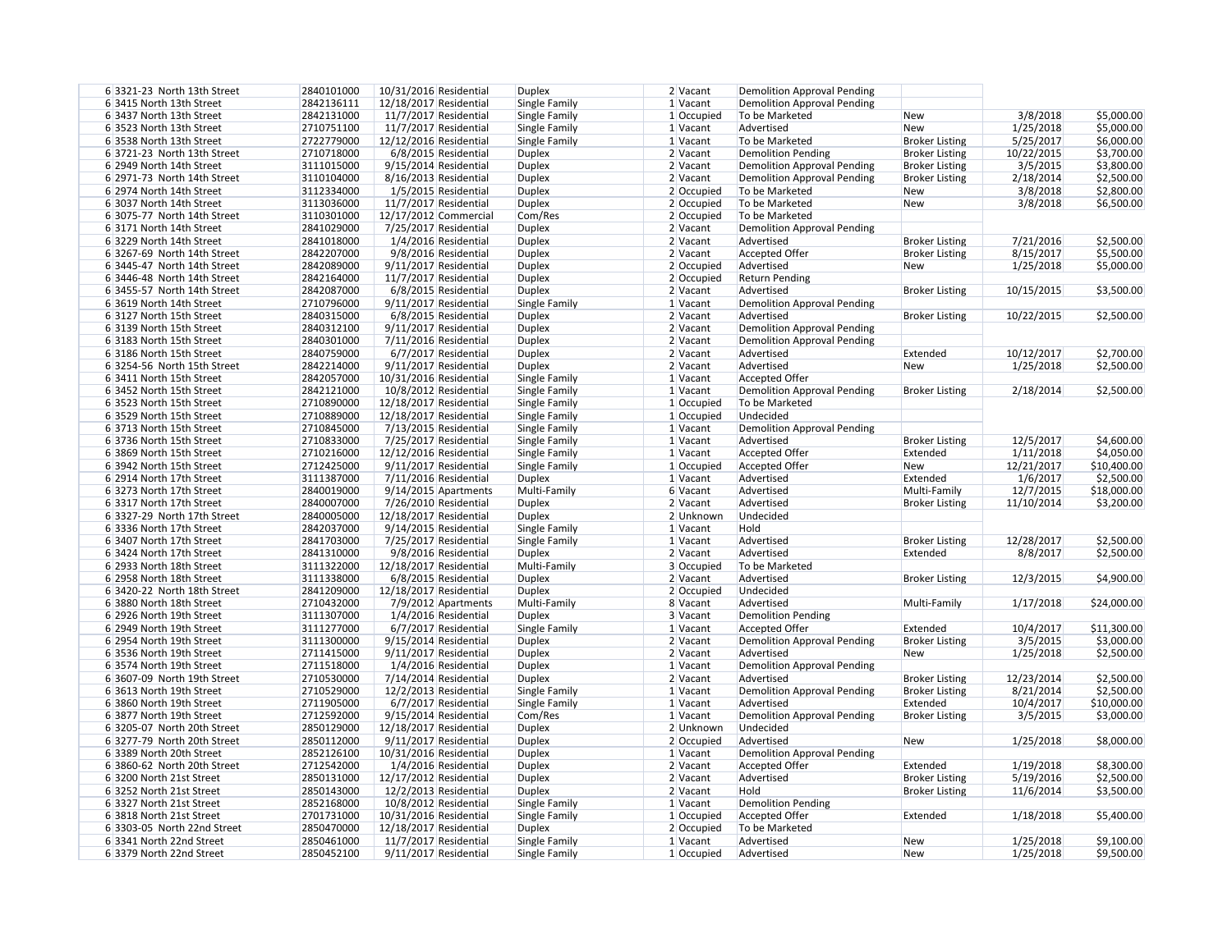| | | | | | | | | | | |
|---|---|---|---|---|---|---|---|---|---|---|
| 6 | 3321-23 North 13th Street | 2840101000 | 10/31/2016 | Residential | Duplex | 2 | Vacant | Demolition Approval Pending | | | |
| 6 | 3415 North 13th Street | 2842136111 | 12/18/2017 | Residential | Single Family | 1 | Vacant | Demolition Approval Pending | | | |
| 6 | 3437 North 13th Street | 2842131000 | 11/7/2017 | Residential | Single Family | 1 | Occupied | To be Marketed | New | 3/8/2018 | $5,000.00 |
| 6 | 3523 North 13th Street | 2710751100 | 11/7/2017 | Residential | Single Family | 1 | Vacant | Advertised | New | 1/25/2018 | $5,000.00 |
| 6 | 3538 North 13th Street | 2722779000 | 12/12/2016 | Residential | Single Family | 1 | Vacant | To be Marketed | Broker Listing | 5/25/2017 | $6,000.00 |
| 6 | 3721-23 North 13th Street | 2710718000 | 6/8/2015 | Residential | Duplex | 2 | Vacant | Demolition Pending | Broker Listing | 10/22/2015 | $3,700.00 |
| 6 | 2949 North 14th Street | 3111015000 | 9/15/2014 | Residential | Duplex | 2 | Vacant | Demolition Approval Pending | Broker Listing | 3/5/2015 | $3,800.00 |
| 6 | 2971-73 North 14th Street | 3110104000 | 8/16/2013 | Residential | Duplex | 2 | Vacant | Demolition Approval Pending | Broker Listing | 2/18/2014 | $2,500.00 |
| 6 | 2974 North 14th Street | 3112334000 | 1/5/2015 | Residential | Duplex | 2 | Occupied | To be Marketed | New | 3/8/2018 | $2,800.00 |
| 6 | 3037 North 14th Street | 3113036000 | 11/7/2017 | Residential | Duplex | 2 | Occupied | To be Marketed | New | 3/8/2018 | $6,500.00 |
| 6 | 3075-77 North 14th Street | 3110301000 | 12/17/2012 | Commercial | Com/Res | 2 | Occupied | To be Marketed | | | |
| 6 | 3171 North 14th Street | 2841029000 | 7/25/2017 | Residential | Duplex | 2 | Vacant | Demolition Approval Pending | | | |
| 6 | 3229 North 14th Street | 2841018000 | 1/4/2016 | Residential | Duplex | 2 | Vacant | Advertised | Broker Listing | 7/21/2016 | $2,500.00 |
| 6 | 3267-69 North 14th Street | 2842207000 | 9/8/2016 | Residential | Duplex | 2 | Vacant | Accepted Offer | Broker Listing | 8/15/2017 | $5,500.00 |
| 6 | 3445-47 North 14th Street | 2842089000 | 9/11/2017 | Residential | Duplex | 2 | Occupied | Advertised | New | 1/25/2018 | $5,000.00 |
| 6 | 3446-48 North 14th Street | 2842164000 | 11/7/2017 | Residential | Duplex | 2 | Occupied | Return Pending | | | |
| 6 | 3455-57 North 14th Street | 2842087000 | 6/8/2015 | Residential | Duplex | 2 | Vacant | Advertised | Broker Listing | 10/15/2015 | $3,500.00 |
| 6 | 3619 North 14th Street | 2710796000 | 9/11/2017 | Residential | Single Family | 1 | Vacant | Demolition Approval Pending | | | |
| 6 | 3127 North 15th Street | 2840315000 | 6/8/2015 | Residential | Duplex | 2 | Vacant | Advertised | Broker Listing | 10/22/2015 | $2,500.00 |
| 6 | 3139 North 15th Street | 2840312100 | 9/11/2017 | Residential | Duplex | 2 | Vacant | Demolition Approval Pending | | | |
| 6 | 3183 North 15th Street | 2840301000 | 7/11/2016 | Residential | Duplex | 2 | Vacant | Demolition Approval Pending | | | |
| 6 | 3186 North 15th Street | 2840759000 | 6/7/2017 | Residential | Duplex | 2 | Vacant | Advertised | Extended | 10/12/2017 | $2,700.00 |
| 6 | 3254-56 North 15th Street | 2842214000 | 9/11/2017 | Residential | Duplex | 2 | Vacant | Advertised | New | 1/25/2018 | $2,500.00 |
| 6 | 3411 North 15th Street | 2842057000 | 10/31/2016 | Residential | Single Family | 1 | Vacant | Accepted Offer | | | |
| 6 | 3452 North 15th Street | 2842121000 | 10/8/2012 | Residential | Single Family | 1 | Vacant | Demolition Approval Pending | Broker Listing | 2/18/2014 | $2,500.00 |
| 6 | 3523 North 15th Street | 2710890000 | 12/18/2017 | Residential | Single Family | 1 | Occupied | To be Marketed | | | |
| 6 | 3529 North 15th Street | 2710889000 | 12/18/2017 | Residential | Single Family | 1 | Occupied | Undecided | | | |
| 6 | 3713 North 15th Street | 2710845000 | 7/13/2015 | Residential | Single Family | 1 | Vacant | Demolition Approval Pending | | | |
| 6 | 3736 North 15th Street | 2710833000 | 7/25/2017 | Residential | Single Family | 1 | Vacant | Advertised | Broker Listing | 12/5/2017 | $4,600.00 |
| 6 | 3869 North 15th Street | 2710216000 | 12/12/2016 | Residential | Single Family | 1 | Vacant | Accepted Offer | Extended | 1/11/2018 | $4,050.00 |
| 6 | 3942 North 15th Street | 2712425000 | 9/11/2017 | Residential | Single Family | 1 | Occupied | Accepted Offer | New | 12/21/2017 | $10,400.00 |
| 6 | 2914 North 17th Street | 3111387000 | 7/11/2016 | Residential | Duplex | 1 | Vacant | Advertised | Extended | 1/6/2017 | $2,500.00 |
| 6 | 3273 North 17th Street | 2840019000 | 9/14/2015 | Apartments | Multi-Family | 6 | Vacant | Advertised | Multi-Family | 12/7/2015 | $18,000.00 |
| 6 | 3317 North 17th Street | 2840007000 | 7/26/2010 | Residential | Duplex | 2 | Vacant | Advertised | Broker Listing | 11/10/2014 | $3,200.00 |
| 6 | 3327-29 North 17th Street | 2840005000 | 12/18/2017 | Residential | Duplex | 2 | Unknown | Undecided | | | |
| 6 | 3336 North 17th Street | 2842037000 | 9/14/2015 | Residential | Single Family | 1 | Vacant | Hold | | | |
| 6 | 3407 North 17th Street | 2841703000 | 7/25/2017 | Residential | Single Family | 1 | Vacant | Advertised | Broker Listing | 12/28/2017 | $2,500.00 |
| 6 | 3424 North 17th Street | 2841310000 | 9/8/2016 | Residential | Duplex | 2 | Vacant | Advertised | Extended | 8/8/2017 | $2,500.00 |
| 6 | 2933 North 18th Street | 3111322000 | 12/18/2017 | Residential | Multi-Family | 3 | Occupied | To be Marketed | | | |
| 6 | 2958 North 18th Street | 3111338000 | 6/8/2015 | Residential | Duplex | 2 | Vacant | Advertised | Broker Listing | 12/3/2015 | $4,900.00 |
| 6 | 3420-22 North 18th Street | 2841209000 | 12/18/2017 | Residential | Duplex | 2 | Occupied | Undecided | | | |
| 6 | 3880 North 18th Street | 2710432000 | 7/9/2012 | Apartments | Multi-Family | 8 | Vacant | Advertised | Multi-Family | 1/17/2018 | $24,000.00 |
| 6 | 2926 North 19th Street | 3111307000 | 1/4/2016 | Residential | Duplex | 3 | Vacant | Demolition Pending | | | |
| 6 | 2949 North 19th Street | 3111277000 | 6/7/2017 | Residential | Single Family | 1 | Vacant | Accepted Offer | Extended | 10/4/2017 | $11,300.00 |
| 6 | 2954 North 19th Street | 3111300000 | 9/15/2014 | Residential | Duplex | 2 | Vacant | Demolition Approval Pending | Broker Listing | 3/5/2015 | $3,000.00 |
| 6 | 3536 North 19th Street | 2711415000 | 9/11/2017 | Residential | Duplex | 2 | Vacant | Advertised | New | 1/25/2018 | $2,500.00 |
| 6 | 3574 North 19th Street | 2711518000 | 1/4/2016 | Residential | Duplex | 1 | Vacant | Demolition Approval Pending | | | |
| 6 | 3607-09 North 19th Street | 2710530000 | 7/14/2014 | Residential | Duplex | 2 | Vacant | Advertised | Broker Listing | 12/23/2014 | $2,500.00 |
| 6 | 3613 North 19th Street | 2710529000 | 12/2/2013 | Residential | Single Family | 1 | Vacant | Demolition Approval Pending | Broker Listing | 8/21/2014 | $2,500.00 |
| 6 | 3860 North 19th Street | 2711905000 | 6/7/2017 | Residential | Single Family | 1 | Vacant | Advertised | Extended | 10/4/2017 | $10,000.00 |
| 6 | 3877 North 19th Street | 2712592000 | 9/15/2014 | Residential | Com/Res | 1 | Vacant | Demolition Approval Pending | Broker Listing | 3/5/2015 | $3,000.00 |
| 6 | 3205-07 North 20th Street | 2850129000 | 12/18/2017 | Residential | Duplex | 2 | Unknown | Undecided | | | |
| 6 | 3277-79 North 20th Street | 2850112000 | 9/11/2017 | Residential | Duplex | 2 | Occupied | Advertised | New | 1/25/2018 | $8,000.00 |
| 6 | 3389 North 20th Street | 2852126100 | 10/31/2016 | Residential | Duplex | 1 | Vacant | Demolition Approval Pending | | | |
| 6 | 3860-62 North 20th Street | 2712542000 | 1/4/2016 | Residential | Duplex | 2 | Vacant | Accepted Offer | Extended | 1/19/2018 | $8,300.00 |
| 6 | 3200 North 21st Street | 2850131000 | 12/17/2012 | Residential | Duplex | 2 | Vacant | Advertised | Broker Listing | 5/19/2016 | $2,500.00 |
| 6 | 3252 North 21st Street | 2850143000 | 12/2/2013 | Residential | Duplex | 2 | Vacant | Hold | Broker Listing | 11/6/2014 | $3,500.00 |
| 6 | 3327 North 21st Street | 2852168000 | 10/8/2012 | Residential | Single Family | 1 | Vacant | Demolition Pending | | | |
| 6 | 3818 North 21st Street | 2701731000 | 10/31/2016 | Residential | Single Family | 1 | Occupied | Accepted Offer | Extended | 1/18/2018 | $5,400.00 |
| 6 | 3303-05 North 22nd Street | 2850470000 | 12/18/2017 | Residential | Duplex | 2 | Occupied | To be Marketed | | | |
| 6 | 3341 North 22nd Street | 2850461000 | 11/7/2017 | Residential | Single Family | 1 | Vacant | Advertised | New | 1/25/2018 | $9,100.00 |
| 6 | 3379 North 22nd Street | 2850452100 | 9/11/2017 | Residential | Single Family | 1 | Occupied | Advertised | New | 1/25/2018 | $9,500.00 |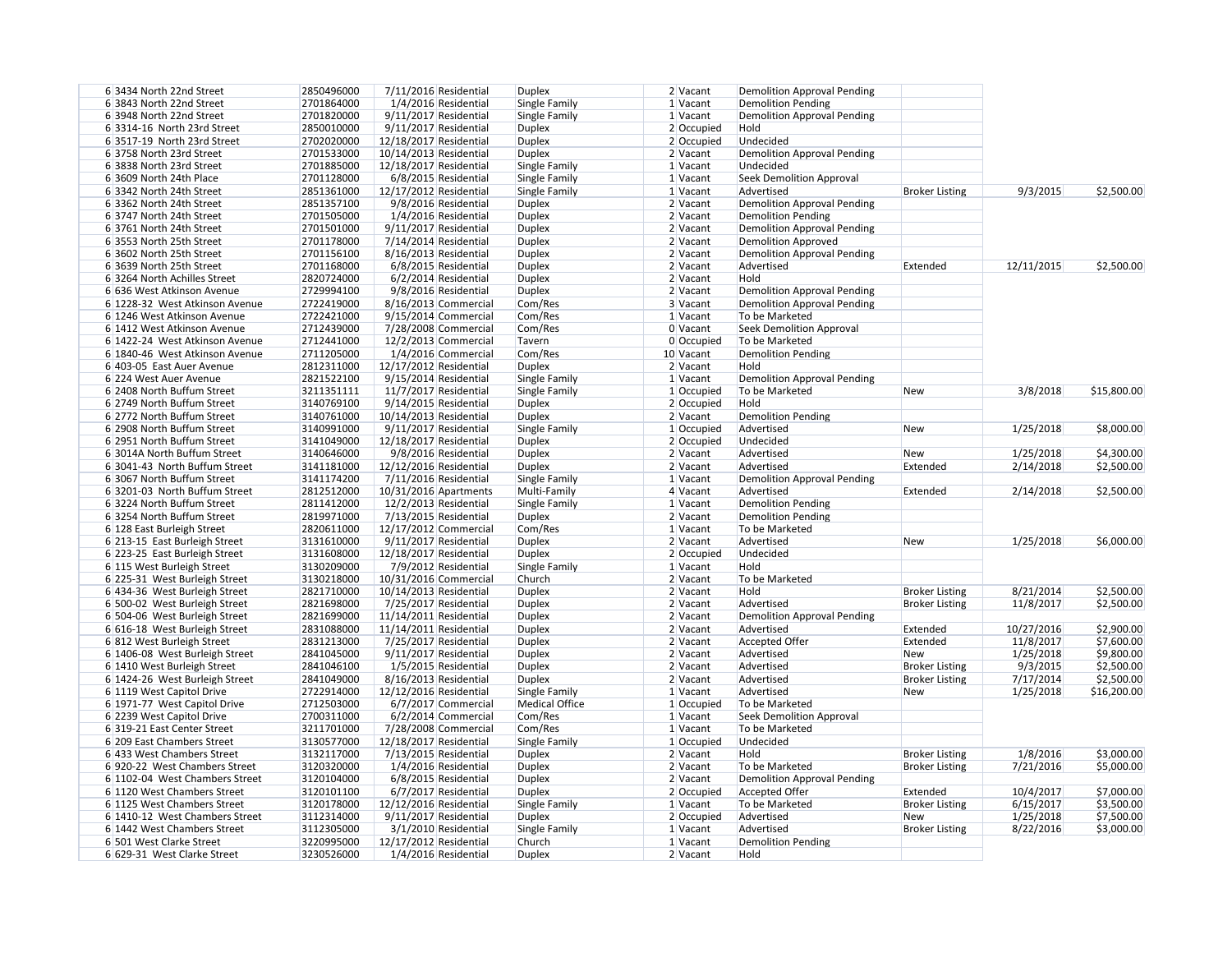| | | | | | | | | | | | |
|---|---|---|---|---|---|---|---|---|---|---|---|
| 6 | 3434 North 22nd Street | 2850496000 | 7/11/2016 | Residential | Duplex | 2 | Vacant | Demolition Approval Pending | | | |
| 6 | 3843 North 22nd Street | 2701864000 | 1/4/2016 | Residential | Single Family | 1 | Vacant | Demolition Pending | | | |
| 6 | 3948 North 22nd Street | 2701820000 | 9/11/2017 | Residential | Single Family | 1 | Vacant | Demolition Approval Pending | | | |
| 6 | 3314-16 North 23rd Street | 2850010000 | 9/11/2017 | Residential | Duplex | 2 | Occupied | Hold | | | |
| 6 | 3517-19 North 23rd Street | 2702020000 | 12/18/2017 | Residential | Duplex | 2 | Occupied | Undecided | | | |
| 6 | 3758 North 23rd Street | 2701533000 | 10/14/2013 | Residential | Duplex | 2 | Vacant | Demolition Approval Pending | | | |
| 6 | 3838 North 23rd Street | 2701885000 | 12/18/2017 | Residential | Single Family | 1 | Vacant | Undecided | | | |
| 6 | 3609 North 24th Place | 2701128000 | 6/8/2015 | Residential | Single Family | 1 | Vacant | Seek Demolition Approval | | | |
| 6 | 3342 North 24th Street | 2851361000 | 12/17/2012 | Residential | Single Family | 1 | Vacant | Advertised | Broker Listing | 9/3/2015 | $2,500.00 |
| 6 | 3362 North 24th Street | 2851357100 | 9/8/2016 | Residential | Duplex | 2 | Vacant | Demolition Approval Pending | | | |
| 6 | 3747 North 24th Street | 2701505000 | 1/4/2016 | Residential | Duplex | 2 | Vacant | Demolition Pending | | | |
| 6 | 3761 North 24th Street | 2701501000 | 9/11/2017 | Residential | Duplex | 2 | Vacant | Demolition Approval Pending | | | |
| 6 | 3553 North 25th Street | 2701178000 | 7/14/2014 | Residential | Duplex | 2 | Vacant | Demolition Approved | | | |
| 6 | 3602 North 25th Street | 2701156100 | 8/16/2013 | Residential | Duplex | 2 | Vacant | Demolition Approval Pending | | | |
| 6 | 3639 North 25th Street | 2701168000 | 6/8/2015 | Residential | Duplex | 2 | Vacant | Advertised | Extended | 12/11/2015 | $2,500.00 |
| 6 | 3264 North Achilles Street | 2820724000 | 6/2/2014 | Residential | Duplex | 2 | Vacant | Hold | | | |
| 6 | 636 West Atkinson Avenue | 2729994100 | 9/8/2016 | Residential | Duplex | 2 | Vacant | Demolition Approval Pending | | | |
| 6 | 1228-32 West Atkinson Avenue | 2722419000 | 8/16/2013 | Commercial | Com/Res | 3 | Vacant | Demolition Approval Pending | | | |
| 6 | 1246 West Atkinson Avenue | 2722421000 | 9/15/2014 | Commercial | Com/Res | 1 | Vacant | To be Marketed | | | |
| 6 | 1412 West Atkinson Avenue | 2712439000 | 7/28/2008 | Commercial | Com/Res | 0 | Vacant | Seek Demolition Approval | | | |
| 6 | 1422-24 West Atkinson Avenue | 2712441000 | 12/2/2013 | Commercial | Tavern | 0 | Occupied | To be Marketed | | | |
| 6 | 1840-46 West Atkinson Avenue | 2711205000 | 1/4/2016 | Commercial | Com/Res | 10 | Vacant | Demolition Pending | | | |
| 6 | 403-05 East Auer Avenue | 2812311000 | 12/17/2012 | Residential | Duplex | 2 | Vacant | Hold | | | |
| 6 | 224 West Auer Avenue | 2821522100 | 9/15/2014 | Residential | Single Family | 1 | Vacant | Demolition Approval Pending | | | |
| 6 | 2408 North Buffum Street | 3211351111 | 11/7/2017 | Residential | Single Family | 1 | Occupied | To be Marketed | New | 3/8/2018 | $15,800.00 |
| 6 | 2749 North Buffum Street | 3140769100 | 9/14/2015 | Residential | Duplex | 2 | Occupied | Hold | | | |
| 6 | 2772 North Buffum Street | 3140761000 | 10/14/2013 | Residential | Duplex | 2 | Vacant | Demolition Pending | | | |
| 6 | 2908 North Buffum Street | 3140991000 | 9/11/2017 | Residential | Single Family | 1 | Occupied | Advertised | New | 1/25/2018 | $8,000.00 |
| 6 | 2951 North Buffum Street | 3141049000 | 12/18/2017 | Residential | Duplex | 2 | Occupied | Undecided | | | |
| 6 | 3014A North Buffum Street | 3140646000 | 9/8/2016 | Residential | Duplex | 2 | Vacant | Advertised | New | 1/25/2018 | $4,300.00 |
| 6 | 3041-43 North Buffum Street | 3141181000 | 12/12/2016 | Residential | Duplex | 2 | Vacant | Advertised | Extended | 2/14/2018 | $2,500.00 |
| 6 | 3067 North Buffum Street | 3141174200 | 7/11/2016 | Residential | Single Family | 1 | Vacant | Demolition Approval Pending | | | |
| 6 | 3201-03 North Buffum Street | 2812512000 | 10/31/2016 | Apartments | Multi-Family | 4 | Vacant | Advertised | Extended | 2/14/2018 | $2,500.00 |
| 6 | 3224 North Buffum Street | 2811412000 | 12/2/2013 | Residential | Single Family | 1 | Vacant | Demolition Pending | | | |
| 6 | 3254 North Buffum Street | 2819971000 | 7/13/2015 | Residential | Duplex | 2 | Vacant | Demolition Pending | | | |
| 6 | 128 East Burleigh Street | 2820611000 | 12/17/2012 | Commercial | Com/Res | 1 | Vacant | To be Marketed | | | |
| 6 | 213-15 East Burleigh Street | 3131610000 | 9/11/2017 | Residential | Duplex | 2 | Vacant | Advertised | New | 1/25/2018 | $6,000.00 |
| 6 | 223-25 East Burleigh Street | 3131608000 | 12/18/2017 | Residential | Duplex | 2 | Occupied | Undecided | | | |
| 6 | 115 West Burleigh Street | 3130209000 | 7/9/2012 | Residential | Single Family | 1 | Vacant | Hold | | | |
| 6 | 225-31 West Burleigh Street | 3130218000 | 10/31/2016 | Commercial | Church | 2 | Vacant | To be Marketed | | | |
| 6 | 434-36 West Burleigh Street | 2821710000 | 10/14/2013 | Residential | Duplex | 2 | Vacant | Hold | Broker Listing | 8/21/2014 | $2,500.00 |
| 6 | 500-02 West Burleigh Street | 2821698000 | 7/25/2017 | Residential | Duplex | 2 | Vacant | Advertised | Broker Listing | 11/8/2017 | $2,500.00 |
| 6 | 504-06 West Burleigh Street | 2821699000 | 11/14/2011 | Residential | Duplex | 2 | Vacant | Demolition Approval Pending | | | |
| 6 | 616-18 West Burleigh Street | 2831088000 | 11/14/2011 | Residential | Duplex | 2 | Vacant | Advertised | Extended | 10/27/2016 | $2,900.00 |
| 6 | 812 West Burleigh Street | 2831213000 | 7/25/2017 | Residential | Duplex | 2 | Vacant | Accepted Offer | Extended | 11/8/2017 | $7,600.00 |
| 6 | 1406-08 West Burleigh Street | 2841045000 | 9/11/2017 | Residential | Duplex | 2 | Vacant | Advertised | New | 1/25/2018 | $9,800.00 |
| 6 | 1410 West Burleigh Street | 2841046100 | 1/5/2015 | Residential | Duplex | 2 | Vacant | Advertised | Broker Listing | 9/3/2015 | $2,500.00 |
| 6 | 1424-26 West Burleigh Street | 2841049000 | 8/16/2013 | Residential | Duplex | 2 | Vacant | Advertised | Broker Listing | 7/17/2014 | $2,500.00 |
| 6 | 1119 West Capitol Drive | 2722914000 | 12/12/2016 | Residential | Single Family | 1 | Vacant | Advertised | New | 1/25/2018 | $16,200.00 |
| 6 | 1971-77 West Capitol Drive | 2712503000 | 6/7/2017 | Commercial | Medical Office | 1 | Occupied | To be Marketed | | | |
| 6 | 2239 West Capitol Drive | 2700311000 | 6/2/2014 | Commercial | Com/Res | 1 | Vacant | Seek Demolition Approval | | | |
| 6 | 319-21 East Center Street | 3211701000 | 7/28/2008 | Commercial | Com/Res | 1 | Vacant | To be Marketed | | | |
| 6 | 209 East Chambers Street | 3130577000 | 12/18/2017 | Residential | Single Family | 1 | Occupied | Undecided | | | |
| 6 | 433 West Chambers Street | 3132117000 | 7/13/2015 | Residential | Duplex | 2 | Vacant | Hold | Broker Listing | 1/8/2016 | $3,000.00 |
| 6 | 920-22 West Chambers Street | 3120320000 | 1/4/2016 | Residential | Duplex | 2 | Vacant | To be Marketed | Broker Listing | 7/21/2016 | $5,000.00 |
| 6 | 1102-04 West Chambers Street | 3120104000 | 6/8/2015 | Residential | Duplex | 2 | Vacant | Demolition Approval Pending | | | |
| 6 | 1120 West Chambers Street | 3120101100 | 6/7/2017 | Residential | Duplex | 2 | Occupied | Accepted Offer | Extended | 10/4/2017 | $7,000.00 |
| 6 | 1125 West Chambers Street | 3120178000 | 12/12/2016 | Residential | Single Family | 1 | Vacant | To be Marketed | Broker Listing | 6/15/2017 | $3,500.00 |
| 6 | 1410-12 West Chambers Street | 3112314000 | 9/11/2017 | Residential | Duplex | 2 | Occupied | Advertised | New | 1/25/2018 | $7,500.00 |
| 6 | 1442 West Chambers Street | 3112305000 | 3/1/2010 | Residential | Single Family | 1 | Vacant | Advertised | Broker Listing | 8/22/2016 | $3,000.00 |
| 6 | 501 West Clarke Street | 3220995000 | 12/17/2012 | Residential | Church | 1 | Vacant | Demolition Pending | | | |
| 6 | 629-31 West Clarke Street | 3230526000 | 1/4/2016 | Residential | Duplex | 2 | Vacant | Hold | | | |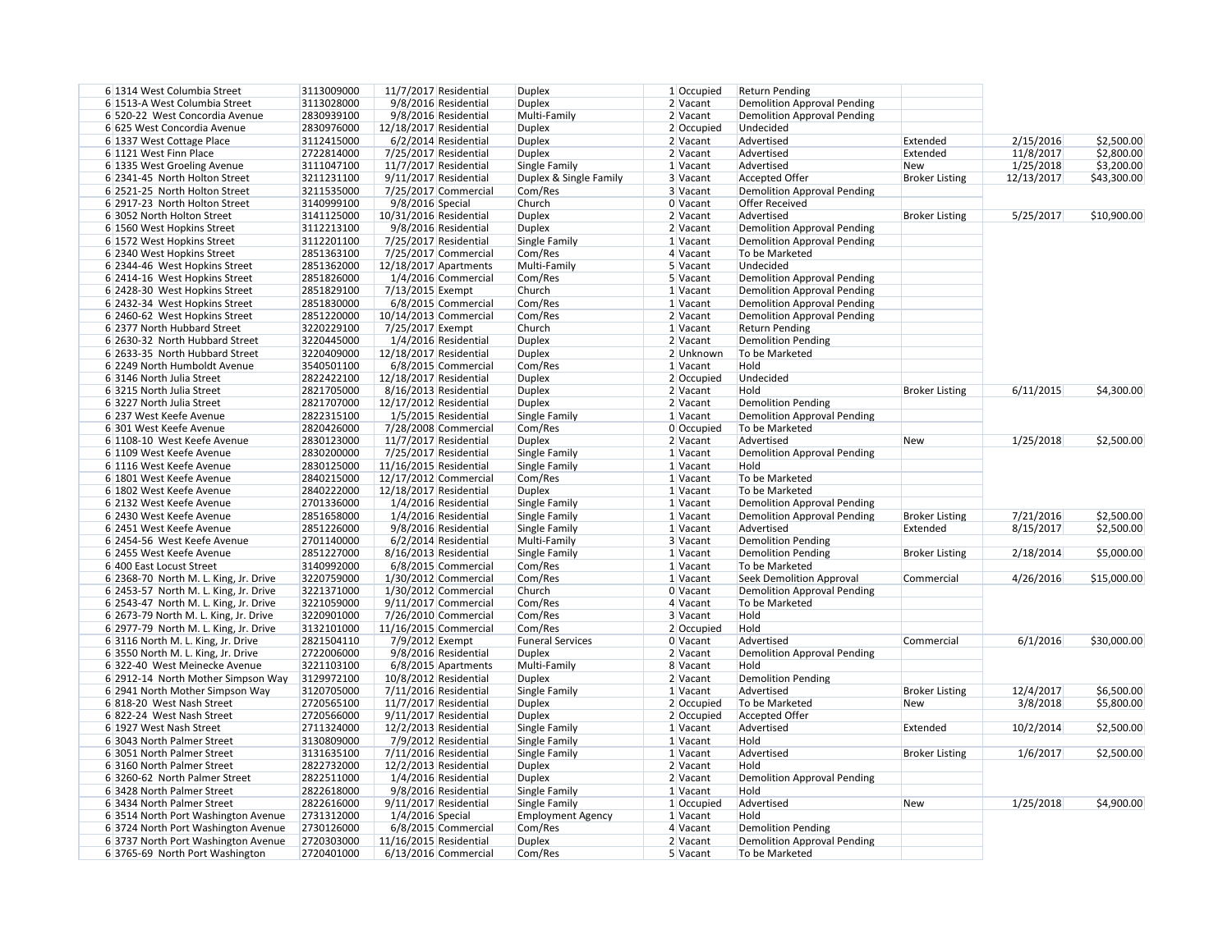| | | | | | | | | | | | |
|---|---|---|---|---|---|---|---|---|---|---|---|
| 6 | 1314 West Columbia Street | 3113009000 | 11/7/2017 | Residential | Duplex | 1 | Occupied | Return Pending | | | |
| 6 | 1513-A West Columbia Street | 3113028000 | 9/8/2016 | Residential | Duplex | 2 | Vacant | Demolition Approval Pending | | | |
| 6 | 520-22 West Concordia Avenue | 2830939100 | 9/8/2016 | Residential | Multi-Family | 2 | Vacant | Demolition Approval Pending | | | |
| 6 | 625 West Concordia Avenue | 2830976000 | 12/18/2017 | Residential | Duplex | 2 | Occupied | Undecided | | | |
| 6 | 1337 West Cottage Place | 3112415000 | 6/2/2014 | Residential | Duplex | 2 | Vacant | Advertised | Extended | 2/15/2016 | $2,500.00 |
| 6 | 1121 West Finn Place | 2722814000 | 7/25/2017 | Residential | Duplex | 2 | Vacant | Advertised | Extended | 11/8/2017 | $2,800.00 |
| 6 | 1335 West Groeling Avenue | 3111047100 | 11/7/2017 | Residential | Single Family | 1 | Vacant | Advertised | New | 1/25/2018 | $3,200.00 |
| 6 | 2341-45 North Holton Street | 3211231100 | 9/11/2017 | Residential | Duplex & Single Family | 3 | Vacant | Accepted Offer | Broker Listing | 12/13/2017 | $43,300.00 |
| 6 | 2521-25 North Holton Street | 3211535000 | 7/25/2017 | Commercial | Com/Res | 3 | Vacant | Demolition Approval Pending | | | |
| 6 | 2917-23 North Holton Street | 3140999100 | 9/8/2016 | Special | Church | 0 | Vacant | Offer Received | | | |
| 6 | 3052 North Holton Street | 3141125000 | 10/31/2016 | Residential | Duplex | 2 | Vacant | Advertised | Broker Listing | 5/25/2017 | $10,900.00 |
| 6 | 1560 West Hopkins Street | 3112213100 | 9/8/2016 | Residential | Duplex | 2 | Vacant | Demolition Approval Pending | | | |
| 6 | 1572 West Hopkins Street | 3112201100 | 7/25/2017 | Residential | Single Family | 1 | Vacant | Demolition Approval Pending | | | |
| 6 | 2340 West Hopkins Street | 2851363100 | 7/25/2017 | Commercial | Com/Res | 4 | Vacant | To be Marketed | | | |
| 6 | 2344-46 West Hopkins Street | 2851362000 | 12/18/2017 | Apartments | Multi-Family | 5 | Vacant | Undecided | | | |
| 6 | 2414-16 West Hopkins Street | 2851826000 | 1/4/2016 | Commercial | Com/Res | 5 | Vacant | Demolition Approval Pending | | | |
| 6 | 2428-30 West Hopkins Street | 2851829100 | 7/13/2015 | Exempt | Church | 1 | Vacant | Demolition Approval Pending | | | |
| 6 | 2432-34 West Hopkins Street | 2851830000 | 6/8/2015 | Commercial | Com/Res | 1 | Vacant | Demolition Approval Pending | | | |
| 6 | 2460-62 West Hopkins Street | 2851220000 | 10/14/2013 | Commercial | Com/Res | 2 | Vacant | Demolition Approval Pending | | | |
| 6 | 2377 North Hubbard Street | 3220229100 | 7/25/2017 | Exempt | Church | 1 | Vacant | Return Pending | | | |
| 6 | 2630-32 North Hubbard Street | 3220445000 | 1/4/2016 | Residential | Duplex | 2 | Vacant | Demolition Pending | | | |
| 6 | 2633-35 North Hubbard Street | 3220409000 | 12/18/2017 | Residential | Duplex | 2 | Unknown | To be Marketed | | | |
| 6 | 2249 North Humboldt Avenue | 3540501100 | 6/8/2015 | Commercial | Com/Res | 1 | Vacant | Hold | | | |
| 6 | 3146 North Julia Street | 2822422100 | 12/18/2017 | Residential | Duplex | 2 | Occupied | Undecided | | | |
| 6 | 3215 North Julia Street | 2821705000 | 8/16/2013 | Residential | Duplex | 2 | Vacant | Hold | Broker Listing | 6/11/2015 | $4,300.00 |
| 6 | 3227 North Julia Street | 2821707000 | 12/17/2012 | Residential | Duplex | 2 | Vacant | Demolition Pending | | | |
| 6 | 237 West Keefe Avenue | 2822315100 | 1/5/2015 | Residential | Single Family | 1 | Vacant | Demolition Approval Pending | | | |
| 6 | 301 West Keefe Avenue | 2820426000 | 7/28/2008 | Commercial | Com/Res | 0 | Occupied | To be Marketed | | | |
| 6 | 1108-10 West Keefe Avenue | 2830123000 | 11/7/2017 | Residential | Duplex | 2 | Vacant | Advertised | New | 1/25/2018 | $2,500.00 |
| 6 | 1109 West Keefe Avenue | 2830200000 | 7/25/2017 | Residential | Single Family | 1 | Vacant | Demolition Approval Pending | | | |
| 6 | 1116 West Keefe Avenue | 2830125000 | 11/16/2015 | Residential | Single Family | 1 | Vacant | Hold | | | |
| 6 | 1801 West Keefe Avenue | 2840215000 | 12/17/2012 | Commercial | Com/Res | 1 | Vacant | To be Marketed | | | |
| 6 | 1802 West Keefe Avenue | 2840222000 | 12/18/2017 | Residential | Duplex | 1 | Vacant | To be Marketed | | | |
| 6 | 2132 West Keefe Avenue | 2701336000 | 1/4/2016 | Residential | Single Family | 1 | Vacant | Demolition Approval Pending | | | |
| 6 | 2430 West Keefe Avenue | 2851658000 | 1/4/2016 | Residential | Single Family | 1 | Vacant | Demolition Approval Pending | Broker Listing | 7/21/2016 | $2,500.00 |
| 6 | 2451 West Keefe Avenue | 2851226000 | 9/8/2016 | Residential | Single Family | 1 | Vacant | Advertised | Extended | 8/15/2017 | $2,500.00 |
| 6 | 2454-56 West Keefe Avenue | 2701140000 | 6/2/2014 | Residential | Multi-Family | 3 | Vacant | Demolition Pending | | | |
| 6 | 2455 West Keefe Avenue | 2851227000 | 8/16/2013 | Residential | Single Family | 1 | Vacant | Demolition Pending | Broker Listing | 2/18/2014 | $5,000.00 |
| 6 | 400 East Locust Street | 3140992000 | 6/8/2015 | Commercial | Com/Res | 1 | Vacant | To be Marketed | | | |
| 6 | 2368-70 North M. L. King, Jr. Drive | 3220759000 | 1/30/2012 | Commercial | Com/Res | 1 | Vacant | Seek Demolition Approval | Commercial | 4/26/2016 | $15,000.00 |
| 6 | 2453-57 North M. L. King, Jr. Drive | 3221371000 | 1/30/2012 | Commercial | Church | 0 | Vacant | Demolition Approval Pending | | | |
| 6 | 2543-47 North M. L. King, Jr. Drive | 3221059000 | 9/11/2017 | Commercial | Com/Res | 4 | Vacant | To be Marketed | | | |
| 6 | 2673-79 North M. L. King, Jr. Drive | 3220901000 | 7/26/2010 | Commercial | Com/Res | 3 | Vacant | Hold | | | |
| 6 | 2977-79 North M. L. King, Jr. Drive | 3132101000 | 11/16/2015 | Commercial | Com/Res | 2 | Occupied | Hold | | | |
| 6 | 3116 North M. L. King, Jr. Drive | 2821504110 | 7/9/2012 | Exempt | Funeral Services | 0 | Vacant | Advertised | Commercial | 6/1/2016 | $30,000.00 |
| 6 | 3550 North M. L. King, Jr. Drive | 2722006000 | 9/8/2016 | Residential | Duplex | 2 | Vacant | Demolition Approval Pending | | | |
| 6 | 322-40 West Meinecke Avenue | 3221103100 | 6/8/2015 | Apartments | Multi-Family | 8 | Vacant | Hold | | | |
| 6 | 2912-14 North Mother Simpson Way | 3129972100 | 10/8/2012 | Residential | Duplex | 2 | Vacant | Demolition Pending | | | |
| 6 | 2941 North Mother Simpson Way | 3120705000 | 7/11/2016 | Residential | Single Family | 1 | Vacant | Advertised | Broker Listing | 12/4/2017 | $6,500.00 |
| 6 | 818-20 West Nash Street | 2720565100 | 11/7/2017 | Residential | Duplex | 2 | Occupied | To be Marketed | New | 3/8/2018 | $5,800.00 |
| 6 | 822-24 West Nash Street | 2720566000 | 9/11/2017 | Residential | Duplex | 2 | Occupied | Accepted Offer | | | |
| 6 | 1927 West Nash Street | 2711324000 | 12/2/2013 | Residential | Single Family | 1 | Vacant | Advertised | Extended | 10/2/2014 | $2,500.00 |
| 6 | 3043 North Palmer Street | 3130809000 | 7/9/2012 | Residential | Single Family | 1 | Vacant | Hold | | | |
| 6 | 3051 North Palmer Street | 3131635100 | 7/11/2016 | Residential | Single Family | 1 | Vacant | Advertised | Broker Listing | 1/6/2017 | $2,500.00 |
| 6 | 3160 North Palmer Street | 2822732000 | 12/2/2013 | Residential | Duplex | 2 | Vacant | Hold | | | |
| 6 | 3260-62 North Palmer Street | 2822511000 | 1/4/2016 | Residential | Duplex | 2 | Vacant | Demolition Approval Pending | | | |
| 6 | 3428 North Palmer Street | 2822618000 | 9/8/2016 | Residential | Single Family | 1 | Vacant | Hold | | | |
| 6 | 3434 North Palmer Street | 2822616000 | 9/11/2017 | Residential | Single Family | 1 | Occupied | Advertised | New | 1/25/2018 | $4,900.00 |
| 6 | 3514 North Port Washington Avenue | 2731312000 | 1/4/2016 | Special | Employment Agency | 1 | Vacant | Hold | | | |
| 6 | 3724 North Port Washington Avenue | 2730126000 | 6/8/2015 | Commercial | Com/Res | 4 | Vacant | Demolition Pending | | | |
| 6 | 3737 North Port Washington Avenue | 2720303000 | 11/16/2015 | Residential | Duplex | 2 | Vacant | Demolition Approval Pending | | | |
| 6 | 3765-69 North Port Washington | 2720401000 | 6/13/2016 | Commercial | Com/Res | 5 | Vacant | To be Marketed | | | |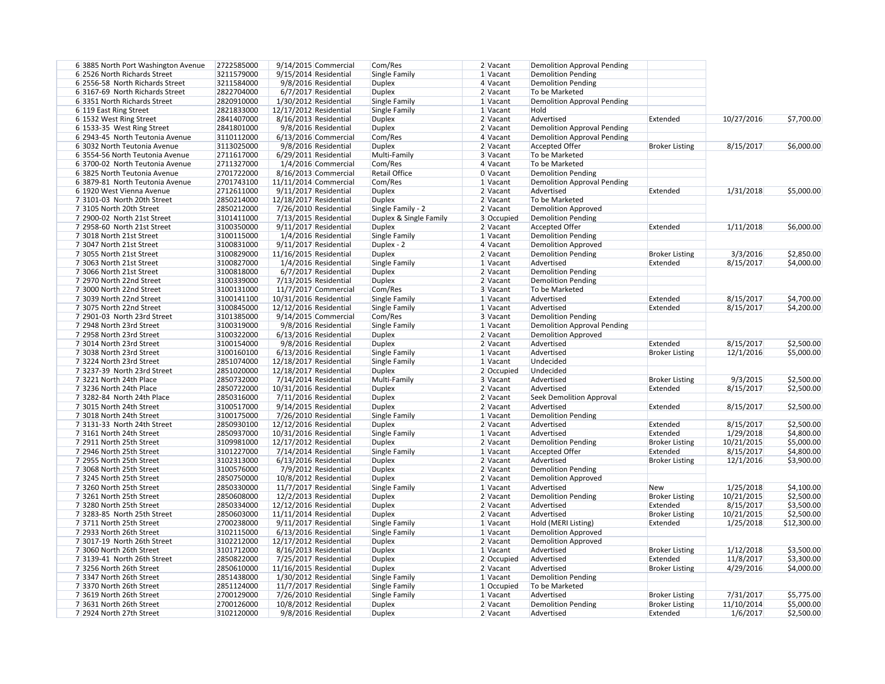| | | | | | | | | | | | |
|---|---|---|---|---|---|---|---|---|---|---|---|
| 6 | 3885 North Port Washington Avenue | 2722585000 | 9/14/2015 | Commercial | Com/Res | 2 | Vacant | Demolition Approval Pending | | | |
| 6 | 2526 North Richards Street | 3211579000 | 9/15/2014 | Residential | Single Family | 1 | Vacant | Demolition Pending | | | |
| 6 | 2556-58 North Richards Street | 3211584000 | 9/8/2016 | Residential | Duplex | 4 | Vacant | Demolition Pending | | | |
| 6 | 3167-69 North Richards Street | 2822704000 | 6/7/2017 | Residential | Duplex | 2 | Vacant | To be Marketed | | | |
| 6 | 3351 North Richards Street | 2820910000 | 1/30/2012 | Residential | Single Family | 1 | Vacant | Demolition Approval Pending | | | |
| 6 | 119 East Ring Street | 2821833000 | 12/17/2012 | Residential | Single Family | 1 | Vacant | Hold | | | |
| 6 | 1532 West Ring Street | 2841407000 | 8/16/2013 | Residential | Duplex | 2 | Vacant | Advertised | Extended | 10/27/2016 | $7,700.00 |
| 6 | 1533-35 West Ring Street | 2841801000 | 9/8/2016 | Residential | Duplex | 2 | Vacant | Demolition Approval Pending | | | |
| 6 | 2943-45 North Teutonia Avenue | 3110112000 | 6/13/2016 | Commercial | Com/Res | 4 | Vacant | Demolition Approval Pending | | | |
| 6 | 3032 North Teutonia Avenue | 3113025000 | 9/8/2016 | Residential | Duplex | 2 | Vacant | Accepted Offer | Broker Listing | 8/15/2017 | $6,000.00 |
| 6 | 3554-56 North Teutonia Avenue | 2711617000 | 6/29/2011 | Residential | Multi-Family | 3 | Vacant | To be Marketed | | | |
| 6 | 3700-02 North Teutonia Avenue | 2711327000 | 1/4/2016 | Commercial | Com/Res | 4 | Vacant | To be Marketed | | | |
| 6 | 3825 North Teutonia Avenue | 2701722000 | 8/16/2013 | Commercial | Retail Office | 0 | Vacant | Demolition Pending | | | |
| 6 | 3879-81 North Teutonia Avenue | 2701743100 | 11/11/2014 | Commercial | Com/Res | 1 | Vacant | Demolition Approval Pending | | | |
| 6 | 1920 West Vienna Avenue | 2712611000 | 9/11/2017 | Residential | Duplex | 2 | Vacant | Advertised | Extended | 1/31/2018 | $5,000.00 |
| 7 | 3101-03 North 20th Street | 2850214000 | 12/18/2017 | Residential | Duplex | 2 | Vacant | To be Marketed | | | |
| 7 | 3105 North 20th Street | 2850212000 | 7/26/2010 | Residential | Single Family - 2 | 2 | Vacant | Demolition Approved | | | |
| 7 | 2900-02 North 21st Street | 3101411000 | 7/13/2015 | Residential | Duplex & Single Family | 3 | Occupied | Demolition Pending | | | |
| 7 | 2958-60 North 21st Street | 3100350000 | 9/11/2017 | Residential | Duplex | 2 | Vacant | Accepted Offer | Extended | 1/11/2018 | $6,000.00 |
| 7 | 3018 North 21st Street | 3100115000 | 1/4/2016 | Residential | Single Family | 1 | Vacant | Demolition Pending | | | |
| 7 | 3047 North 21st Street | 3100831000 | 9/11/2017 | Residential | Duplex - 2 | 4 | Vacant | Demolition Approved | | | |
| 7 | 3055 North 21st Street | 3100829000 | 11/16/2015 | Residential | Duplex | 2 | Vacant | Demolition Pending | Broker Listing | 3/3/2016 | $2,850.00 |
| 7 | 3063 North 21st Street | 3100827000 | 1/4/2016 | Residential | Single Family | 1 | Vacant | Advertised | Extended | 8/15/2017 | $4,000.00 |
| 7 | 3066 North 21st Street | 3100818000 | 6/7/2017 | Residential | Duplex | 2 | Vacant | Demolition Pending | | | |
| 7 | 2970 North 22nd Street | 3100339000 | 7/13/2015 | Residential | Duplex | 2 | Vacant | Demolition Pending | | | |
| 7 | 3000 North 22nd Street | 3100131000 | 11/7/2017 | Commercial | Com/Res | 3 | Vacant | To be Marketed | | | |
| 7 | 3039 North 22nd Street | 3100141100 | 10/31/2016 | Residential | Single Family | 1 | Vacant | Advertised | Extended | 8/15/2017 | $4,700.00 |
| 7 | 3075 North 22nd Street | 3100845000 | 12/12/2016 | Residential | Single Family | 1 | Vacant | Advertised | Extended | 8/15/2017 | $4,200.00 |
| 7 | 2901-03 North 23rd Street | 3101385000 | 9/14/2015 | Commercial | Com/Res | 3 | Vacant | Demolition Pending | | | |
| 7 | 2948 North 23rd Street | 3100319000 | 9/8/2016 | Residential | Single Family | 1 | Vacant | Demolition Approval Pending | | | |
| 7 | 2958 North 23rd Street | 3100322000 | 6/13/2016 | Residential | Duplex | 2 | Vacant | Demolition Approved | | | |
| 7 | 3014 North 23rd Street | 3100154000 | 9/8/2016 | Residential | Duplex | 2 | Vacant | Advertised | Extended | 8/15/2017 | $2,500.00 |
| 7 | 3038 North 23rd Street | 3100160100 | 6/13/2016 | Residential | Single Family | 1 | Vacant | Advertised | Broker Listing | 12/1/2016 | $5,000.00 |
| 7 | 3224 North 23rd Street | 2851074000 | 12/18/2017 | Residential | Single Family | 1 | Vacant | Undecided | | | |
| 7 | 3237-39 North 23rd Street | 2851020000 | 12/18/2017 | Residential | Duplex | 2 | Occupied | Undecided | | | |
| 7 | 3221 North 24th Place | 2850732000 | 7/14/2014 | Residential | Multi-Family | 3 | Vacant | Advertised | Broker Listing | 9/3/2015 | $2,500.00 |
| 7 | 3236 North 24th Place | 2850722000 | 10/31/2016 | Residential | Duplex | 2 | Vacant | Advertised | Extended | 8/15/2017 | $2,500.00 |
| 7 | 3282-84 North 24th Place | 2850316000 | 7/11/2016 | Residential | Duplex | 2 | Vacant | Seek Demolition Approval | | | |
| 7 | 3015 North 24th Street | 3100517000 | 9/14/2015 | Residential | Duplex | 2 | Vacant | Advertised | Extended | 8/15/2017 | $2,500.00 |
| 7 | 3018 North 24th Street | 3100175000 | 7/26/2010 | Residential | Single Family | 1 | Vacant | Demolition Pending | | | |
| 7 | 3131-33 North 24th Street | 2850930100 | 12/12/2016 | Residential | Duplex | 2 | Vacant | Advertised | Extended | 8/15/2017 | $2,500.00 |
| 7 | 3161 North 24th Street | 2850937000 | 10/31/2016 | Residential | Single Family | 1 | Vacant | Advertised | Extended | 1/29/2018 | $4,800.00 |
| 7 | 2911 North 25th Street | 3109981000 | 12/17/2012 | Residential | Duplex | 2 | Vacant | Demolition Pending | Broker Listing | 10/21/2015 | $5,000.00 |
| 7 | 2946 North 25th Street | 3101227000 | 7/14/2014 | Residential | Single Family | 1 | Vacant | Accepted Offer | Extended | 8/15/2017 | $4,800.00 |
| 7 | 2955 North 25th Street | 3102313000 | 6/13/2016 | Residential | Duplex | 2 | Vacant | Advertised | Broker Listing | 12/1/2016 | $3,900.00 |
| 7 | 3068 North 25th Street | 3100576000 | 7/9/2012 | Residential | Duplex | 2 | Vacant | Demolition Pending | | | |
| 7 | 3245 North 25th Street | 2850750000 | 10/8/2012 | Residential | Duplex | 2 | Vacant | Demolition Approved | | | |
| 7 | 3260 North 25th Street | 2850330000 | 11/7/2017 | Residential | Single Family | 1 | Vacant | Advertised | New | 1/25/2018 | $4,100.00 |
| 7 | 3261 North 25th Street | 2850608000 | 12/2/2013 | Residential | Duplex | 2 | Vacant | Demolition Pending | Broker Listing | 10/21/2015 | $2,500.00 |
| 7 | 3280 North 25th Street | 2850334000 | 12/12/2016 | Residential | Duplex | 2 | Vacant | Advertised | Extended | 8/15/2017 | $3,500.00 |
| 7 | 3283-85 North 25th Street | 2850603000 | 11/11/2014 | Residential | Duplex | 2 | Vacant | Advertised | Broker Listing | 10/21/2015 | $2,500.00 |
| 7 | 3711 North 25th Street | 2700238000 | 9/11/2017 | Residential | Single Family | 1 | Vacant | Hold (MERI Listing) | Extended | 1/25/2018 | $12,300.00 |
| 7 | 2933 North 26th Street | 3102115000 | 6/13/2016 | Residential | Single Family | 1 | Vacant | Demolition Approved | | | |
| 7 | 3017-19 North 26th Street | 3102212000 | 12/17/2012 | Residential | Duplex | 2 | Vacant | Demolition Approved | | | |
| 7 | 3060 North 26th Street | 3101712000 | 8/16/2013 | Residential | Duplex | 1 | Vacant | Advertised | Broker Listing | 1/12/2018 | $3,500.00 |
| 7 | 3139-41 North 26th Street | 2850822000 | 7/25/2017 | Residential | Duplex | 2 | Occupied | Advertised | Extended | 11/8/2017 | $3,300.00 |
| 7 | 3256 North 26th Street | 2850610000 | 11/16/2015 | Residential | Duplex | 2 | Vacant | Advertised | Broker Listing | 4/29/2016 | $4,000.00 |
| 7 | 3347 North 26th Street | 2851438000 | 1/30/2012 | Residential | Single Family | 1 | Vacant | Demolition Pending | | | |
| 7 | 3370 North 26th Street | 2851124000 | 11/7/2017 | Residential | Single Family | 1 | Occupied | To be Marketed | | | |
| 7 | 3619 North 26th Street | 2700129000 | 7/26/2010 | Residential | Single Family | 1 | Vacant | Advertised | Broker Listing | 7/31/2017 | $5,775.00 |
| 7 | 3631 North 26th Street | 2700126000 | 10/8/2012 | Residential | Duplex | 2 | Vacant | Demolition Pending | Broker Listing | 11/10/2014 | $5,000.00 |
| 7 | 2924 North 27th Street | 3102120000 | 9/8/2016 | Residential | Duplex | 2 | Vacant | Advertised | Extended | 1/6/2017 | $2,500.00 |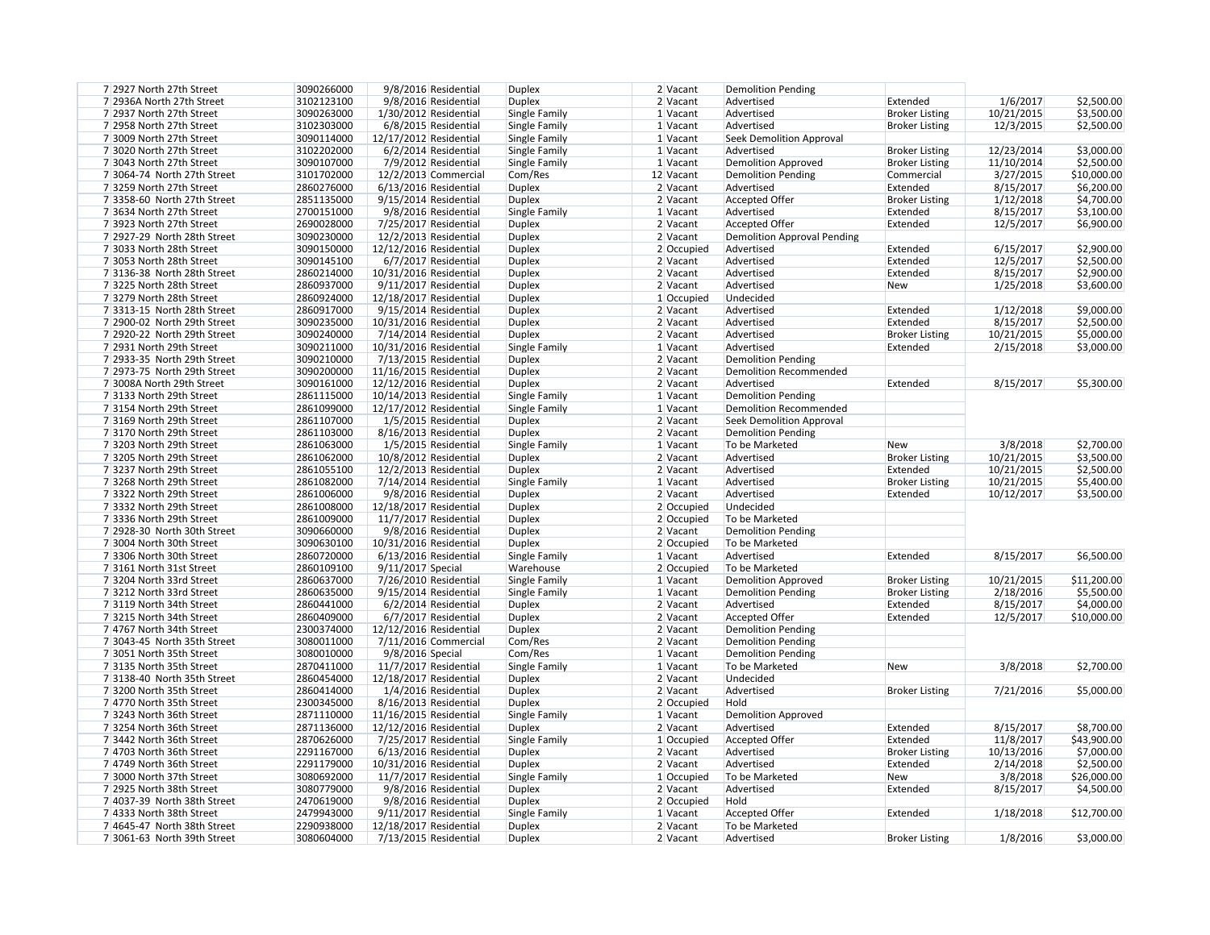| | | | | | | | | | | | |
|---|---|---|---|---|---|---|---|---|---|---|---|
| 7 | 2927 North 27th Street | 3090266000 | 9/8/2016 | Residential | Duplex | 2 | Vacant | Demolition Pending | | | |
| 7 | 2936A North 27th Street | 3102123100 | 9/8/2016 | Residential | Duplex | 2 | Vacant | Advertised | Extended | 1/6/2017 | $2,500.00 |
| 7 | 2937 North 27th Street | 3090263000 | 1/30/2012 | Residential | Single Family | 1 | Vacant | Advertised | Broker Listing | 10/21/2015 | $3,500.00 |
| 7 | 2958 North 27th Street | 3102303000 | 6/8/2015 | Residential | Single Family | 1 | Vacant | Advertised | Broker Listing | 12/3/2015 | $2,500.00 |
| 7 | 3009 North 27th Street | 3090114000 | 12/17/2012 | Residential | Single Family | 1 | Vacant | Seek Demolition Approval | | | |
| 7 | 3020 North 27th Street | 3102202000 | 6/2/2014 | Residential | Single Family | 1 | Vacant | Advertised | Broker Listing | 12/23/2014 | $3,000.00 |
| 7 | 3043 North 27th Street | 3090107000 | 7/9/2012 | Residential | Single Family | 1 | Vacant | Demolition Approved | Broker Listing | 11/10/2014 | $2,500.00 |
| 7 | 3064-74 North 27th Street | 3101702000 | 12/2/2013 | Commercial | Com/Res | 12 | Vacant | Demolition Pending | Commercial | 3/27/2015 | $10,000.00 |
| 7 | 3259 North 27th Street | 2860276000 | 6/13/2016 | Residential | Duplex | 2 | Vacant | Advertised | Extended | 8/15/2017 | $6,200.00 |
| 7 | 3358-60 North 27th Street | 2851135000 | 9/15/2014 | Residential | Duplex | 2 | Vacant | Accepted Offer | Broker Listing | 1/12/2018 | $4,700.00 |
| 7 | 3634 North 27th Street | 2700151000 | 9/8/2016 | Residential | Single Family | 1 | Vacant | Advertised | Extended | 8/15/2017 | $3,100.00 |
| 7 | 3923 North 27th Street | 2690028000 | 7/25/2017 | Residential | Duplex | 2 | Vacant | Accepted Offer | Extended | 12/5/2017 | $6,900.00 |
| 7 | 2927-29 North 28th Street | 3090230000 | 12/2/2013 | Residential | Duplex | 2 | Vacant | Demolition Approval Pending | | | |
| 7 | 3033 North 28th Street | 3090150000 | 12/12/2016 | Residential | Duplex | 2 | Occupied | Advertised | Extended | 6/15/2017 | $2,900.00 |
| 7 | 3053 North 28th Street | 3090145100 | 6/7/2017 | Residential | Duplex | 2 | Vacant | Advertised | Extended | 12/5/2017 | $2,500.00 |
| 7 | 3136-38 North 28th Street | 2860214000 | 10/31/2016 | Residential | Duplex | 2 | Vacant | Advertised | Extended | 8/15/2017 | $2,900.00 |
| 7 | 3225 North 28th Street | 2860937000 | 9/11/2017 | Residential | Duplex | 2 | Vacant | Advertised | New | 1/25/2018 | $3,600.00 |
| 7 | 3279 North 28th Street | 2860924000 | 12/18/2017 | Residential | Duplex | 1 | Occupied | Undecided | | | |
| 7 | 3313-15 North 28th Street | 2860917000 | 9/15/2014 | Residential | Duplex | 2 | Vacant | Advertised | Extended | 1/12/2018 | $9,000.00 |
| 7 | 2900-02 North 29th Street | 3090235000 | 10/31/2016 | Residential | Duplex | 2 | Vacant | Advertised | Extended | 8/15/2017 | $2,500.00 |
| 7 | 2920-22 North 29th Street | 3090240000 | 7/14/2014 | Residential | Duplex | 2 | Vacant | Advertised | Broker Listing | 10/21/2015 | $5,000.00 |
| 7 | 2931 North 29th Street | 3090211000 | 10/31/2016 | Residential | Single Family | 1 | Vacant | Advertised | Extended | 2/15/2018 | $3,000.00 |
| 7 | 2933-35 North 29th Street | 3090210000 | 7/13/2015 | Residential | Duplex | 2 | Vacant | Demolition Pending | | | |
| 7 | 2973-75 North 29th Street | 3090200000 | 11/16/2015 | Residential | Duplex | 2 | Vacant | Demolition Recommended | | | |
| 7 | 3008A North 29th Street | 3090161000 | 12/12/2016 | Residential | Duplex | 2 | Vacant | Advertised | Extended | 8/15/2017 | $5,300.00 |
| 7 | 3133 North 29th Street | 2861115000 | 10/14/2013 | Residential | Single Family | 1 | Vacant | Demolition Pending | | | |
| 7 | 3154 North 29th Street | 2861099000 | 12/17/2012 | Residential | Single Family | 1 | Vacant | Demolition Recommended | | | |
| 7 | 3169 North 29th Street | 2861107000 | 1/5/2015 | Residential | Duplex | 2 | Vacant | Seek Demolition Approval | | | |
| 7 | 3170 North 29th Street | 2861103000 | 8/16/2013 | Residential | Duplex | 2 | Vacant | Demolition Pending | | | |
| 7 | 3203 North 29th Street | 2861063000 | 1/5/2015 | Residential | Single Family | 1 | Vacant | To be Marketed | New | 3/8/2018 | $2,700.00 |
| 7 | 3205 North 29th Street | 2861062000 | 10/8/2012 | Residential | Duplex | 2 | Vacant | Advertised | Broker Listing | 10/21/2015 | $3,500.00 |
| 7 | 3237 North 29th Street | 2861055100 | 12/2/2013 | Residential | Duplex | 2 | Vacant | Advertised | Extended | 10/21/2015 | $2,500.00 |
| 7 | 3268 North 29th Street | 2861082000 | 7/14/2014 | Residential | Single Family | 1 | Vacant | Advertised | Broker Listing | 10/21/2015 | $5,400.00 |
| 7 | 3322 North 29th Street | 2861006000 | 9/8/2016 | Residential | Duplex | 2 | Vacant | Advertised | Extended | 10/12/2017 | $3,500.00 |
| 7 | 3332 North 29th Street | 2861008000 | 12/18/2017 | Residential | Duplex | 2 | Occupied | Undecided | | | |
| 7 | 3336 North 29th Street | 2861009000 | 11/7/2017 | Residential | Duplex | 2 | Occupied | To be Marketed | | | |
| 7 | 2928-30 North 30th Street | 3090660000 | 9/8/2016 | Residential | Duplex | 2 | Vacant | Demolition Pending | | | |
| 7 | 3004 North 30th Street | 3090630100 | 10/31/2016 | Residential | Duplex | 2 | Occupied | To be Marketed | | | |
| 7 | 3306 North 30th Street | 2860720000 | 6/13/2016 | Residential | Single Family | 1 | Vacant | Advertised | Extended | 8/15/2017 | $6,500.00 |
| 7 | 3161 North 31st Street | 2860109100 | 9/11/2017 | Special | Warehouse | 2 | Occupied | To be Marketed | | | |
| 7 | 3204 North 33rd Street | 2860637000 | 7/26/2010 | Residential | Single Family | 1 | Vacant | Demolition Approved | Broker Listing | 10/21/2015 | $11,200.00 |
| 7 | 3212 North 33rd Street | 2860635000 | 9/15/2014 | Residential | Single Family | 1 | Vacant | Demolition Pending | Broker Listing | 2/18/2016 | $5,500.00 |
| 7 | 3119 North 34th Street | 2860441000 | 6/2/2014 | Residential | Duplex | 2 | Vacant | Advertised | Extended | 8/15/2017 | $4,000.00 |
| 7 | 3215 North 34th Street | 2860409000 | 6/7/2017 | Residential | Duplex | 2 | Vacant | Accepted Offer | Extended | 12/5/2017 | $10,000.00 |
| 7 | 4767 North 34th Street | 2300374000 | 12/12/2016 | Residential | Duplex | 2 | Vacant | Demolition Pending | | | |
| 7 | 3043-45 North 35th Street | 3080011000 | 7/11/2016 | Commercial | Com/Res | 2 | Vacant | Demolition Pending | | | |
| 7 | 3051 North 35th Street | 3080010000 | 9/8/2016 | Special | Com/Res | 1 | Vacant | Demolition Pending | | | |
| 7 | 3135 North 35th Street | 2870411000 | 11/7/2017 | Residential | Single Family | 1 | Vacant | To be Marketed | New | 3/8/2018 | $2,700.00 |
| 7 | 3138-40 North 35th Street | 2860454000 | 12/18/2017 | Residential | Duplex | 2 | Vacant | Undecided | | | |
| 7 | 3200 North 35th Street | 2860414000 | 1/4/2016 | Residential | Duplex | 2 | Vacant | Advertised | Broker Listing | 7/21/2016 | $5,000.00 |
| 7 | 4770 North 35th Street | 2300345000 | 8/16/2013 | Residential | Duplex | 2 | Occupied | Hold | | | |
| 7 | 3243 North 36th Street | 2871110000 | 11/16/2015 | Residential | Single Family | 1 | Vacant | Demolition Approved | | | |
| 7 | 3254 North 36th Street | 2871136000 | 12/12/2016 | Residential | Duplex | 2 | Vacant | Advertised | Extended | 8/15/2017 | $8,700.00 |
| 7 | 3442 North 36th Street | 2870626000 | 7/25/2017 | Residential | Single Family | 1 | Occupied | Accepted Offer | Extended | 11/8/2017 | $43,900.00 |
| 7 | 4703 North 36th Street | 2291167000 | 6/13/2016 | Residential | Duplex | 2 | Vacant | Advertised | Broker Listing | 10/13/2016 | $7,000.00 |
| 7 | 4749 North 36th Street | 2291179000 | 10/31/2016 | Residential | Duplex | 2 | Vacant | Advertised | Extended | 2/14/2018 | $2,500.00 |
| 7 | 3000 North 37th Street | 3080692000 | 11/7/2017 | Residential | Single Family | 1 | Occupied | To be Marketed | New | 3/8/2018 | $26,000.00 |
| 7 | 2925 North 38th Street | 3080779000 | 9/8/2016 | Residential | Duplex | 2 | Vacant | Advertised | Extended | 8/15/2017 | $4,500.00 |
| 7 | 4037-39 North 38th Street | 2470619000 | 9/8/2016 | Residential | Duplex | 2 | Occupied | Hold | | | |
| 7 | 4333 North 38th Street | 2479943000 | 9/11/2017 | Residential | Single Family | 1 | Vacant | Accepted Offer | Extended | 1/18/2018 | $12,700.00 |
| 7 | 4645-47 North 38th Street | 2290938000 | 12/18/2017 | Residential | Duplex | 2 | Vacant | To be Marketed | | | |
| 7 | 3061-63 North 39th Street | 3080604000 | 7/13/2015 | Residential | Duplex | 2 | Vacant | Advertised | Broker Listing | 1/8/2016 | $3,000.00 |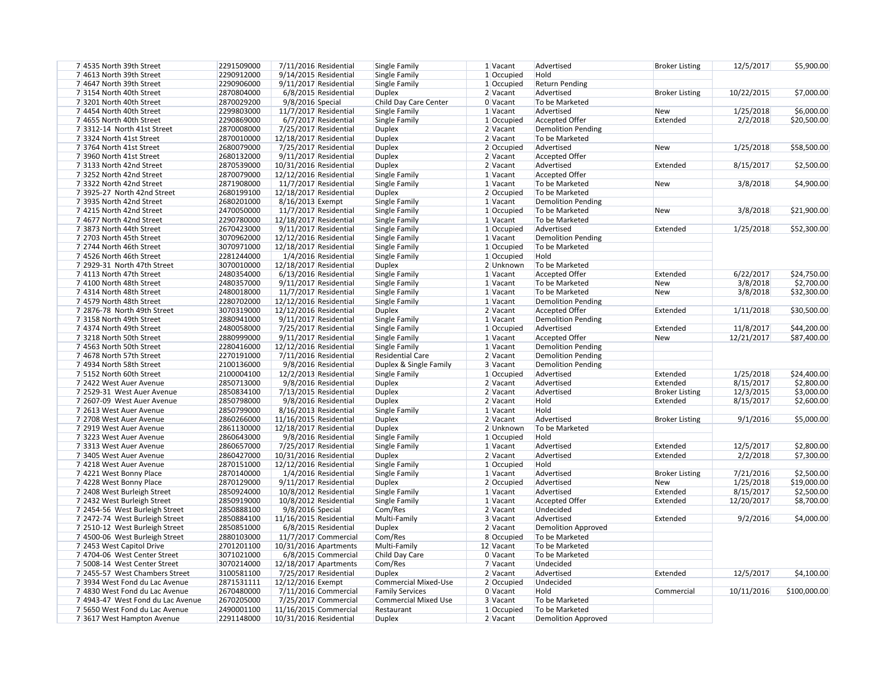| | | | | | | | | | | | |
|---|---|---|---|---|---|---|---|---|---|---|---|
| 7 | 4535 North 39th Street | 2291509000 | 7/11/2016 | Residential | Single Family | 1 | Vacant | Advertised | Broker Listing | 12/5/2017 | $5,900.00 |
| 7 | 4613 North 39th Street | 2290912000 | 9/14/2015 | Residential | Single Family | 1 | Occupied | Hold | | | |
| 7 | 4647 North 39th Street | 2290906000 | 9/11/2017 | Residential | Single Family | 1 | Occupied | Return Pending | | | |
| 7 | 3154 North 40th Street | 2870804000 | 6/8/2015 | Residential | Duplex | 2 | Vacant | Advertised | Broker Listing | 10/22/2015 | $7,000.00 |
| 7 | 3201 North 40th Street | 2870029200 | 9/8/2016 | Special | Child Day Care Center | 0 | Vacant | To be Marketed | | | |
| 7 | 4454 North 40th Street | 2299803000 | 11/7/2017 | Residential | Single Family | 1 | Vacant | Advertised | New | 1/25/2018 | $6,000.00 |
| 7 | 4655 North 40th Street | 2290869000 | 6/7/2017 | Residential | Single Family | 1 | Occupied | Accepted Offer | Extended | 2/2/2018 | $20,500.00 |
| 7 | 3312-14 North 41st Street | 2870008000 | 7/25/2017 | Residential | Duplex | 2 | Vacant | Demolition Pending | | | |
| 7 | 3324 North 41st Street | 2870010000 | 12/18/2017 | Residential | Duplex | 2 | Vacant | To be Marketed | | | |
| 7 | 3764 North 41st Street | 2680079000 | 7/25/2017 | Residential | Duplex | 2 | Occupied | Advertised | New | 1/25/2018 | $58,500.00 |
| 7 | 3960 North 41st Street | 2680132000 | 9/11/2017 | Residential | Duplex | 2 | Vacant | Accepted Offer | | | |
| 7 | 3133 North 42nd Street | 2870539000 | 10/31/2016 | Residential | Duplex | 2 | Vacant | Advertised | Extended | 8/15/2017 | $2,500.00 |
| 7 | 3252 North 42nd Street | 2870079000 | 12/12/2016 | Residential | Single Family | 1 | Vacant | Accepted Offer | | | |
| 7 | 3322 North 42nd Street | 2871908000 | 11/7/2017 | Residential | Single Family | 1 | Vacant | To be Marketed | New | 3/8/2018 | $4,900.00 |
| 7 | 3925-27 North 42nd Street | 2680199100 | 12/18/2017 | Residential | Duplex | 2 | Occupied | To be Marketed | | | |
| 7 | 3935 North 42nd Street | 2680201000 | 8/16/2013 | Exempt | Single Family | 1 | Vacant | Demolition Pending | | | |
| 7 | 4215 North 42nd Street | 2470050000 | 11/7/2017 | Residential | Single Family | 1 | Occupied | To be Marketed | New | 3/8/2018 | $21,900.00 |
| 7 | 4677 North 42nd Street | 2290780000 | 12/18/2017 | Residential | Single Family | 1 | Vacant | To be Marketed | | | |
| 7 | 3873 North 44th Street | 2670423000 | 9/11/2017 | Residential | Single Family | 1 | Occupied | Advertised | Extended | 1/25/2018 | $52,300.00 |
| 7 | 2703 North 45th Street | 3070962000 | 12/12/2016 | Residential | Single Family | 1 | Vacant | Demolition Pending | | | |
| 7 | 2744 North 46th Street | 3070971000 | 12/18/2017 | Residential | Single Family | 1 | Occupied | To be Marketed | | | |
| 7 | 4526 North 46th Street | 2281244000 | 1/4/2016 | Residential | Single Family | 1 | Occupied | Hold | | | |
| 7 | 2929-31 North 47th Street | 3070010000 | 12/18/2017 | Residential | Duplex | 2 | Unknown | To be Marketed | | | |
| 7 | 4113 North 47th Street | 2480354000 | 6/13/2016 | Residential | Single Family | 1 | Vacant | Accepted Offer | Extended | 6/22/2017 | $24,750.00 |
| 7 | 4100 North 48th Street | 2480357000 | 9/11/2017 | Residential | Single Family | 1 | Vacant | To be Marketed | New | 3/8/2018 | $2,700.00 |
| 7 | 4314 North 48th Street | 2480018000 | 11/7/2017 | Residential | Single Family | 1 | Vacant | To be Marketed | New | 3/8/2018 | $32,300.00 |
| 7 | 4579 North 48th Street | 2280702000 | 12/12/2016 | Residential | Single Family | 1 | Vacant | Demolition Pending | | | |
| 7 | 2876-78 North 49th Street | 3070319000 | 12/12/2016 | Residential | Duplex | 2 | Vacant | Accepted Offer | Extended | 1/11/2018 | $30,500.00 |
| 7 | 3158 North 49th Street | 2880941000 | 9/11/2017 | Residential | Single Family | 1 | Vacant | Demolition Pending | | | |
| 7 | 4374 North 49th Street | 2480058000 | 7/25/2017 | Residential | Single Family | 1 | Occupied | Advertised | Extended | 11/8/2017 | $44,200.00 |
| 7 | 3218 North 50th Street | 2880999000 | 9/11/2017 | Residential | Single Family | 1 | Vacant | Accepted Offer | New | 12/21/2017 | $87,400.00 |
| 7 | 4563 North 50th Street | 2280416000 | 12/12/2016 | Residential | Single Family | 1 | Vacant | Demolition Pending | | | |
| 7 | 4678 North 57th Street | 2270191000 | 7/11/2016 | Residential | Residential Care | 2 | Vacant | Demolition Pending | | | |
| 7 | 4934 North 58th Street | 2100136000 | 9/8/2016 | Residential | Duplex & Single Family | 3 | Vacant | Demolition Pending | | | |
| 7 | 5152 North 60th Street | 2100004100 | 12/2/2013 | Residential | Single Family | 1 | Occupied | Advertised | Extended | 1/25/2018 | $24,400.00 |
| 7 | 2422 West Auer Avenue | 2850713000 | 9/8/2016 | Residential | Duplex | 2 | Vacant | Advertised | Extended | 8/15/2017 | $2,800.00 |
| 7 | 2529-31 West Auer Avenue | 2850834100 | 7/13/2015 | Residential | Duplex | 2 | Vacant | Advertised | Broker Listing | 12/3/2015 | $3,000.00 |
| 7 | 2607-09 West Auer Avenue | 2850798000 | 9/8/2016 | Residential | Duplex | 2 | Vacant | Hold | Extended | 8/15/2017 | $2,600.00 |
| 7 | 2613 West Auer Avenue | 2850799000 | 8/16/2013 | Residential | Single Family | 1 | Vacant | Hold | | | |
| 7 | 2708 West Auer Avenue | 2860266000 | 11/16/2015 | Residential | Duplex | 2 | Vacant | Advertised | Broker Listing | 9/1/2016 | $5,000.00 |
| 7 | 2919 West Auer Avenue | 2861130000 | 12/18/2017 | Residential | Duplex | 2 | Unknown | To be Marketed | | | |
| 7 | 3223 West Auer Avenue | 2860643000 | 9/8/2016 | Residential | Single Family | 1 | Occupied | Hold | | | |
| 7 | 3313 West Auer Avenue | 2860657000 | 7/25/2017 | Residential | Single Family | 1 | Vacant | Advertised | Extended | 12/5/2017 | $2,800.00 |
| 7 | 3405 West Auer Avenue | 2860427000 | 10/31/2016 | Residential | Duplex | 2 | Vacant | Advertised | Extended | 2/2/2018 | $7,300.00 |
| 7 | 4218 West Auer Avenue | 2870151000 | 12/12/2016 | Residential | Single Family | 1 | Occupied | Hold | | | |
| 7 | 4221 West Bonny Place | 2870140000 | 1/4/2016 | Residential | Single Family | 1 | Vacant | Advertised | Broker Listing | 7/21/2016 | $2,500.00 |
| 7 | 4228 West Bonny Place | 2870129000 | 9/11/2017 | Residential | Duplex | 2 | Occupied | Advertised | New | 1/25/2018 | $19,000.00 |
| 7 | 2408 West Burleigh Street | 2850924000 | 10/8/2012 | Residential | Single Family | 1 | Vacant | Advertised | Extended | 8/15/2017 | $2,500.00 |
| 7 | 2432 West Burleigh Street | 2850919000 | 10/8/2012 | Residential | Single Family | 1 | Vacant | Accepted Offer | Extended | 12/20/2017 | $8,700.00 |
| 7 | 2454-56 West Burleigh Street | 2850888100 | 9/8/2016 | Special | Com/Res | 2 | Vacant | Undecided | | | |
| 7 | 2472-74 West Burleigh Street | 2850884100 | 11/16/2015 | Residential | Multi-Family | 3 | Vacant | Advertised | Extended | 9/2/2016 | $4,000.00 |
| 7 | 2510-12 West Burleigh Street | 2850851000 | 6/8/2015 | Residential | Duplex | 2 | Vacant | Demolition Approved | | | |
| 7 | 4500-06 West Burleigh Street | 2880103000 | 11/7/2017 | Commercial | Com/Res | 8 | Occupied | To be Marketed | | | |
| 7 | 2453 West Capitol Drive | 2701201100 | 10/31/2016 | Apartments | Multi-Family | 12 | Vacant | To be Marketed | | | |
| 7 | 4704-06 West Center Street | 3071021000 | 6/8/2015 | Commercial | Child Day Care | 0 | Vacant | To be Marketed | | | |
| 7 | 5008-14 West Center Street | 3070214000 | 12/18/2017 | Apartments | Com/Res | 7 | Vacant | Undecided | | | |
| 7 | 2455-57 West Chambers Street | 3100581100 | 7/25/2017 | Residential | Duplex | 2 | Vacant | Advertised | Extended | 12/5/2017 | $4,100.00 |
| 7 | 3934 West Fond du Lac Avenue | 2871531111 | 12/12/2016 | Exempt | Commercial Mixed-Use | 2 | Occupied | Undecided | | | |
| 7 | 4830 West Fond du Lac Avenue | 2670480000 | 7/11/2016 | Commercial | Family Services | 0 | Vacant | Hold | Commercial | 10/11/2016 | $100,000.00 |
| 7 | 4943-47 West Fond du Lac Avenue | 2670205000 | 7/25/2017 | Commercial | Commercial Mixed Use | 3 | Vacant | To be Marketed | | | |
| 7 | 5650 West Fond du Lac Avenue | 2490001100 | 11/16/2015 | Commercial | Restaurant | 1 | Occupied | To be Marketed | | | |
| 7 | 3617 West Hampton Avenue | 2291148000 | 10/31/2016 | Residential | Duplex | 2 | Vacant | Demolition Approved | | | |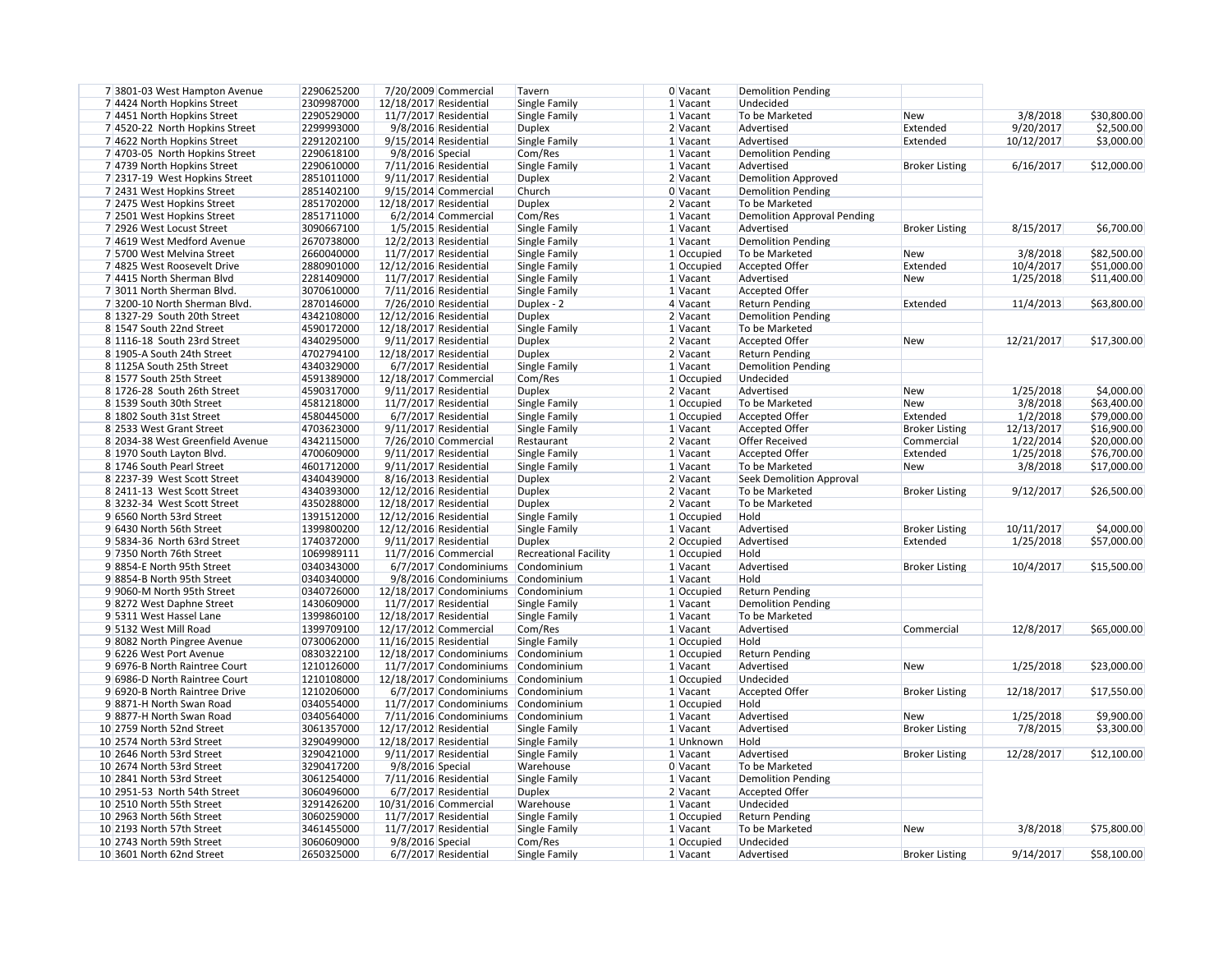| | | | | | | | | | | | |
|---|---|---|---|---|---|---|---|---|---|---|---|
| 7 | 3801-03 West Hampton Avenue | 2290625200 | 7/20/2009 | Commercial | Tavern | 0 | Vacant | Demolition Pending | | | |
| 7 | 4424 North Hopkins Street | 2309987000 | 12/18/2017 | Residential | Single Family | 1 | Vacant | Undecided | | | |
| 7 | 4451 North Hopkins Street | 2290529000 | 11/7/2017 | Residential | Single Family | 1 | Vacant | To be Marketed | New | 3/8/2018 | $30,800.00 |
| 7 | 4520-22 North Hopkins Street | 2299993000 | 9/8/2016 | Residential | Duplex | 2 | Vacant | Advertised | Extended | 9/20/2017 | $2,500.00 |
| 7 | 4622 North Hopkins Street | 2291202100 | 9/15/2014 | Residential | Single Family | 1 | Vacant | Advertised | Extended | 10/12/2017 | $3,000.00 |
| 7 | 4703-05 North Hopkins Street | 2290618100 | 9/8/2016 | Special | Com/Res | 1 | Vacant | Demolition Pending | | | |
| 7 | 4739 North Hopkins Street | 2290610000 | 7/11/2016 | Residential | Single Family | 1 | Vacant | Advertised | Broker Listing | 6/16/2017 | $12,000.00 |
| 7 | 2317-19 West Hopkins Street | 2851011000 | 9/11/2017 | Residential | Duplex | 2 | Vacant | Demolition Approved | | | |
| 7 | 2431 West Hopkins Street | 2851402100 | 9/15/2014 | Commercial | Church | 0 | Vacant | Demolition Pending | | | |
| 7 | 2475 West Hopkins Street | 2851702000 | 12/18/2017 | Residential | Duplex | 2 | Vacant | To be Marketed | | | |
| 7 | 2501 West Hopkins Street | 2851711000 | 6/2/2014 | Commercial | Com/Res | 1 | Vacant | Demolition Approval Pending | | | |
| 7 | 2926 West Locust Street | 3090667100 | 1/5/2015 | Residential | Single Family | 1 | Vacant | Advertised | Broker Listing | 8/15/2017 | $6,700.00 |
| 7 | 4619 West Medford Avenue | 2670738000 | 12/2/2013 | Residential | Single Family | 1 | Vacant | Demolition Pending | | | |
| 7 | 5700 West Melvina Street | 2660040000 | 11/7/2017 | Residential | Single Family | 1 | Occupied | To be Marketed | New | 3/8/2018 | $82,500.00 |
| 7 | 4825 West Roosevelt Drive | 2880901000 | 12/12/2016 | Residential | Single Family | 1 | Occupied | Accepted Offer | Extended | 10/4/2017 | $51,000.00 |
| 7 | 4415 North Sherman Blvd | 2281409000 | 11/7/2017 | Residential | Single Family | 1 | Vacant | Advertised | New | 1/25/2018 | $11,400.00 |
| 7 | 3011 North Sherman Blvd. | 3070610000 | 7/11/2016 | Residential | Single Family | 1 | Vacant | Accepted Offer | | | |
| 7 | 3200-10 North Sherman Blvd. | 2870146000 | 7/26/2010 | Residential | Duplex - 2 | 4 | Vacant | Return Pending | Extended | 11/4/2013 | $63,800.00 |
| 8 | 1327-29 South 20th Street | 4342108000 | 12/12/2016 | Residential | Duplex | 2 | Vacant | Demolition Pending | | | |
| 8 | 1547 South 22nd Street | 4590172000 | 12/18/2017 | Residential | Single Family | 1 | Vacant | To be Marketed | | | |
| 8 | 1116-18 South 23rd Street | 4340295000 | 9/11/2017 | Residential | Duplex | 2 | Vacant | Accepted Offer | New | 12/21/2017 | $17,300.00 |
| 8 | 1905-A South 24th Street | 4702794100 | 12/18/2017 | Residential | Duplex | 2 | Vacant | Return Pending | | | |
| 8 | 1125A South 25th Street | 4340329000 | 6/7/2017 | Residential | Single Family | 1 | Vacant | Demolition Pending | | | |
| 8 | 1577 South 25th Street | 4591389000 | 12/18/2017 | Commercial | Com/Res | 1 | Occupied | Undecided | | | |
| 8 | 1726-28 South 26th Street | 4590317000 | 9/11/2017 | Residential | Duplex | 2 | Vacant | Advertised | New | 1/25/2018 | $4,000.00 |
| 8 | 1539 South 30th Street | 4581218000 | 11/7/2017 | Residential | Single Family | 1 | Occupied | To be Marketed | New | 3/8/2018 | $63,400.00 |
| 8 | 1802 South 31st Street | 4580445000 | 6/7/2017 | Residential | Single Family | 1 | Occupied | Accepted Offer | Extended | 1/2/2018 | $79,000.00 |
| 8 | 2533 West Grant Street | 4703623000 | 9/11/2017 | Residential | Single Family | 1 | Vacant | Accepted Offer | Broker Listing | 12/13/2017 | $16,900.00 |
| 8 | 2034-38 West Greenfield Avenue | 4342115000 | 7/26/2010 | Commercial | Restaurant | 2 | Vacant | Offer Received | Commercial | 1/22/2014 | $20,000.00 |
| 8 | 1970 South Layton Blvd. | 4700609000 | 9/11/2017 | Residential | Single Family | 1 | Vacant | Accepted Offer | Extended | 1/25/2018 | $76,700.00 |
| 8 | 1746 South Pearl Street | 4601712000 | 9/11/2017 | Residential | Single Family | 1 | Vacant | To be Marketed | New | 3/8/2018 | $17,000.00 |
| 8 | 2237-39 West Scott Street | 4340439000 | 8/16/2013 | Residential | Duplex | 2 | Vacant | Seek Demolition Approval | | | |
| 8 | 2411-13 West Scott Street | 4340393000 | 12/12/2016 | Residential | Duplex | 2 | Vacant | To be Marketed | Broker Listing | 9/12/2017 | $26,500.00 |
| 8 | 3232-34 West Scott Street | 4350288000 | 12/18/2017 | Residential | Duplex | 2 | Vacant | To be Marketed | | | |
| 9 | 6560 North 53rd Street | 1391512000 | 12/12/2016 | Residential | Single Family | 1 | Occupied | Hold | | | |
| 9 | 6430 North 56th Street | 1399800200 | 12/12/2016 | Residential | Single Family | 1 | Vacant | Advertised | Broker Listing | 10/11/2017 | $4,000.00 |
| 9 | 5834-36 North 63rd Street | 1740372000 | 9/11/2017 | Residential | Duplex | 2 | Occupied | Advertised | Extended | 1/25/2018 | $57,000.00 |
| 9 | 7350 North 76th Street | 1069989111 | 11/7/2016 | Commercial | Recreational Facility | 1 | Occupied | Hold | | | |
| 9 | 8854-E North 95th Street | 0340343000 | 6/7/2017 | Condominiums | Condominium | 1 | Vacant | Advertised | Broker Listing | 10/4/2017 | $15,500.00 |
| 9 | 8854-B North 95th Street | 0340340000 | 9/8/2016 | Condominiums | Condominium | 1 | Vacant | Hold | | | |
| 9 | 9060-M North 95th Street | 0340726000 | 12/18/2017 | Condominiums | Condominium | 1 | Occupied | Return Pending | | | |
| 9 | 8272 West Daphne Street | 1430609000 | 11/7/2017 | Residential | Single Family | 1 | Vacant | Demolition Pending | | | |
| 9 | 5311 West Hassel Lane | 1399860100 | 12/18/2017 | Residential | Single Family | 1 | Vacant | To be Marketed | | | |
| 9 | 5132 West Mill Road | 1399709100 | 12/17/2012 | Commercial | Com/Res | 1 | Vacant | Advertised | Commercial | 12/8/2017 | $65,000.00 |
| 9 | 8082 North Pingree Avenue | 0730062000 | 11/16/2015 | Residential | Single Family | 1 | Occupied | Hold | | | |
| 9 | 6226 West Port Avenue | 0830322100 | 12/18/2017 | Condominiums | Condominium | 1 | Occupied | Return Pending | | | |
| 9 | 6976-B North Raintree Court | 1210126000 | 11/7/2017 | Condominiums | Condominium | 1 | Vacant | Advertised | New | 1/25/2018 | $23,000.00 |
| 9 | 6986-D North Raintree Court | 1210108000 | 12/18/2017 | Condominiums | Condominium | 1 | Occupied | Undecided | | | |
| 9 | 6920-B North Raintree Drive | 1210206000 | 6/7/2017 | Condominiums | Condominium | 1 | Vacant | Accepted Offer | Broker Listing | 12/18/2017 | $17,550.00 |
| 9 | 8871-H North Swan Road | 0340554000 | 11/7/2017 | Condominiums | Condominium | 1 | Occupied | Hold | | | |
| 9 | 8877-H North Swan Road | 0340564000 | 7/11/2016 | Condominiums | Condominium | 1 | Vacant | Advertised | New | 1/25/2018 | $9,900.00 |
| 10 | 2759 North 52nd Street | 3061357000 | 12/17/2012 | Residential | Single Family | 1 | Vacant | Advertised | Broker Listing | 7/8/2015 | $3,300.00 |
| 10 | 2574 North 53rd Street | 3290499000 | 12/18/2017 | Residential | Single Family | 1 | Unknown | Hold | | | |
| 10 | 2646 North 53rd Street | 3290421000 | 9/11/2017 | Residential | Single Family | 1 | Vacant | Advertised | Broker Listing | 12/28/2017 | $12,100.00 |
| 10 | 2674 North 53rd Street | 3290417200 | 9/8/2016 | Special | Warehouse | 0 | Vacant | To be Marketed | | | |
| 10 | 2841 North 53rd Street | 3061254000 | 7/11/2016 | Residential | Single Family | 1 | Vacant | Demolition Pending | | | |
| 10 | 2951-53 North 54th Street | 3060496000 | 6/7/2017 | Residential | Duplex | 2 | Vacant | Accepted Offer | | | |
| 10 | 2510 North 55th Street | 3291426200 | 10/31/2016 | Commercial | Warehouse | 1 | Vacant | Undecided | | | |
| 10 | 2963 North 56th Street | 3060259000 | 11/7/2017 | Residential | Single Family | 1 | Occupied | Return Pending | | | |
| 10 | 2193 North 57th Street | 3461455000 | 11/7/2017 | Residential | Single Family | 1 | Vacant | To be Marketed | New | 3/8/2018 | $75,800.00 |
| 10 | 2743 North 59th Street | 3060609000 | 9/8/2016 | Special | Com/Res | 1 | Occupied | Undecided | | | |
| 10 | 3601 North 62nd Street | 2650325000 | 6/7/2017 | Residential | Single Family | 1 | Vacant | Advertised | Broker Listing | 9/14/2017 | $58,100.00 |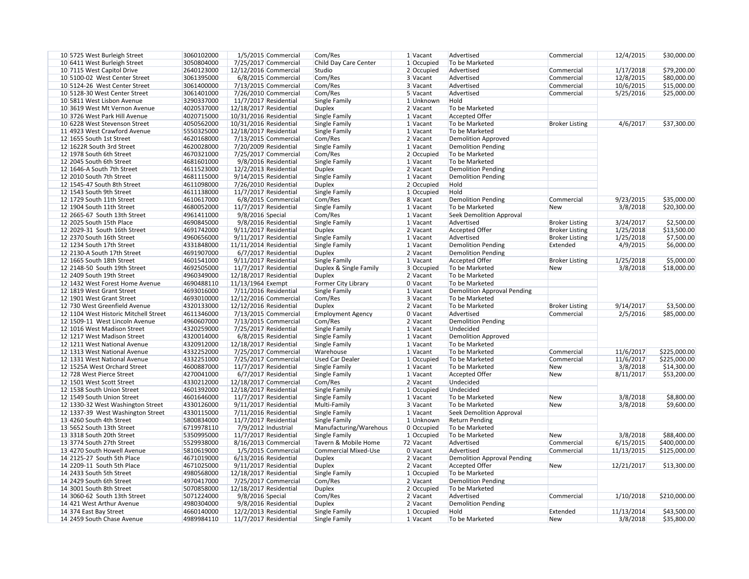| | | | | | | | | | | |
|---|---|---|---|---|---|---|---|---|---|---|
| 10 | 5725 West Burleigh Street | 3060102000 | 1/5/2015 | Commercial | Com/Res | 1 | Vacant | Advertised | Commercial | 12/4/2015 | $30,000.00 |
| 10 | 6411 West Burleigh Street | 3050804000 | 7/25/2017 | Commercial | Child Day Care Center | 1 | Occupied | To be Marketed | | | |
| 10 | 7115 West Capitol Drive | 2640123000 | 12/12/2016 | Commercial | Studio | 2 | Occupied | Advertised | Commercial | 1/17/2018 | $79,200.00 |
| 10 | 5100-02 West Center Street | 3061395000 | 6/8/2015 | Commercial | Com/Res | 3 | Vacant | Advertised | Commercial | 12/8/2015 | $80,000.00 |
| 10 | 5124-26 West Center Street | 3061400000 | 7/13/2015 | Commercial | Com/Res | 3 | Vacant | Advertised | Commercial | 10/6/2015 | $15,000.00 |
| 10 | 5128-30 West Center Street | 3061401000 | 7/26/2010 | Commercial | Com/Res | 5 | Vacant | Advertised | Commercial | 5/25/2016 | $25,000.00 |
| 10 | 5811 West Lisbon Avenue | 3290337000 | 11/7/2017 | Residential | Single Family | 1 | Unknown | Hold | | | |
| 10 | 3619 West Mt Vernon Avenue | 4020537000 | 12/18/2017 | Residential | Duplex | 2 | Vacant | To be Marketed | | | |
| 10 | 3726 West Park Hill Avenue | 4020715000 | 10/31/2016 | Residential | Single Family | 1 | Vacant | Accepted Offer | | | |
| 10 | 6228 West Stevenson Street | 4050562000 | 10/31/2016 | Residential | Single Family | 1 | Vacant | To be Marketed | Broker Listing | 4/6/2017 | $37,300.00 |
| 11 | 4923 West Crawford Avenue | 5550325000 | 12/18/2017 | Residential | Single Family | 1 | Vacant | To be Marketed | | | |
| 12 | 1655 South 1st Street | 4620168000 | 7/13/2015 | Commercial | Com/Res | 2 | Vacant | Demolition Approved | | | |
| 12 | 1622R South 3rd Street | 4620028000 | 7/20/2009 | Residential | Single Family | 1 | Vacant | Demolition Pending | | | |
| 12 | 1978 South 6th Street | 4670321000 | 7/25/2017 | Commercial | Com/Res | 2 | Occupied | To be Marketed | | | |
| 12 | 2045 South 6th Street | 4681601000 | 9/8/2016 | Residential | Single Family | 1 | Vacant | To be Marketed | | | |
| 12 | 1646-A South 7th Street | 4611523000 | 12/2/2013 | Residential | Duplex | 2 | Vacant | Demolition Pending | | | |
| 12 | 2010 South 7th Street | 4681115000 | 9/14/2015 | Residential | Single Family | 1 | Vacant | Demolition Pending | | | |
| 12 | 1545-47 South 8th Street | 4611098000 | 7/26/2010 | Residential | Duplex | 2 | Occupied | Hold | | | |
| 12 | 1543 South 9th Street | 4611138000 | 11/7/2017 | Residential | Single Family | 1 | Occupied | Hold | | | |
| 12 | 1729 South 11th Street | 4610617000 | 6/8/2015 | Commercial | Com/Res | 8 | Vacant | Demolition Pending | Commercial | 9/23/2015 | $35,000.00 |
| 12 | 1904 South 11th Street | 4680052000 | 11/7/2017 | Residential | Single Family | 1 | Vacant | To be Marketed | New | 3/8/2018 | $20,300.00 |
| 12 | 2665-67 South 13th Street | 4961411000 | 9/8/2016 | Special | Com/Res | 1 | Vacant | Seek Demolition Approval | | | |
| 12 | 2025 South 15th Place | 4690845000 | 9/8/2016 | Residential | Single Family | 1 | Vacant | Advertised | Broker Listing | 3/24/2017 | $2,500.00 |
| 12 | 2029-31 South 16th Street | 4691742000 | 9/11/2017 | Residential | Duplex | 2 | Vacant | Accepted Offer | Broker Listing | 1/25/2018 | $13,500.00 |
| 12 | 2370 South 16th Street | 4960656000 | 9/11/2017 | Residential | Single Family | 1 | Vacant | Advertised | Broker Listing | 1/25/2018 | $7,500.00 |
| 12 | 1234 South 17th Street | 4331848000 | 11/11/2014 | Residential | Single Family | 1 | Vacant | Demolition Pending | Extended | 4/9/2015 | $6,000.00 |
| 12 | 2130-A South 17th Street | 4691907000 | 6/7/2017 | Residential | Duplex | 2 | Vacant | Demolition Pending | | | |
| 12 | 1665 South 18th Street | 4601541000 | 9/11/2017 | Residential | Single Family | 1 | Vacant | Accepted Offer | Broker Listing | 1/25/2018 | $5,000.00 |
| 12 | 2148-50 South 19th Street | 4692505000 | 11/7/2017 | Residential | Duplex & Single Family | 3 | Occupied | To be Marketed | New | 3/8/2018 | $18,000.00 |
| 12 | 2409 South 19th Street | 4960349000 | 12/18/2017 | Residential | Duplex | 2 | Vacant | To be Marketed | | | |
| 12 | 1432 West Forest Home Avenue | 4690488110 | 11/13/1964 | Exempt | Former City Library | 0 | Vacant | To be Marketed | | | |
| 12 | 1819 West Grant Street | 4693016000 | 7/11/2016 | Residential | Single Family | 1 | Vacant | Demolition Approval Pending | | | |
| 12 | 1901 West Grant Street | 4693010000 | 12/12/2016 | Commercial | Com/Res | 3 | Vacant | To be Marketed | | | |
| 12 | 730 West Greenfield Avenue | 4320133000 | 12/12/2016 | Residential | Duplex | 2 | Vacant | To be Marketed | Broker Listing | 9/14/2017 | $3,500.00 |
| 12 | 1104 West Historic Mitchell Street | 4611346000 | 7/13/2015 | Commercial | Employment Agency | 0 | Vacant | Advertised | Commercial | 2/5/2016 | $85,000.00 |
| 12 | 1509-11 West Lincoln Avenue | 4960607000 | 7/13/2015 | Commercial | Com/Res | 2 | Vacant | Demolition Pending | | | |
| 12 | 1016 West Madison Street | 4320259000 | 7/25/2017 | Residential | Single Family | 1 | Vacant | Undecided | | | |
| 12 | 1217 West Madison Street | 4320014000 | 6/8/2015 | Residential | Single Family | 1 | Vacant | Demolition Approved | | | |
| 12 | 1211 West National Avenue | 4320912000 | 12/18/2017 | Residential | Single Family | 1 | Vacant | To be Marketed | | | |
| 12 | 1313 West National Avenue | 4332252000 | 7/25/2017 | Commercial | Warehouse | 1 | Vacant | To be Marketed | Commercial | 11/6/2017 | $225,000.00 |
| 12 | 1331 West National Avenue | 4332251000 | 7/25/2017 | Commercial | Used Car Dealer | 1 | Occupied | To be Marketed | Commercial | 11/6/2017 | $225,000.00 |
| 12 | 1525A West Orchard Street | 4600887000 | 11/7/2017 | Residential | Single Family | 1 | Vacant | To be Marketed | New | 3/8/2018 | $14,300.00 |
| 12 | 728 West Pierce Street | 4270041000 | 6/7/2017 | Residential | Single Family | 1 | Vacant | Accepted Offer | New | 8/11/2017 | $53,200.00 |
| 12 | 1501 West Scott Street | 4330212000 | 12/18/2017 | Commercial | Com/Res | 2 | Vacant | Undecided | | | |
| 12 | 1538 South Union Street | 4601392000 | 12/18/2017 | Residential | Single Family | 1 | Occupied | Undecided | | | |
| 12 | 1549 South Union Street | 4601646000 | 11/7/2017 | Residential | Single Family | 1 | Vacant | To be Marketed | New | 3/8/2018 | $8,800.00 |
| 12 | 1330-32 West Washington Street | 4330126000 | 9/11/2017 | Residential | Multi-Family | 3 | Vacant | To be Marketed | New | 3/8/2018 | $9,600.00 |
| 12 | 1337-39 West Washington Street | 4330115000 | 7/11/2016 | Residential | Single Family | 1 | Vacant | Seek Demolition Approval | | | |
| 13 | 4260 South 4th Street | 5800834000 | 11/7/2017 | Residential | Single Family | 1 | Unknown | Return Pending | | | |
| 13 | 5652 South 13th Street | 6719978110 | 7/9/2012 | Industrial | Manufacturing/Warehous | 0 | Occupied | To be Marketed | | | |
| 13 | 3318 South 20th Street | 5350995000 | 11/7/2017 | Residential | Single Family | 1 | Occupied | To be Marketed | New | 3/8/2018 | $88,400.00 |
| 13 | 3774 South 27th Street | 5529938000 | 8/16/2013 | Commercial | Tavern & Mobile Home | 72 | Vacant | Advertised | Commercial | 6/15/2015 | $400,000.00 |
| 13 | 4270 South Howell Avenue | 5810619000 | 1/5/2015 | Commercial | Commercial Mixed-Use | 0 | Vacant | Advertised | Commercial | 11/13/2015 | $125,000.00 |
| 14 | 2125-27 South 5th Place | 4671019000 | 6/13/2016 | Residential | Duplex | 2 | Vacant | Demolition Approval Pending | | | |
| 14 | 2209-11 South 5th Place | 4671025000 | 9/11/2017 | Residential | Duplex | 2 | Vacant | Accepted Offer | New | 12/21/2017 | $13,300.00 |
| 14 | 2433 South 5th Street | 4980568000 | 12/18/2017 | Residential | Single Family | 1 | Occupied | To be Marketed | | | |
| 14 | 2429 South 6th Street | 4970417000 | 7/25/2017 | Commercial | Com/Res | 2 | Vacant | Demolition Pending | | | |
| 14 | 3001 South 8th Street | 5070858000 | 12/18/2017 | Residential | Duplex | 2 | Occupied | To be Marketed | | | |
| 14 | 3060-62 South 13th Street | 5071224000 | 9/8/2016 | Special | Com/Res | 2 | Vacant | Advertised | Commercial | 1/10/2018 | $210,000.00 |
| 14 | 421 West Arthur Avenue | 4980304000 | 9/8/2016 | Residential | Duplex | 2 | Vacant | Demolition Pending | | | |
| 14 | 374 East Bay Street | 4660140000 | 12/2/2013 | Residential | Single Family | 1 | Occupied | Hold | Extended | 11/13/2014 | $43,500.00 |
| 14 | 2459 South Chase Avenue | 4989984110 | 11/7/2017 | Residential | Single Family | 1 | Vacant | To be Marketed | New | 3/8/2018 | $35,800.00 |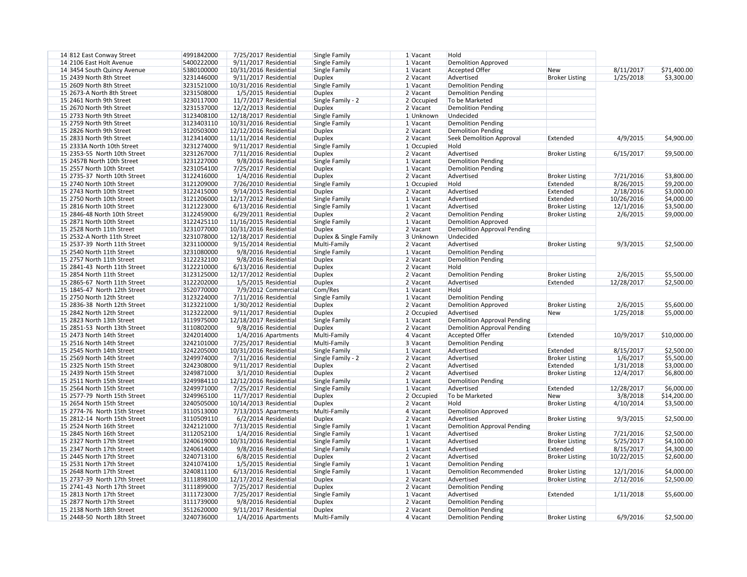| | | | | | | | | | | | |
|---|---|---|---|---|---|---|---|---|---|---|---|
| 14 | 812 East Conway Street | 4991842000 | 7/25/2017 | Residential | Single Family | 1 | Vacant | Hold | | | |
| 14 | 2106 East Holt Avenue | 5400222000 | 9/11/2017 | Residential | Single Family | 1 | Vacant | Demolition Approved | | | |
| 14 | 3454 South Quincy Avenue | 5380100000 | 10/31/2016 | Residential | Single Family | 1 | Vacant | Accepted Offer | New | 8/11/2017 | $71,400.00 |
| 15 | 2439 North 8th Street | 3231446000 | 9/11/2017 | Residential | Duplex | 2 | Vacant | Advertised | Broker Listing | 1/25/2018 | $3,300.00 |
| 15 | 2609 North 8th Street | 3231521000 | 10/31/2016 | Residential | Single Family | 1 | Vacant | Demolition Pending | | | |
| 15 | 2673-A North 8th Street | 3231508000 | 1/5/2015 | Residential | Duplex | 2 | Vacant | Demolition Pending | | | |
| 15 | 2461 North 9th Street | 3230117000 | 11/7/2017 | Residential | Single Family - 2 | 2 | Occupied | To be Marketed | | | |
| 15 | 2670 North 9th Street | 3231537000 | 12/2/2013 | Residential | Duplex | 2 | Vacant | Demolition Pending | | | |
| 15 | 2733 North 9th Street | 3123408100 | 12/18/2017 | Residential | Single Family | 1 | Unknown | Undecided | | | |
| 15 | 2759 North 9th Street | 3123403110 | 10/31/2016 | Residential | Single Family | 1 | Vacant | Demolition Pending | | | |
| 15 | 2826 North 9th Street | 3120503000 | 12/12/2016 | Residential | Duplex | 2 | Vacant | Demolition Pending | | | |
| 15 | 2833 North 9th Street | 3123414000 | 11/11/2014 | Residential | Duplex | 2 | Vacant | Seek Demolition Approval | Extended | 4/9/2015 | $4,900.00 |
| 15 | 2333A North 10th Street | 3231274000 | 9/11/2017 | Residential | Single Family | 1 | Occupied | Hold | | | |
| 15 | 2353-55 North 10th Street | 3231267000 | 7/11/2016 | Residential | Duplex | 2 | Vacant | Advertised | Broker Listing | 6/15/2017 | $9,500.00 |
| 15 | 2457B North 10th Street | 3231227000 | 9/8/2016 | Residential | Single Family | 1 | Vacant | Demolition Pending | | | |
| 15 | 2557 North 10th Street | 3231054100 | 7/25/2017 | Residential | Duplex | 1 | Vacant | Demolition Pending | | | |
| 15 | 2735-37 North 10th Street | 3122416000 | 1/4/2016 | Residential | Duplex | 2 | Vacant | Advertised | Broker Listing | 7/21/2016 | $3,800.00 |
| 15 | 2740 North 10th Street | 3121209000 | 7/26/2010 | Residential | Single Family | 1 | Occupied | Hold | Extended | 8/26/2015 | $9,200.00 |
| 15 | 2743 North 10th Street | 3122415000 | 9/14/2015 | Residential | Duplex | 2 | Vacant | Advertised | Extended | 2/18/2016 | $3,000.00 |
| 15 | 2750 North 10th Street | 3121206000 | 12/17/2012 | Residential | Single Family | 1 | Vacant | Advertised | Extended | 10/26/2016 | $4,000.00 |
| 15 | 2816 North 10th Street | 3121223000 | 6/13/2016 | Residential | Single Family | 1 | Vacant | Advertised | Broker Listing | 12/1/2016 | $3,500.00 |
| 15 | 2846-48 North 10th Street | 3122459000 | 6/29/2011 | Residential | Duplex | 2 | Vacant | Demolition Pending | Broker Listing | 2/6/2015 | $9,000.00 |
| 15 | 2871 North 10th Street | 3122425110 | 11/16/2015 | Residential | Single Family | 1 | Vacant | Demolition Approved | | | |
| 15 | 2528 North 11th Street | 3231077000 | 10/31/2016 | Residential | Duplex | 2 | Vacant | Demolition Approval Pending | | | |
| 15 | 2532-A North 11th Street | 3231078000 | 12/18/2017 | Residential | Duplex & Single Family | 3 | Unknown | Undecided | | | |
| 15 | 2537-39 North 11th Street | 3231100000 | 9/15/2014 | Residential | Multi-Family | 2 | Vacant | Advertised | Broker Listing | 9/3/2015 | $2,500.00 |
| 15 | 2540 North 11th Street | 3231080000 | 9/8/2016 | Residential | Single Family | 1 | Vacant | Demolition Pending | | | |
| 15 | 2757 North 11th Street | 3122232100 | 9/8/2016 | Residential | Duplex | 2 | Vacant | Demolition Pending | | | |
| 15 | 2841-43 North 11th Street | 3122210000 | 6/13/2016 | Residential | Duplex | 2 | Vacant | Hold | | | |
| 15 | 2854 North 11th Street | 3123125000 | 12/17/2012 | Residential | Duplex | 2 | Vacant | Demolition Pending | Broker Listing | 2/6/2015 | $5,500.00 |
| 15 | 2865-67 North 11th Street | 3122202000 | 1/5/2015 | Residential | Duplex | 2 | Vacant | Advertised | Extended | 12/28/2017 | $2,500.00 |
| 15 | 1845-47 North 12th Street | 3520770000 | 7/9/2012 | Commercial | Com/Res | 1 | Vacant | Hold | | | |
| 15 | 2750 North 12th Street | 3123224000 | 7/11/2016 | Residential | Single Family | 1 | Vacant | Demolition Pending | | | |
| 15 | 2836-38 North 12th Street | 3123221000 | 1/30/2012 | Residential | Duplex | 2 | Vacant | Demolition Approved | Broker Listing | 2/6/2015 | $5,600.00 |
| 15 | 2842 North 12th Street | 3123222000 | 9/11/2017 | Residential | Duplex | 2 | Occupied | Advertised | New | 1/25/2018 | $5,000.00 |
| 15 | 2823 North 13th Street | 3119975000 | 12/18/2017 | Residential | Single Family | 1 | Vacant | Demolition Approval Pending | | | |
| 15 | 2851-53 North 13th Street | 3110802000 | 9/8/2016 | Residential | Duplex | 2 | Vacant | Demolition Approval Pending | | | |
| 15 | 2473 North 14th Street | 3242014000 | 1/4/2016 | Apartments | Multi-Family | 4 | Vacant | Accepted Offer | Extended | 10/9/2017 | $10,000.00 |
| 15 | 2516 North 14th Street | 3242101000 | 7/25/2017 | Residential | Multi-Family | 3 | Vacant | Demolition Pending | | | |
| 15 | 2545 North 14th Street | 3242205000 | 10/31/2016 | Residential | Single Family | 1 | Vacant | Advertised | Extended | 8/15/2017 | $2,500.00 |
| 15 | 2569 North 14th Street | 3249974000 | 7/11/2016 | Residential | Single Family - 2 | 2 | Vacant | Advertised | Broker Listing | 1/6/2017 | $5,500.00 |
| 15 | 2325 North 15th Street | 3242308000 | 9/11/2017 | Residential | Duplex | 2 | Vacant | Advertised | Extended | 1/31/2018 | $3,000.00 |
| 15 | 2439 North 15th Street | 3249871000 | 3/1/2010 | Residential | Duplex | 2 | Vacant | Advertised | Broker Listing | 12/4/2017 | $6,800.00 |
| 15 | 2511 North 15th Street | 3249984110 | 12/12/2016 | Residential | Single Family | 1 | Vacant | Demolition Pending | | | |
| 15 | 2564 North 15th Street | 3249971000 | 7/25/2017 | Residential | Single Family | 1 | Vacant | Advertised | Extended | 12/28/2017 | $6,000.00 |
| 15 | 2577-79 North 15th Street | 3249965100 | 11/7/2017 | Residential | Duplex | 2 | Occupied | To be Marketed | New | 3/8/2018 | $14,200.00 |
| 15 | 2654 North 15th Street | 3240505000 | 10/14/2013 | Residential | Duplex | 2 | Vacant | Hold | Broker Listing | 4/10/2014 | $3,500.00 |
| 15 | 2774-76 North 15th Street | 3110513000 | 7/13/2015 | Apartments | Multi-Family | 4 | Vacant | Demolition Approved | | | |
| 15 | 2812-14 North 15th Street | 3110509110 | 6/2/2014 | Residential | Duplex | 2 | Vacant | Advertised | Broker Listing | 9/3/2015 | $2,500.00 |
| 15 | 2524 North 16th Street | 3242121000 | 7/13/2015 | Residential | Single Family | 1 | Vacant | Demolition Approval Pending | | | |
| 15 | 2845 North 16th Street | 3112052100 | 1/4/2016 | Residential | Single Family | 1 | Vacant | Advertised | Broker Listing | 7/21/2016 | $2,500.00 |
| 15 | 2327 North 17th Street | 3240619000 | 10/31/2016 | Residential | Single Family | 1 | Vacant | Advertised | Broker Listing | 5/25/2017 | $4,100.00 |
| 15 | 2347 North 17th Street | 3240614000 | 9/8/2016 | Residential | Single Family | 1 | Vacant | Advertised | Extended | 8/15/2017 | $4,300.00 |
| 15 | 2445 North 17th Street | 3240713100 | 6/8/2015 | Residential | Duplex | 2 | Vacant | Advertised | Broker Listing | 10/22/2015 | $2,600.00 |
| 15 | 2531 North 17th Street | 3241074100 | 1/5/2015 | Residential | Single Family | 1 | Vacant | Demolition Pending | | | |
| 15 | 2648 North 17th Street | 3240811100 | 6/13/2016 | Residential | Single Family | 1 | Vacant | Demolition Recommended | Broker Listing | 12/1/2016 | $4,000.00 |
| 15 | 2737-39 North 17th Street | 3111898100 | 12/17/2012 | Residential | Duplex | 2 | Vacant | Advertised | Broker Listing | 2/12/2016 | $2,500.00 |
| 15 | 2741-43 North 17th Street | 3111899000 | 7/25/2017 | Residential | Duplex | 2 | Vacant | Demolition Pending | | | |
| 15 | 2813 North 17th Street | 3111723000 | 7/25/2017 | Residential | Single Family | 1 | Vacant | Advertised | Extended | 1/11/2018 | $5,600.00 |
| 15 | 2877 North 17th Street | 3111739000 | 9/8/2016 | Residential | Duplex | 2 | Vacant | Demolition Pending | | | |
| 15 | 2138 North 18th Street | 3512620000 | 9/11/2017 | Residential | Duplex | 2 | Vacant | Demolition Pending | | | |
| 15 | 2448-50 North 18th Street | 3240736000 | 1/4/2016 | Apartments | Multi-Family | 4 | Vacant | Demolition Pending | Broker Listing | 6/9/2016 | $2,500.00 |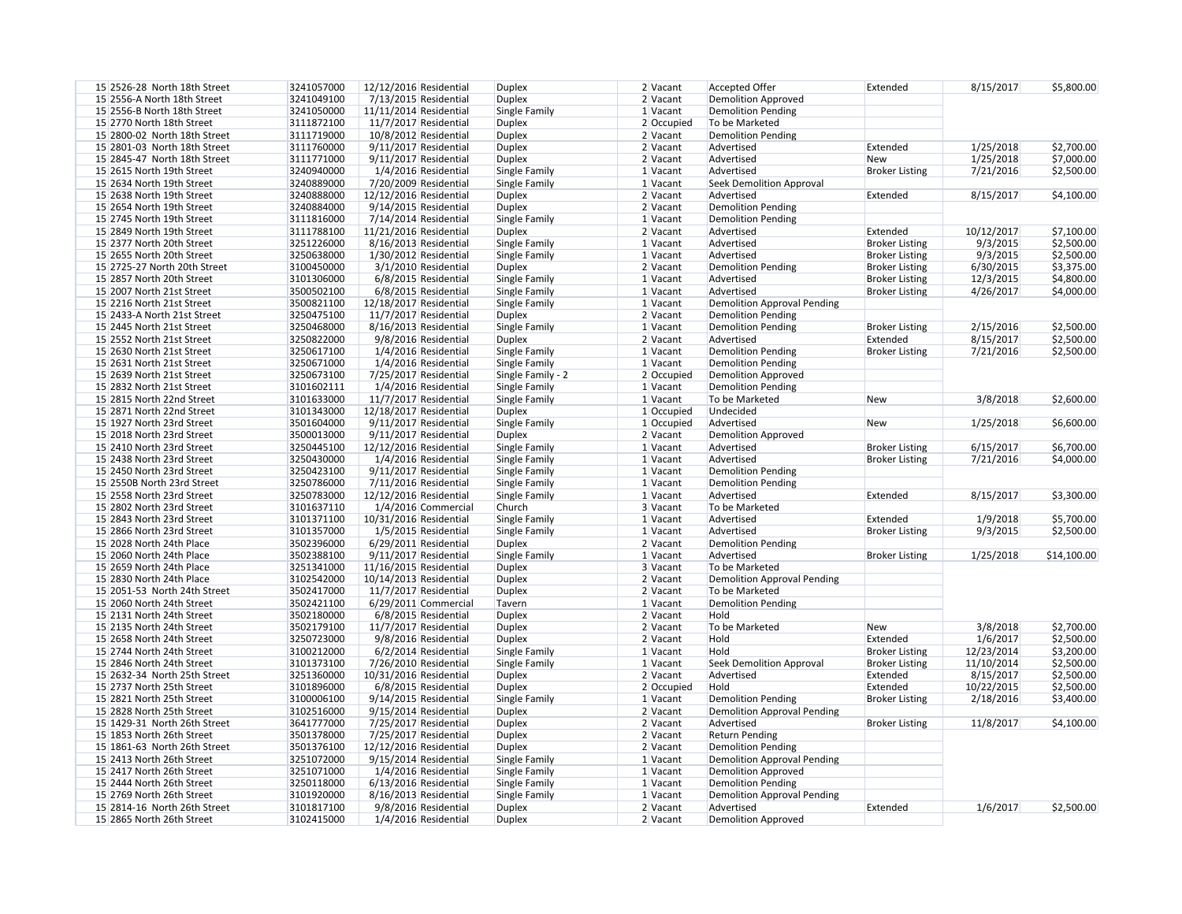| | | | | | | | | | | | |
|---|---|---|---|---|---|---|---|---|---|---|---|
| 15 | 2526-28 North 18th Street | 3241057000 | 12/12/2016 | Residential | Duplex | 2 | Vacant | Accepted Offer | Extended | 8/15/2017 | $5,800.00 |
| 15 | 2556-A North 18th Street | 3241049100 | 7/13/2015 | Residential | Duplex | 2 | Vacant | Demolition Approved | | | |
| 15 | 2556-B North 18th Street | 3241050000 | 11/11/2014 | Residential | Single Family | 1 | Vacant | Demolition Pending | | | |
| 15 | 2770 North 18th Street | 3111872100 | 11/7/2017 | Residential | Duplex | 2 | Occupied | To be Marketed | | | |
| 15 | 2800-02 North 18th Street | 3111719000 | 10/8/2012 | Residential | Duplex | 2 | Vacant | Demolition Pending | | | |
| 15 | 2801-03 North 18th Street | 3111760000 | 9/11/2017 | Residential | Duplex | 2 | Vacant | Advertised | Extended | 1/25/2018 | $2,700.00 |
| 15 | 2845-47 North 18th Street | 3111771000 | 9/11/2017 | Residential | Duplex | 2 | Vacant | Advertised | New | 1/25/2018 | $7,000.00 |
| 15 | 2615 North 19th Street | 3240940000 | 1/4/2016 | Residential | Single Family | 1 | Vacant | Advertised | Broker Listing | 7/21/2016 | $2,500.00 |
| 15 | 2634 North 19th Street | 3240889000 | 7/20/2009 | Residential | Single Family | 1 | Vacant | Seek Demolition Approval | | | |
| 15 | 2638 North 19th Street | 3240888000 | 12/12/2016 | Residential | Duplex | 2 | Vacant | Advertised | Extended | 8/15/2017 | $4,100.00 |
| 15 | 2654 North 19th Street | 3240884000 | 9/14/2015 | Residential | Duplex | 2 | Vacant | Demolition Pending | | | |
| 15 | 2745 North 19th Street | 3111816000 | 7/14/2014 | Residential | Single Family | 1 | Vacant | Demolition Pending | | | |
| 15 | 2849 North 19th Street | 3111788100 | 11/21/2016 | Residential | Duplex | 2 | Vacant | Advertised | Extended | 10/12/2017 | $7,100.00 |
| 15 | 2377 North 20th Street | 3251226000 | 8/16/2013 | Residential | Single Family | 1 | Vacant | Advertised | Broker Listing | 9/3/2015 | $2,500.00 |
| 15 | 2655 North 20th Street | 3250638000 | 1/30/2012 | Residential | Single Family | 1 | Vacant | Advertised | Broker Listing | 9/3/2015 | $2,500.00 |
| 15 | 2725-27 North 20th Street | 3100450000 | 3/1/2010 | Residential | Duplex | 2 | Vacant | Demolition Pending | Broker Listing | 6/30/2015 | $3,375.00 |
| 15 | 2857 North 20th Street | 3101306000 | 6/8/2015 | Residential | Single Family | 1 | Vacant | Advertised | Broker Listing | 12/3/2015 | $4,800.00 |
| 15 | 2007 North 21st Street | 3500502100 | 6/8/2015 | Residential | Single Family | 1 | Vacant | Advertised | Broker Listing | 4/26/2017 | $4,000.00 |
| 15 | 2216 North 21st Street | 3500821100 | 12/18/2017 | Residential | Single Family | 1 | Vacant | Demolition Approval Pending | | | |
| 15 | 2433-A North 21st Street | 3250475100 | 11/7/2017 | Residential | Duplex | 2 | Vacant | Demolition Pending | | | |
| 15 | 2445 North 21st Street | 3250468000 | 8/16/2013 | Residential | Single Family | 1 | Vacant | Demolition Pending | Broker Listing | 2/15/2016 | $2,500.00 |
| 15 | 2552 North 21st Street | 3250822000 | 9/8/2016 | Residential | Duplex | 2 | Vacant | Advertised | Extended | 8/15/2017 | $2,500.00 |
| 15 | 2630 North 21st Street | 3250617100 | 1/4/2016 | Residential | Single Family | 1 | Vacant | Demolition Pending | Broker Listing | 7/21/2016 | $2,500.00 |
| 15 | 2631 North 21st Street | 3250671000 | 1/4/2016 | Residential | Single Family | 1 | Vacant | Demolition Pending | | | |
| 15 | 2639 North 21st Street | 3250673100 | 7/25/2017 | Residential | Single Family - 2 | 2 | Occupied | Demolition Approved | | | |
| 15 | 2832 North 21st Street | 3101602111 | 1/4/2016 | Residential | Single Family | 1 | Vacant | Demolition Pending | | | |
| 15 | 2815 North 22nd Street | 3101633000 | 11/7/2017 | Residential | Single Family | 1 | Vacant | To be Marketed | New | 3/8/2018 | $2,600.00 |
| 15 | 2871 North 22nd Street | 3101343000 | 12/18/2017 | Residential | Duplex | 1 | Occupied | Undecided | | | |
| 15 | 1927 North 23rd Street | 3501604000 | 9/11/2017 | Residential | Single Family | 1 | Occupied | Advertised | New | 1/25/2018 | $6,600.00 |
| 15 | 2018 North 23rd Street | 3500013000 | 9/11/2017 | Residential | Duplex | 2 | Vacant | Demolition Approved | | | |
| 15 | 2410 North 23rd Street | 3250445100 | 12/12/2016 | Residential | Single Family | 1 | Vacant | Advertised | Broker Listing | 6/15/2017 | $6,700.00 |
| 15 | 2438 North 23rd Street | 3250430000 | 1/4/2016 | Residential | Single Family | 1 | Vacant | Advertised | Broker Listing | 7/21/2016 | $4,000.00 |
| 15 | 2450 North 23rd Street | 3250423100 | 9/11/2017 | Residential | Single Family | 1 | Vacant | Demolition Pending | | | |
| 15 | 2550B North 23rd Street | 3250786000 | 7/11/2016 | Residential | Single Family | 1 | Vacant | Demolition Pending | | | |
| 15 | 2558 North 23rd Street | 3250783000 | 12/12/2016 | Residential | Single Family | 1 | Vacant | Advertised | Extended | 8/15/2017 | $3,300.00 |
| 15 | 2802 North 23rd Street | 3101637110 | 1/4/2016 | Commercial | Church | 3 | Vacant | To be Marketed | | | |
| 15 | 2843 North 23rd Street | 3101371100 | 10/31/2016 | Residential | Single Family | 1 | Vacant | Advertised | Extended | 1/9/2018 | $5,700.00 |
| 15 | 2866 North 23rd Street | 3101357000 | 1/5/2015 | Residential | Single Family | 1 | Vacant | Advertised | Broker Listing | 9/3/2015 | $2,500.00 |
| 15 | 2028 North 24th Place | 3502396000 | 6/29/2011 | Residential | Duplex | 2 | Vacant | Demolition Pending | | | |
| 15 | 2060 North 24th Place | 3502388100 | 9/11/2017 | Residential | Single Family | 1 | Vacant | Advertised | Broker Listing | 1/25/2018 | $14,100.00 |
| 15 | 2659 North 24th Place | 3251341000 | 11/16/2015 | Residential | Duplex | 3 | Vacant | To be Marketed | | | |
| 15 | 2830 North 24th Place | 3102542000 | 10/14/2013 | Residential | Duplex | 2 | Vacant | Demolition Approval Pending | | | |
| 15 | 2051-53 North 24th Street | 3502417000 | 11/7/2017 | Residential | Duplex | 2 | Vacant | To be Marketed | | | |
| 15 | 2060 North 24th Street | 3502421100 | 6/29/2011 | Commercial | Tavern | 1 | Vacant | Demolition Pending | | | |
| 15 | 2131 North 24th Street | 3502180000 | 6/8/2015 | Residential | Duplex | 2 | Vacant | Hold | | | |
| 15 | 2135 North 24th Street | 3502179100 | 11/7/2017 | Residential | Duplex | 2 | Vacant | To be Marketed | New | 3/8/2018 | $2,700.00 |
| 15 | 2658 North 24th Street | 3250723000 | 9/8/2016 | Residential | Duplex | 2 | Vacant | Hold | Extended | 1/6/2017 | $2,500.00 |
| 15 | 2744 North 24th Street | 3100212000 | 6/2/2014 | Residential | Single Family | 1 | Vacant | Hold | Broker Listing | 12/23/2014 | $3,200.00 |
| 15 | 2846 North 24th Street | 3101373100 | 7/26/2010 | Residential | Single Family | 1 | Vacant | Seek Demolition Approval | Broker Listing | 11/10/2014 | $2,500.00 |
| 15 | 2632-34 North 25th Street | 3251360000 | 10/31/2016 | Residential | Duplex | 2 | Vacant | Advertised | Extended | 8/15/2017 | $2,500.00 |
| 15 | 2737 North 25th Street | 3101896000 | 6/8/2015 | Residential | Duplex | 2 | Occupied | Hold | Extended | 10/22/2015 | $2,500.00 |
| 15 | 2821 North 25th Street | 3100006100 | 9/14/2015 | Residential | Single Family | 1 | Vacant | Demolition Pending | Broker Listing | 2/18/2016 | $3,400.00 |
| 15 | 2828 North 25th Street | 3102516000 | 9/15/2014 | Residential | Duplex | 2 | Vacant | Demolition Approval Pending | | | |
| 15 | 1429-31 North 26th Street | 3641777000 | 7/25/2017 | Residential | Duplex | 2 | Vacant | Advertised | Broker Listing | 11/8/2017 | $4,100.00 |
| 15 | 1853 North 26th Street | 3501378000 | 7/25/2017 | Residential | Duplex | 2 | Vacant | Return Pending | | | |
| 15 | 1861-63 North 26th Street | 3501376100 | 12/12/2016 | Residential | Duplex | 2 | Vacant | Demolition Pending | | | |
| 15 | 2413 North 26th Street | 3251072000 | 9/15/2014 | Residential | Single Family | 1 | Vacant | Demolition Approval Pending | | | |
| 15 | 2417 North 26th Street | 3251071000 | 1/4/2016 | Residential | Single Family | 1 | Vacant | Demolition Approved | | | |
| 15 | 2444 North 26th Street | 3250118000 | 6/13/2016 | Residential | Single Family | 1 | Vacant | Demolition Pending | | | |
| 15 | 2769 North 26th Street | 3101920000 | 8/16/2013 | Residential | Single Family | 1 | Vacant | Demolition Approval Pending | | | |
| 15 | 2814-16 North 26th Street | 3101817100 | 9/8/2016 | Residential | Duplex | 2 | Vacant | Advertised | Extended | 1/6/2017 | $2,500.00 |
| 15 | 2865 North 26th Street | 3102415000 | 1/4/2016 | Residential | Duplex | 2 | Vacant | Demolition Approved | | | |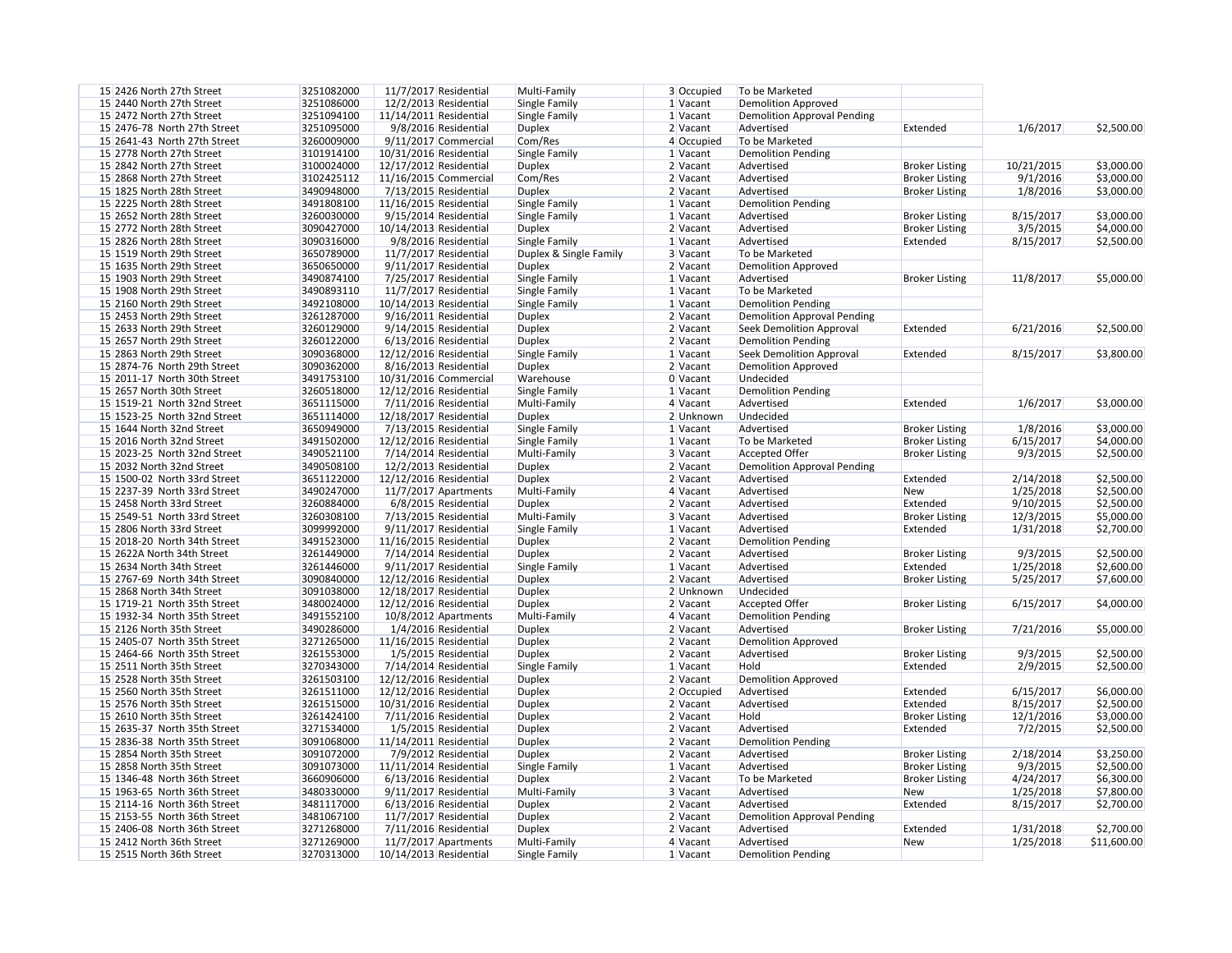| | | | | | | | | | | | |
|---|---|---|---|---|---|---|---|---|---|---|---|
| 15 | 2426 North 27th Street | 3251082000 | 11/7/2017 | Residential | Multi-Family | 3 | Occupied | To be Marketed | | | |
| 15 | 2440 North 27th Street | 3251086000 | 12/2/2013 | Residential | Single Family | 1 | Vacant | Demolition Approved | | | |
| 15 | 2472 North 27th Street | 3251094100 | 11/14/2011 | Residential | Single Family | 1 | Vacant | Demolition Approval Pending | | | |
| 15 | 2476-78 North 27th Street | 3251095000 | 9/8/2016 | Residential | Duplex | 2 | Vacant | Advertised | Extended | 1/6/2017 | $2,500.00 |
| 15 | 2641-43 North 27th Street | 3260009000 | 9/11/2017 | Commercial | Com/Res | 4 | Occupied | To be Marketed | | | |
| 15 | 2778 North 27th Street | 3101914100 | 10/31/2016 | Residential | Single Family | 1 | Vacant | Demolition Pending | | | |
| 15 | 2842 North 27th Street | 3100024000 | 12/17/2012 | Residential | Duplex | 2 | Vacant | Advertised | Broker Listing | 10/21/2015 | $3,000.00 |
| 15 | 2868 North 27th Street | 3102425112 | 11/16/2015 | Commercial | Com/Res | 2 | Vacant | Advertised | Broker Listing | 9/1/2016 | $3,000.00 |
| 15 | 1825 North 28th Street | 3490948000 | 7/13/2015 | Residential | Duplex | 2 | Vacant | Advertised | Broker Listing | 1/8/2016 | $3,000.00 |
| 15 | 2225 North 28th Street | 3491808100 | 11/16/2015 | Residential | Single Family | 1 | Vacant | Demolition Pending | | | |
| 15 | 2652 North 28th Street | 3260030000 | 9/15/2014 | Residential | Single Family | 1 | Vacant | Advertised | Broker Listing | 8/15/2017 | $3,000.00 |
| 15 | 2772 North 28th Street | 3090427000 | 10/14/2013 | Residential | Duplex | 2 | Vacant | Advertised | Broker Listing | 3/5/2015 | $4,000.00 |
| 15 | 2826 North 28th Street | 3090316000 | 9/8/2016 | Residential | Single Family | 1 | Vacant | Advertised | Extended | 8/15/2017 | $2,500.00 |
| 15 | 1519 North 29th Street | 3650789000 | 11/7/2017 | Residential | Duplex & Single Family | 3 | Vacant | To be Marketed | | | |
| 15 | 1635 North 29th Street | 3650650000 | 9/11/2017 | Residential | Duplex | 2 | Vacant | Demolition Approved | | | |
| 15 | 1903 North 29th Street | 3490874100 | 7/25/2017 | Residential | Single Family | 1 | Vacant | Advertised | Broker Listing | 11/8/2017 | $5,000.00 |
| 15 | 1908 North 29th Street | 3490893110 | 11/7/2017 | Residential | Single Family | 1 | Vacant | To be Marketed | | | |
| 15 | 2160 North 29th Street | 3492108000 | 10/14/2013 | Residential | Single Family | 1 | Vacant | Demolition Pending | | | |
| 15 | 2453 North 29th Street | 3261287000 | 9/16/2011 | Residential | Duplex | 2 | Vacant | Demolition Approval Pending | | | |
| 15 | 2633 North 29th Street | 3260129000 | 9/14/2015 | Residential | Duplex | 2 | Vacant | Seek Demolition Approval | Extended | 6/21/2016 | $2,500.00 |
| 15 | 2657 North 29th Street | 3260122000 | 6/13/2016 | Residential | Duplex | 2 | Vacant | Demolition Pending | | | |
| 15 | 2863 North 29th Street | 3090368000 | 12/12/2016 | Residential | Single Family | 1 | Vacant | Seek Demolition Approval | Extended | 8/15/2017 | $3,800.00 |
| 15 | 2874-76 North 29th Street | 3090362000 | 8/16/2013 | Residential | Duplex | 2 | Vacant | Demolition Approved | | | |
| 15 | 2011-17 North 30th Street | 3491753100 | 10/31/2016 | Commercial | Warehouse | 0 | Vacant | Undecided | | | |
| 15 | 2657 North 30th Street | 3260518000 | 12/12/2016 | Residential | Single Family | 1 | Vacant | Demolition Pending | | | |
| 15 | 1519-21 North 32nd Street | 3651115000 | 7/11/2016 | Residential | Multi-Family | 4 | Vacant | Advertised | Extended | 1/6/2017 | $3,000.00 |
| 15 | 1523-25 North 32nd Street | 3651114000 | 12/18/2017 | Residential | Duplex | 2 | Unknown | Undecided | | | |
| 15 | 1644 North 32nd Street | 3650949000 | 7/13/2015 | Residential | Single Family | 1 | Vacant | Advertised | Broker Listing | 1/8/2016 | $3,000.00 |
| 15 | 2016 North 32nd Street | 3491502000 | 12/12/2016 | Residential | Single Family | 1 | Vacant | To be Marketed | Broker Listing | 6/15/2017 | $4,000.00 |
| 15 | 2023-25 North 32nd Street | 3490521100 | 7/14/2014 | Residential | Multi-Family | 3 | Vacant | Accepted Offer | Broker Listing | 9/3/2015 | $2,500.00 |
| 15 | 2032 North 32nd Street | 3490508100 | 12/2/2013 | Residential | Duplex | 2 | Vacant | Demolition Approval Pending | | | |
| 15 | 1500-02 North 33rd Street | 3651122000 | 12/12/2016 | Residential | Duplex | 2 | Vacant | Advertised | Extended | 2/14/2018 | $2,500.00 |
| 15 | 2237-39 North 33rd Street | 3490247000 | 11/7/2017 | Apartments | Multi-Family | 4 | Vacant | Advertised | New | 1/25/2018 | $2,500.00 |
| 15 | 2458 North 33rd Street | 3260884000 | 6/8/2015 | Residential | Duplex | 2 | Vacant | Advertised | Extended | 9/10/2015 | $2,500.00 |
| 15 | 2549-51 North 33rd Street | 3260308100 | 7/13/2015 | Residential | Multi-Family | 3 | Vacant | Advertised | Broker Listing | 12/3/2015 | $5,000.00 |
| 15 | 2806 North 33rd Street | 3099992000 | 9/11/2017 | Residential | Single Family | 1 | Vacant | Advertised | Extended | 1/31/2018 | $2,700.00 |
| 15 | 2018-20 North 34th Street | 3491523000 | 11/16/2015 | Residential | Duplex | 2 | Vacant | Demolition Pending | | | |
| 15 | 2622A North 34th Street | 3261449000 | 7/14/2014 | Residential | Duplex | 2 | Vacant | Advertised | Broker Listing | 9/3/2015 | $2,500.00 |
| 15 | 2634 North 34th Street | 3261446000 | 9/11/2017 | Residential | Single Family | 1 | Vacant | Advertised | Extended | 1/25/2018 | $2,600.00 |
| 15 | 2767-69 North 34th Street | 3090840000 | 12/12/2016 | Residential | Duplex | 2 | Vacant | Advertised | Broker Listing | 5/25/2017 | $7,600.00 |
| 15 | 2868 North 34th Street | 3091038000 | 12/18/2017 | Residential | Duplex | 2 | Unknown | Undecided | | | |
| 15 | 1719-21 North 35th Street | 3480024000 | 12/12/2016 | Residential | Duplex | 2 | Vacant | Accepted Offer | Broker Listing | 6/15/2017 | $4,000.00 |
| 15 | 1932-34 North 35th Street | 3491552100 | 10/8/2012 | Apartments | Multi-Family | 4 | Vacant | Demolition Pending | | | |
| 15 | 2126 North 35th Street | 3490286000 | 1/4/2016 | Residential | Duplex | 2 | Vacant | Advertised | Broker Listing | 7/21/2016 | $5,000.00 |
| 15 | 2405-07 North 35th Street | 3271265000 | 11/16/2015 | Residential | Duplex | 2 | Vacant | Demolition Approved | | | |
| 15 | 2464-66 North 35th Street | 3261553000 | 1/5/2015 | Residential | Duplex | 2 | Vacant | Advertised | Broker Listing | 9/3/2015 | $2,500.00 |
| 15 | 2511 North 35th Street | 3270343000 | 7/14/2014 | Residential | Single Family | 1 | Vacant | Hold | Extended | 2/9/2015 | $2,500.00 |
| 15 | 2528 North 35th Street | 3261503100 | 12/12/2016 | Residential | Duplex | 2 | Vacant | Demolition Approved | | | |
| 15 | 2560 North 35th Street | 3261511000 | 12/12/2016 | Residential | Duplex | 2 | Occupied | Advertised | Extended | 6/15/2017 | $6,000.00 |
| 15 | 2576 North 35th Street | 3261515000 | 10/31/2016 | Residential | Duplex | 2 | Vacant | Advertised | Extended | 8/15/2017 | $2,500.00 |
| 15 | 2610 North 35th Street | 3261424100 | 7/11/2016 | Residential | Duplex | 2 | Vacant | Hold | Broker Listing | 12/1/2016 | $3,000.00 |
| 15 | 2635-37 North 35th Street | 3271534000 | 1/5/2015 | Residential | Duplex | 2 | Vacant | Advertised | Extended | 7/2/2015 | $2,500.00 |
| 15 | 2836-38 North 35th Street | 3091068000 | 11/14/2011 | Residential | Duplex | 2 | Vacant | Demolition Pending | | | |
| 15 | 2854 North 35th Street | 3091072000 | 7/9/2012 | Residential | Duplex | 2 | Vacant | Advertised | Broker Listing | 2/18/2014 | $3,250.00 |
| 15 | 2858 North 35th Street | 3091073000 | 11/11/2014 | Residential | Single Family | 1 | Vacant | Advertised | Broker Listing | 9/3/2015 | $2,500.00 |
| 15 | 1346-48 North 36th Street | 3660906000 | 6/13/2016 | Residential | Duplex | 2 | Vacant | To be Marketed | Broker Listing | 4/24/2017 | $6,300.00 |
| 15 | 1963-65 North 36th Street | 3480330000 | 9/11/2017 | Residential | Multi-Family | 3 | Vacant | Advertised | New | 1/25/2018 | $7,800.00 |
| 15 | 2114-16 North 36th Street | 3481117000 | 6/13/2016 | Residential | Duplex | 2 | Vacant | Advertised | Extended | 8/15/2017 | $2,700.00 |
| 15 | 2153-55 North 36th Street | 3481067100 | 11/7/2017 | Residential | Duplex | 2 | Vacant | Demolition Approval Pending | | | |
| 15 | 2406-08 North 36th Street | 3271268000 | 7/11/2016 | Residential | Duplex | 2 | Vacant | Advertised | Extended | 1/31/2018 | $2,700.00 |
| 15 | 2412 North 36th Street | 3271269000 | 11/7/2017 | Apartments | Multi-Family | 4 | Vacant | Advertised | New | 1/25/2018 | $11,600.00 |
| 15 | 2515 North 36th Street | 3270313000 | 10/14/2013 | Residential | Single Family | 1 | Vacant | Demolition Pending | | | |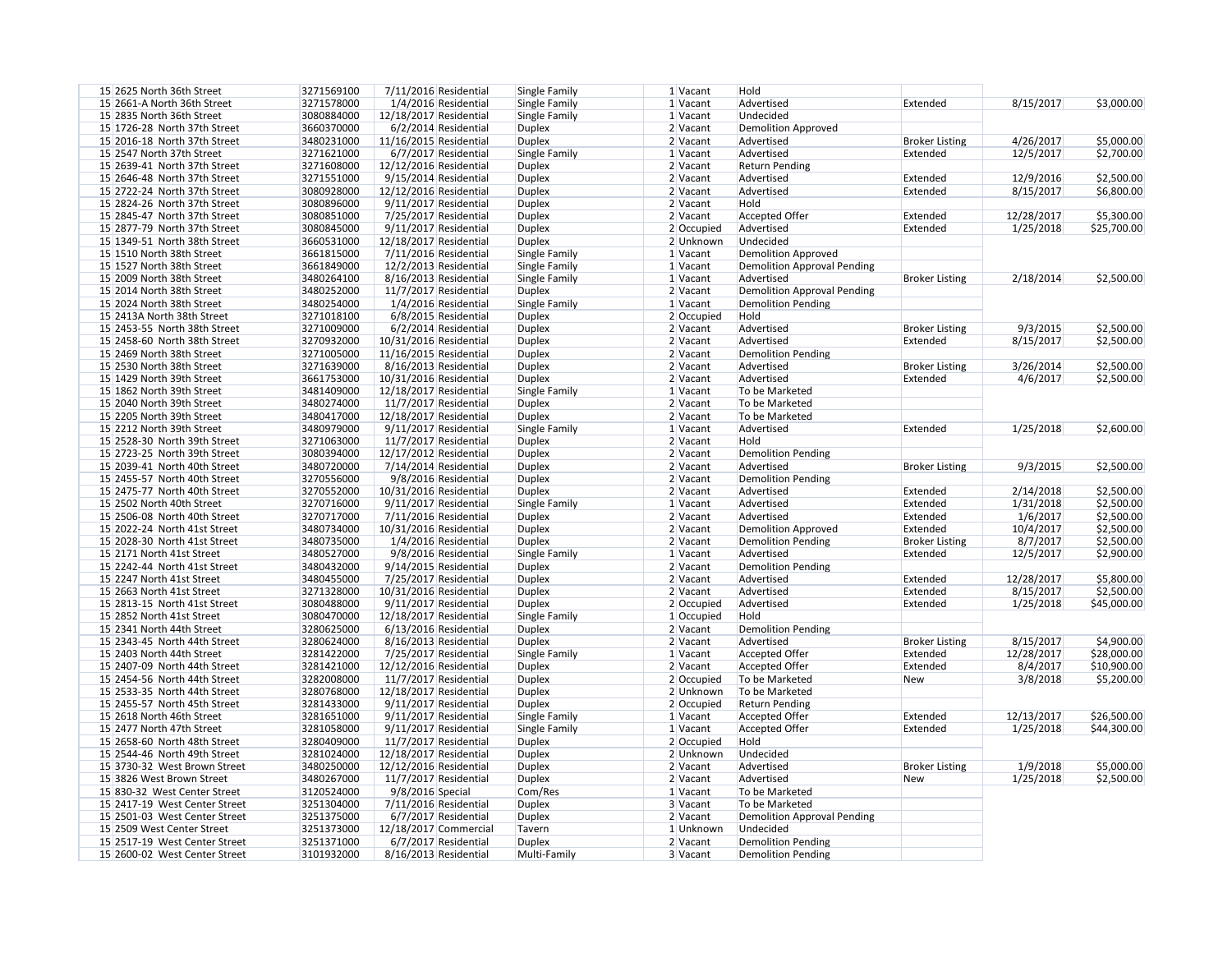| | | | | | | | | | | | |
|---|---|---|---|---|---|---|---|---|---|---|---|
| 15 | 2625 North 36th Street | 3271569100 | 7/11/2016 | Residential | Single Family | 1 | Vacant | Hold | | | |
| 15 | 2661-A North 36th Street | 3271578000 | 1/4/2016 | Residential | Single Family | 1 | Vacant | Advertised | Extended | 8/15/2017 | $3,000.00 |
| 15 | 2835 North 36th Street | 3080884000 | 12/18/2017 | Residential | Single Family | 1 | Vacant | Undecided | | | |
| 15 | 1726-28 North 37th Street | 3660370000 | 6/2/2014 | Residential | Duplex | 2 | Vacant | Demolition Approved | | | |
| 15 | 2016-18 North 37th Street | 3480231000 | 11/16/2015 | Residential | Duplex | 2 | Vacant | Advertised | Broker Listing | 4/26/2017 | $5,000.00 |
| 15 | 2547 North 37th Street | 3271621000 | 6/7/2017 | Residential | Single Family | 1 | Vacant | Advertised | Extended | 12/5/2017 | $2,700.00 |
| 15 | 2639-41 North 37th Street | 3271608000 | 12/12/2016 | Residential | Duplex | 2 | Vacant | Return Pending | | | |
| 15 | 2646-48 North 37th Street | 3271551000 | 9/15/2014 | Residential | Duplex | 2 | Vacant | Advertised | Extended | 12/9/2016 | $2,500.00 |
| 15 | 2722-24 North 37th Street | 3080928000 | 12/12/2016 | Residential | Duplex | 2 | Vacant | Advertised | Extended | 8/15/2017 | $6,800.00 |
| 15 | 2824-26 North 37th Street | 3080896000 | 9/11/2017 | Residential | Duplex | 2 | Vacant | Hold | | | |
| 15 | 2845-47 North 37th Street | 3080851000 | 7/25/2017 | Residential | Duplex | 2 | Vacant | Accepted Offer | Extended | 12/28/2017 | $5,300.00 |
| 15 | 2877-79 North 37th Street | 3080845000 | 9/11/2017 | Residential | Duplex | 2 | Occupied | Advertised | Extended | 1/25/2018 | $25,700.00 |
| 15 | 1349-51 North 38th Street | 3660531000 | 12/18/2017 | Residential | Duplex | 2 | Unknown | Undecided | | | |
| 15 | 1510 North 38th Street | 3661815000 | 7/11/2016 | Residential | Single Family | 1 | Vacant | Demolition Approved | | | |
| 15 | 1527 North 38th Street | 3661849000 | 12/2/2013 | Residential | Single Family | 1 | Vacant | Demolition Approval Pending | | | |
| 15 | 2009 North 38th Street | 3480264100 | 8/16/2013 | Residential | Single Family | 1 | Vacant | Advertised | Broker Listing | 2/18/2014 | $2,500.00 |
| 15 | 2014 North 38th Street | 3480252000 | 11/7/2017 | Residential | Duplex | 2 | Vacant | Demolition Approval Pending | | | |
| 15 | 2024 North 38th Street | 3480254000 | 1/4/2016 | Residential | Single Family | 1 | Vacant | Demolition Pending | | | |
| 15 | 2413A North 38th Street | 3271018100 | 6/8/2015 | Residential | Duplex | 2 | Occupied | Hold | | | |
| 15 | 2453-55 North 38th Street | 3271009000 | 6/2/2014 | Residential | Duplex | 2 | Vacant | Advertised | Broker Listing | 9/3/2015 | $2,500.00 |
| 15 | 2458-60 North 38th Street | 3270932000 | 10/31/2016 | Residential | Duplex | 2 | Vacant | Advertised | Extended | 8/15/2017 | $2,500.00 |
| 15 | 2469 North 38th Street | 3271005000 | 11/16/2015 | Residential | Duplex | 2 | Vacant | Demolition Pending | | | |
| 15 | 2530 North 38th Street | 3271639000 | 8/16/2013 | Residential | Duplex | 2 | Vacant | Advertised | Broker Listing | 3/26/2014 | $2,500.00 |
| 15 | 1429 North 39th Street | 3661753000 | 10/31/2016 | Residential | Duplex | 2 | Vacant | Advertised | Extended | 4/6/2017 | $2,500.00 |
| 15 | 1862 North 39th Street | 3481409000 | 12/18/2017 | Residential | Single Family | 1 | Vacant | To be Marketed | | | |
| 15 | 2040 North 39th Street | 3480274000 | 11/7/2017 | Residential | Duplex | 2 | Vacant | To be Marketed | | | |
| 15 | 2205 North 39th Street | 3480417000 | 12/18/2017 | Residential | Duplex | 2 | Vacant | To be Marketed | | | |
| 15 | 2212 North 39th Street | 3480979000 | 9/11/2017 | Residential | Single Family | 1 | Vacant | Advertised | Extended | 1/25/2018 | $2,600.00 |
| 15 | 2528-30 North 39th Street | 3271063000 | 11/7/2017 | Residential | Duplex | 2 | Vacant | Hold | | | |
| 15 | 2723-25 North 39th Street | 3080394000 | 12/17/2012 | Residential | Duplex | 2 | Vacant | Demolition Pending | | | |
| 15 | 2039-41 North 40th Street | 3480720000 | 7/14/2014 | Residential | Duplex | 2 | Vacant | Advertised | Broker Listing | 9/3/2015 | $2,500.00 |
| 15 | 2455-57 North 40th Street | 3270556000 | 9/8/2016 | Residential | Duplex | 2 | Vacant | Demolition Pending | | | |
| 15 | 2475-77 North 40th Street | 3270552000 | 10/31/2016 | Residential | Duplex | 2 | Vacant | Advertised | Extended | 2/14/2018 | $2,500.00 |
| 15 | 2502 North 40th Street | 3270716000 | 9/11/2017 | Residential | Single Family | 1 | Vacant | Advertised | Extended | 1/31/2018 | $2,500.00 |
| 15 | 2506-08 North 40th Street | 3270717000 | 7/11/2016 | Residential | Duplex | 2 | Vacant | Advertised | Extended | 1/6/2017 | $2,500.00 |
| 15 | 2022-24 North 41st Street | 3480734000 | 10/31/2016 | Residential | Duplex | 2 | Vacant | Demolition Approved | Extended | 10/4/2017 | $2,500.00 |
| 15 | 2028-30 North 41st Street | 3480735000 | 1/4/2016 | Residential | Duplex | 2 | Vacant | Demolition Pending | Broker Listing | 8/7/2017 | $2,500.00 |
| 15 | 2171 North 41st Street | 3480527000 | 9/8/2016 | Residential | Single Family | 1 | Vacant | Advertised | Extended | 12/5/2017 | $2,900.00 |
| 15 | 2242-44 North 41st Street | 3480432000 | 9/14/2015 | Residential | Duplex | 2 | Vacant | Demolition Pending | | | |
| 15 | 2247 North 41st Street | 3480455000 | 7/25/2017 | Residential | Duplex | 2 | Vacant | Advertised | Extended | 12/28/2017 | $5,800.00 |
| 15 | 2663 North 41st Street | 3271328000 | 10/31/2016 | Residential | Duplex | 2 | Vacant | Advertised | Extended | 8/15/2017 | $2,500.00 |
| 15 | 2813-15 North 41st Street | 3080488000 | 9/11/2017 | Residential | Duplex | 2 | Occupied | Advertised | Extended | 1/25/2018 | $45,000.00 |
| 15 | 2852 North 41st Street | 3080470000 | 12/18/2017 | Residential | Single Family | 1 | Occupied | Hold | | | |
| 15 | 2341 North 44th Street | 3280625000 | 6/13/2016 | Residential | Duplex | 2 | Vacant | Demolition Pending | | | |
| 15 | 2343-45 North 44th Street | 3280624000 | 8/16/2013 | Residential | Duplex | 2 | Vacant | Advertised | Broker Listing | 8/15/2017 | $4,900.00 |
| 15 | 2403 North 44th Street | 3281422000 | 7/25/2017 | Residential | Single Family | 1 | Vacant | Accepted Offer | Extended | 12/28/2017 | $28,000.00 |
| 15 | 2407-09 North 44th Street | 3281421000 | 12/12/2016 | Residential | Duplex | 2 | Vacant | Accepted Offer | Extended | 8/4/2017 | $10,900.00 |
| 15 | 2454-56 North 44th Street | 3282008000 | 11/7/2017 | Residential | Duplex | 2 | Occupied | To be Marketed | New | 3/8/2018 | $5,200.00 |
| 15 | 2533-35 North 44th Street | 3280768000 | 12/18/2017 | Residential | Duplex | 2 | Unknown | To be Marketed | | | |
| 15 | 2455-57 North 45th Street | 3281433000 | 9/11/2017 | Residential | Duplex | 2 | Occupied | Return Pending | | | |
| 15 | 2618 North 46th Street | 3281651000 | 9/11/2017 | Residential | Single Family | 1 | Vacant | Accepted Offer | Extended | 12/13/2017 | $26,500.00 |
| 15 | 2477 North 47th Street | 3281058000 | 9/11/2017 | Residential | Single Family | 1 | Vacant | Accepted Offer | Extended | 1/25/2018 | $44,300.00 |
| 15 | 2658-60 North 48th Street | 3280409000 | 11/7/2017 | Residential | Duplex | 2 | Occupied | Hold | | | |
| 15 | 2544-46 North 49th Street | 3281024000 | 12/18/2017 | Residential | Duplex | 2 | Unknown | Undecided | | | |
| 15 | 3730-32 West Brown Street | 3480250000 | 12/12/2016 | Residential | Duplex | 2 | Vacant | Advertised | Broker Listing | 1/9/2018 | $5,000.00 |
| 15 | 3826 West Brown Street | 3480267000 | 11/7/2017 | Residential | Duplex | 2 | Vacant | Advertised | New | 1/25/2018 | $2,500.00 |
| 15 | 830-32 West Center Street | 3120524000 | 9/8/2016 | Special | Com/Res | 1 | Vacant | To be Marketed | | | |
| 15 | 2417-19 West Center Street | 3251304000 | 7/11/2016 | Residential | Duplex | 3 | Vacant | To be Marketed | | | |
| 15 | 2501-03 West Center Street | 3251375000 | 6/7/2017 | Residential | Duplex | 2 | Vacant | Demolition Approval Pending | | | |
| 15 | 2509 West Center Street | 3251373000 | 12/18/2017 | Commercial | Tavern | 1 | Unknown | Undecided | | | |
| 15 | 2517-19 West Center Street | 3251371000 | 6/7/2017 | Residential | Duplex | 2 | Vacant | Demolition Pending | | | |
| 15 | 2600-02 West Center Street | 3101932000 | 8/16/2013 | Residential | Multi-Family | 3 | Vacant | Demolition Pending | | | |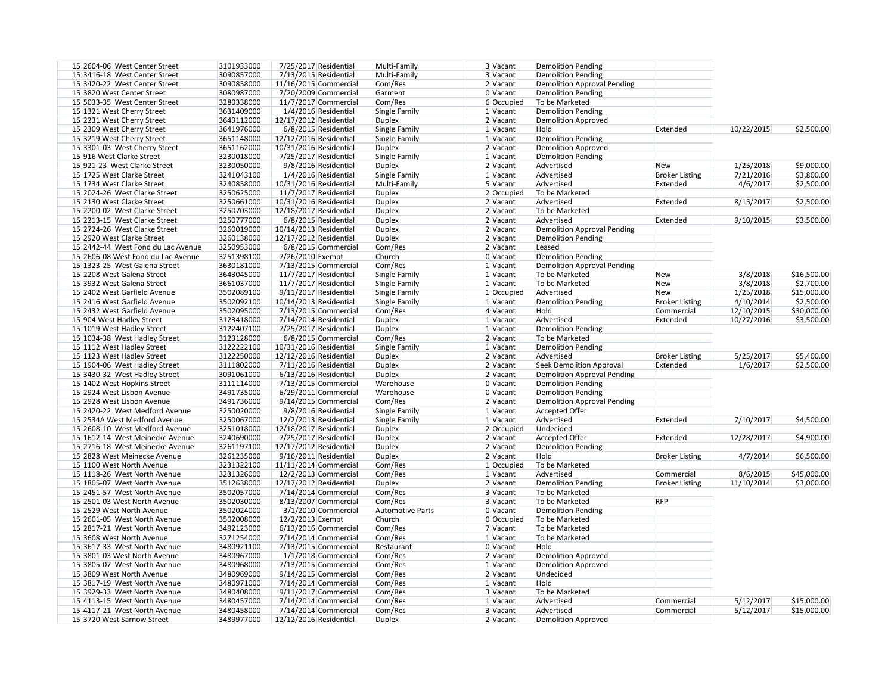| | | | | | | | | | | | |
|---|---|---|---|---|---|---|---|---|---|---|---|
| 15 | 2604-06 West Center Street | 3101933000 | 7/25/2017 | Residential | Multi-Family | 3 | Vacant | Demolition Pending | | | |
| 15 | 3416-18 West Center Street | 3090857000 | 7/13/2015 | Residential | Multi-Family | 3 | Vacant | Demolition Pending | | | |
| 15 | 3420-22 West Center Street | 3090858000 | 11/16/2015 | Commercial | Com/Res | 2 | Vacant | Demolition Approval Pending | | | |
| 15 | 3820 West Center Street | 3080987000 | 7/20/2009 | Commercial | Garment | 0 | Vacant | Demolition Pending | | | |
| 15 | 5033-35 West Center Street | 3280338000 | 11/7/2017 | Commercial | Com/Res | 6 | Occupied | To be Marketed | | | |
| 15 | 1321 West Cherry Street | 3631409000 | 1/4/2016 | Residential | Single Family | 1 | Vacant | Demolition Pending | | | |
| 15 | 2231 West Cherry Street | 3643112000 | 12/17/2012 | Residential | Duplex | 2 | Vacant | Demolition Approved | | | |
| 15 | 2309 West Cherry Street | 3641976000 | 6/8/2015 | Residential | Single Family | 1 | Vacant | Hold | Extended | 10/22/2015 | $2,500.00 |
| 15 | 3219 West Cherry Street | 3651148000 | 12/12/2016 | Residential | Single Family | 1 | Vacant | Demolition Pending | | | |
| 15 | 3301-03 West Cherry Street | 3651162000 | 10/31/2016 | Residential | Duplex | 2 | Vacant | Demolition Approved | | | |
| 15 | 916 West Clarke Street | 3230018000 | 7/25/2017 | Residential | Single Family | 1 | Vacant | Demolition Pending | | | |
| 15 | 921-23 West Clarke Street | 3230050000 | 9/8/2016 | Residential | Duplex | 2 | Vacant | Advertised | New | 1/25/2018 | $9,000.00 |
| 15 | 1725 West Clarke Street | 3241043100 | 1/4/2016 | Residential | Single Family | 1 | Vacant | Advertised | Broker Listing | 7/21/2016 | $3,800.00 |
| 15 | 1734 West Clarke Street | 3240858000 | 10/31/2016 | Residential | Multi-Family | 5 | Vacant | Advertised | Extended | 4/6/2017 | $2,500.00 |
| 15 | 2024-26 West Clarke Street | 3250625000 | 11/7/2017 | Residential | Duplex | 2 | Occupied | To be Marketed | | | |
| 15 | 2130 West Clarke Street | 3250661000 | 10/31/2016 | Residential | Duplex | 2 | Vacant | Advertised | Extended | 8/15/2017 | $2,500.00 |
| 15 | 2200-02 West Clarke Street | 3250703000 | 12/18/2017 | Residential | Duplex | 2 | Vacant | To be Marketed | | | |
| 15 | 2213-15 West Clarke Street | 3250777000 | 6/8/2015 | Residential | Duplex | 2 | Vacant | Advertised | Extended | 9/10/2015 | $3,500.00 |
| 15 | 2724-26 West Clarke Street | 3260019000 | 10/14/2013 | Residential | Duplex | 2 | Vacant | Demolition Approval Pending | | | |
| 15 | 2920 West Clarke Street | 3260138000 | 12/17/2012 | Residential | Duplex | 2 | Vacant | Demolition Pending | | | |
| 15 | 2442-44 West Fond du Lac Avenue | 3250953000 | 6/8/2015 | Commercial | Com/Res | 2 | Vacant | Leased | | | |
| 15 | 2606-08 West Fond du Lac Avenue | 3251398100 | 7/26/2010 | Exempt | Church | 0 | Vacant | Demolition Pending | | | |
| 15 | 1323-25 West Galena Street | 3630181000 | 7/13/2015 | Commercial | Com/Res | 1 | Vacant | Demolition Approval Pending | | | |
| 15 | 2208 West Galena Street | 3643045000 | 11/7/2017 | Residential | Single Family | 1 | Vacant | To be Marketed | New | 3/8/2018 | $16,500.00 |
| 15 | 3932 West Galena Street | 3661037000 | 11/7/2017 | Residential | Single Family | 1 | Vacant | To be Marketed | New | 3/8/2018 | $2,700.00 |
| 15 | 2402 West Garfield Avenue | 3502089100 | 9/11/2017 | Residential | Single Family | 1 | Occupied | Advertised | New | 1/25/2018 | $15,000.00 |
| 15 | 2416 West Garfield Avenue | 3502092100 | 10/14/2013 | Residential | Single Family | 1 | Vacant | Demolition Pending | Broker Listing | 4/10/2014 | $2,500.00 |
| 15 | 2432 West Garfield Avenue | 3502095000 | 7/13/2015 | Commercial | Com/Res | 4 | Vacant | Hold | Commercial | 12/10/2015 | $30,000.00 |
| 15 | 904 West Hadley Street | 3123418000 | 7/14/2014 | Residential | Duplex | 1 | Vacant | Advertised | Extended | 10/27/2016 | $3,500.00 |
| 15 | 1019 West Hadley Street | 3122407100 | 7/25/2017 | Residential | Duplex | 1 | Vacant | Demolition Pending | | | |
| 15 | 1034-38 West Hadley Street | 3123128000 | 6/8/2015 | Commercial | Com/Res | 2 | Vacant | To be Marketed | | | |
| 15 | 1112 West Hadley Street | 3122222100 | 10/31/2016 | Residential | Single Family | 1 | Vacant | Demolition Pending | | | |
| 15 | 1123 West Hadley Street | 3122250000 | 12/12/2016 | Residential | Duplex | 2 | Vacant | Advertised | Broker Listing | 5/25/2017 | $5,400.00 |
| 15 | 1904-06 West Hadley Street | 3111802000 | 7/11/2016 | Residential | Duplex | 2 | Vacant | Seek Demolition Approval | Extended | 1/6/2017 | $2,500.00 |
| 15 | 3430-32 West Hadley Street | 3091061000 | 6/13/2016 | Residential | Duplex | 2 | Vacant | Demolition Approval Pending | | | |
| 15 | 1402 West Hopkins Street | 3111114000 | 7/13/2015 | Commercial | Warehouse | 0 | Vacant | Demolition Pending | | | |
| 15 | 2924 West Lisbon Avenue | 3491735000 | 6/29/2011 | Commercial | Warehouse | 0 | Vacant | Demolition Pending | | | |
| 15 | 2928 West Lisbon Avenue | 3491736000 | 9/14/2015 | Commercial | Com/Res | 2 | Vacant | Demolition Approval Pending | | | |
| 15 | 2420-22 West Medford Avenue | 3250020000 | 9/8/2016 | Residential | Single Family | 1 | Vacant | Accepted Offer | | | |
| 15 | 2534A West Medford Avenue | 3250067000 | 12/2/2013 | Residential | Single Family | 1 | Vacant | Advertised | Extended | 7/10/2017 | $4,500.00 |
| 15 | 2608-10 West Medford Avenue | 3251018000 | 12/18/2017 | Residential | Duplex | 2 | Occupied | Undecided | | | |
| 15 | 1612-14 West Meinecke Avenue | 3240690000 | 7/25/2017 | Residential | Duplex | 2 | Vacant | Accepted Offer | Extended | 12/28/2017 | $4,900.00 |
| 15 | 2716-18 West Meinecke Avenue | 3261197100 | 12/17/2012 | Residential | Duplex | 2 | Vacant | Demolition Pending | | | |
| 15 | 2828 West Meinecke Avenue | 3261235000 | 9/16/2011 | Residential | Duplex | 2 | Vacant | Hold | Broker Listing | 4/7/2014 | $6,500.00 |
| 15 | 1100 West North Avenue | 3231322100 | 11/11/2014 | Commercial | Com/Res | 1 | Occupied | To be Marketed | | | |
| 15 | 1118-26 West North Avenue | 3231326000 | 12/2/2013 | Commercial | Com/Res | 1 | Vacant | Advertised | Commercial | 8/6/2015 | $45,000.00 |
| 15 | 1805-07 West North Avenue | 3512638000 | 12/17/2012 | Residential | Duplex | 2 | Vacant | Demolition Pending | Broker Listing | 11/10/2014 | $3,000.00 |
| 15 | 2451-57 West North Avenue | 3502057000 | 7/14/2014 | Commercial | Com/Res | 3 | Vacant | To be Marketed | | | |
| 15 | 2501-03 West North Avenue | 3502030000 | 8/13/2007 | Commercial | Com/Res | 3 | Vacant | To be Marketed | RFP | | |
| 15 | 2529 West North Avenue | 3502024000 | 3/1/2010 | Commercial | Automotive Parts | 0 | Vacant | Demolition Pending | | | |
| 15 | 2601-05 West North Avenue | 3502008000 | 12/2/2013 | Exempt | Church | 0 | Occupied | To be Marketed | | | |
| 15 | 2817-21 West North Avenue | 3492123000 | 6/13/2016 | Commercial | Com/Res | 7 | Vacant | To be Marketed | | | |
| 15 | 3608 West North Avenue | 3271254000 | 7/14/2014 | Commercial | Com/Res | 1 | Vacant | To be Marketed | | | |
| 15 | 3617-33 West North Avenue | 3480921100 | 7/13/2015 | Commercial | Restaurant | 0 | Vacant | Hold | | | |
| 15 | 3801-03 West North Avenue | 3480967000 | 1/1/2018 | Commercial | Com/Res | 2 | Vacant | Demolition Approved | | | |
| 15 | 3805-07 West North Avenue | 3480968000 | 7/13/2015 | Commercial | Com/Res | 1 | Vacant | Demolition Approved | | | |
| 15 | 3809 West North Avenue | 3480969000 | 9/14/2015 | Commercial | Com/Res | 2 | Vacant | Undecided | | | |
| 15 | 3817-19 West North Avenue | 3480971000 | 7/14/2014 | Commercial | Com/Res | 1 | Vacant | Hold | | | |
| 15 | 3929-33 West North Avenue | 3480408000 | 9/11/2017 | Commercial | Com/Res | 3 | Vacant | To be Marketed | | | |
| 15 | 4113-15 West North Avenue | 3480457000 | 7/14/2014 | Commercial | Com/Res | 1 | Vacant | Advertised | Commercial | 5/12/2017 | $15,000.00 |
| 15 | 4117-21 West North Avenue | 3480458000 | 7/14/2014 | Commercial | Com/Res | 3 | Vacant | Advertised | Commercial | 5/12/2017 | $15,000.00 |
| 15 | 3720 West Sarnow Street | 3489977000 | 12/12/2016 | Residential | Duplex | 2 | Vacant | Demolition Approved | | | |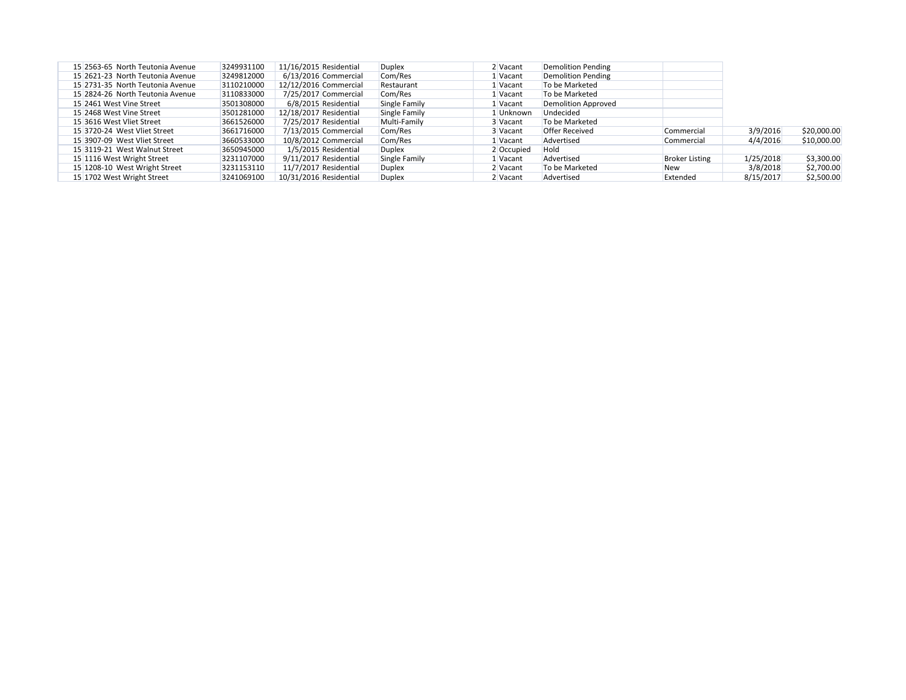| | | | | | | | | | | | |
|---|---|---|---|---|---|---|---|---|---|---|---|
| 15 | 2563-65 North Teutonia Avenue | 3249931100 | 11/16/2015 | Residential | Duplex | 2 | Vacant | Demolition Pending | | | |
| 15 | 2621-23 North Teutonia Avenue | 3249812000 | 6/13/2016 | Commercial | Com/Res | 1 | Vacant | Demolition Pending | | | |
| 15 | 2731-35 North Teutonia Avenue | 3110210000 | 12/12/2016 | Commercial | Restaurant | 1 | Vacant | To be Marketed | | | |
| 15 | 2824-26 North Teutonia Avenue | 3110833000 | 7/25/2017 | Commercial | Com/Res | 1 | Vacant | To be Marketed | | | |
| 15 | 2461 West Vine Street | 3501308000 | 6/8/2015 | Residential | Single Family | 1 | Vacant | Demolition Approved | | | |
| 15 | 2468 West Vine Street | 3501281000 | 12/18/2017 | Residential | Single Family | 1 | Unknown | Undecided | | | |
| 15 | 3616 West Vliet Street | 3661526000 | 7/25/2017 | Residential | Multi-Family | 3 | Vacant | To be Marketed | | | |
| 15 | 3720-24 West Vliet Street | 3661716000 | 7/13/2015 | Commercial | Com/Res | 3 | Vacant | Offer Received | Commercial | 3/9/2016 | $20,000.00 |
| 15 | 3907-09 West Vliet Street | 3660533000 | 10/8/2012 | Commercial | Com/Res | 1 | Vacant | Advertised | Commercial | 4/4/2016 | $10,000.00 |
| 15 | 3119-21 West Walnut Street | 3650945000 | 1/5/2015 | Residential | Duplex | 2 | Occupied | Hold | | | |
| 15 | 1116 West Wright Street | 3231107000 | 9/11/2017 | Residential | Single Family | 1 | Vacant | Advertised | Broker Listing | 1/25/2018 | $3,300.00 |
| 15 | 1208-10 West Wright Street | 3231153110 | 11/7/2017 | Residential | Duplex | 2 | Vacant | To be Marketed | New | 3/8/2018 | $2,700.00 |
| 15 | 1702 West Wright Street | 3241069100 | 10/31/2016 | Residential | Duplex | 2 | Vacant | Advertised | Extended | 8/15/2017 | $2,500.00 |